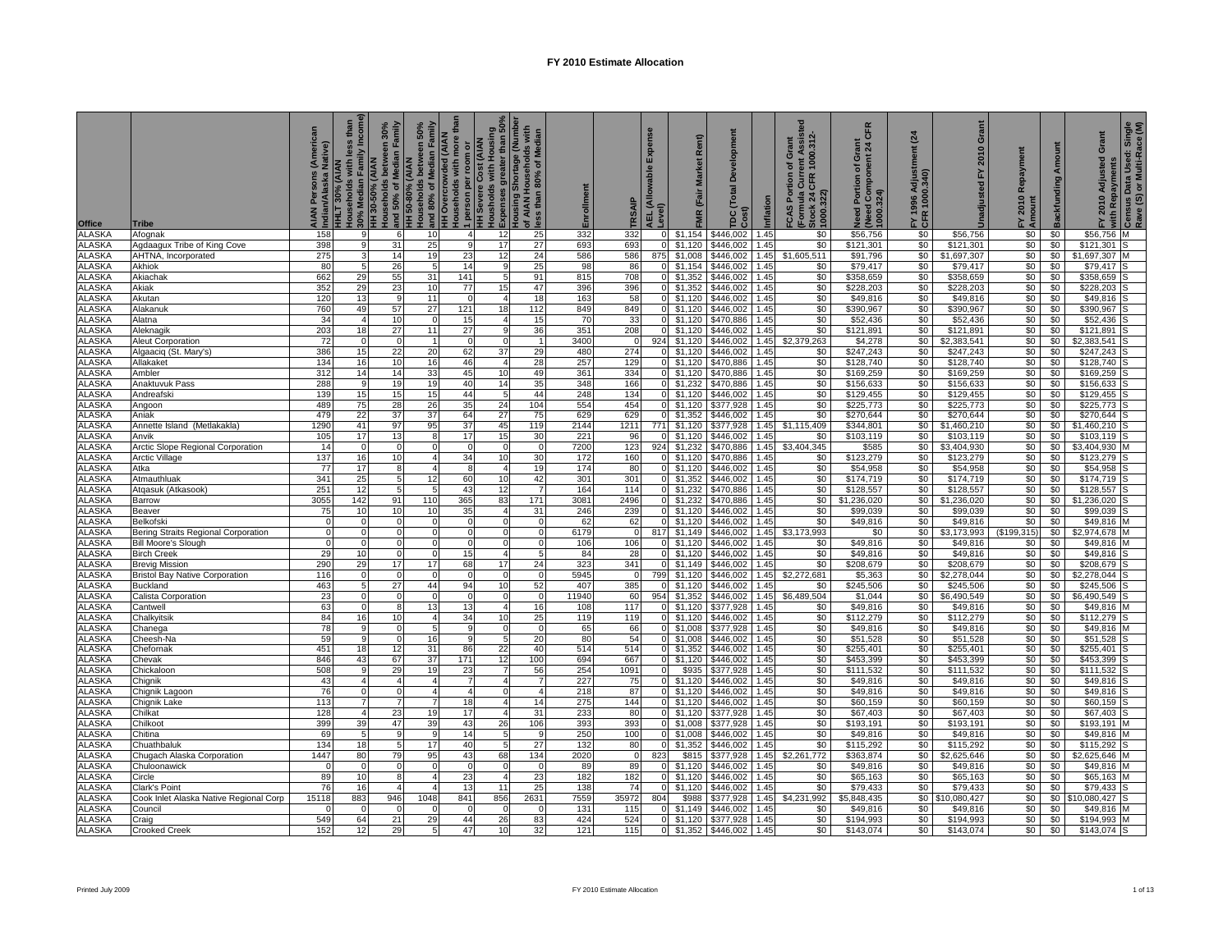# FY 2010 Estimate Allocation

| Office | Tribe | AIAN Persons (American Indian/Alaska Native) | HHLT 30% (AIAN Households with less than 30% Median Family Income) | HH 30-50% (AIAN Households between 30% and 50% of Median Family | HH 50-80% (AIAN Households between 50% and 80% of Median Family | HH Overcrowded (AIAN Households with more than 1 person per room or | HH Severe Cost (AIAN Households with Housing Expenses greater than 50% | Housing Shortage (Number of AIAN Households with less than 80% of Median | Enrollment | TRSAIP | AEL (Allowable Expense Level) | FMR (Fair Market Rent) | TDC (Total Development Cost) | Inflation | FCAS Portion of Grant (Formula Current Assisted Stock 24 CFR 1000.312-1000.322) | Need Portion of Grant (Need Component 24 CFR 1000.324) | FY 1996 Adjustment (24 CFR 1000.340) | Unadjusted FY 2010 Grant | FY 2010 Repayment Amount | Backfunding Amount | FY 2010 Adjusted Grant with Repayments | Census Data Used: Single Race (S) or Multi-Race (M) |
|---|---|---|---|---|---|---|---|---|---|---|---|---|---|---|---|---|---|---|---|---|---|---|
| ALASKA | Afognak | 158 | 9 | 6 | 10 | 4 | 12 | 25 | 332 | 332 | 0 | $1,154 | $446,002 | 1.45 | $0 | $56,756 | $0 | $56,756 | $0 | $0 | $56,756 | M |
| ALASKA | Agdaagux Tribe of King Cove | 398 | 9 | 31 | 25 | 9 | 17 | 27 | 693 | 693 | 0 | $1,120 | $446,002 | 1.45 | $0 | $121,301 | $0 | $121,301 | $0 | $0 | $121,301 | S |
| ALASKA | AHTNA, Incorporated | 275 | 3 | 14 | 19 | 23 | 12 | 24 | 586 | 586 | 875 | $1,008 | $446,002 | 1.45 | $1,605,511 | $91,796 | $0 | $1,697,307 | $0 | $0 | $1,697,307 | M |
| ALASKA | Akhiok | 80 | 5 | 26 | 5 | 14 | 9 | 25 | 98 | 86 | 0 | $1,154 | $446,002 | 1.45 | $0 | $79,417 | $0 | $79,417 | $0 | $0 | $79,417 | S |
| ALASKA | Akiachak | 662 | 29 | 55 | 31 | 141 | 5 | 91 | 815 | 708 | 0 | $1,352 | $446,002 | 1.45 | $0 | $358,659 | $0 | $358,659 | $0 | $0 | $358,659 | S |
| ALASKA | Akiak | 352 | 29 | 23 | 10 | 77 | 15 | 47 | 396 | 396 | 0 | $1,352 | $446,002 | 1.45 | $0 | $228,203 | $0 | $228,203 | $0 | $0 | $228,203 | S |
| ALASKA | Akutan | 120 | 13 | 9 | 11 | 0 | 4 | 18 | 163 | 58 | 0 | $1,120 | $446,002 | 1.45 | $0 | $49,816 | $0 | $49,816 | $0 | $0 | $49,816 | S |
| ALASKA | Alakanuk | 760 | 49 | 57 | 27 | 121 | 18 | 112 | 849 | 849 | 0 | $1,120 | $446,002 | 1.45 | $0 | $390,967 | $0 | $390,967 | $0 | $0 | $390,967 | S |
| ALASKA | Alatna | 34 | 4 | 10 | 0 | 15 | 4 | 15 | 70 | 33 | 0 | $1,120 | $470,886 | 1.45 | $0 | $52,436 | $0 | $52,436 | $0 | $0 | $52,436 | S |
| ALASKA | Aleknagik | 203 | 18 | 27 | 11 | 27 | 9 | 36 | 351 | 208 | 0 | $1,120 | $446,002 | 1.45 | $0 | $121,891 | $0 | $121,891 | $0 | $0 | $121,891 | S |
| ALASKA | Aleut Corporation | 72 | 0 | 0 | 1 | 0 | 0 | 1 | 3400 | 0 | 924 | $1,120 | $446,002 | 1.45 | $2,379,263 | $4,278 | $0 | $2,383,541 | $0 | $0 | $2,383,541 | S |
| ALASKA | Algaaciq (St. Mary's) | 386 | 15 | 22 | 20 | 62 | 37 | 29 | 480 | 274 | 0 | $1,120 | $446,002 | 1.45 | $0 | $247,243 | $0 | $247,243 | $0 | $0 | $247,243 | S |
| ALASKA | Allakaket | 134 | 16 | 10 | 16 | 46 | 4 | 28 | 257 | 129 | 0 | $1,120 | $470,886 | 1.45 | $0 | $128,740 | $0 | $128,740 | $0 | $0 | $128,740 | S |
| ALASKA | Ambler | 312 | 14 | 14 | 33 | 45 | 10 | 49 | 361 | 334 | 0 | $1,120 | $470,886 | 1.45 | $0 | $169,259 | $0 | $169,259 | $0 | $0 | $169,259 | S |
| ALASKA | Anaktuvuk Pass | 288 | 9 | 19 | 19 | 40 | 14 | 35 | 348 | 166 | 0 | $1,232 | $470,886 | 1.45 | $0 | $156,633 | $0 | $156,633 | $0 | $0 | $156,633 | S |
| ALASKA | Andreafski | 139 | 15 | 15 | 15 | 44 | 5 | 44 | 248 | 134 | 0 | $1,120 | $446,002 | 1.45 | $0 | $129,455 | $0 | $129,455 | $0 | $0 | $129,455 | S |
| ALASKA | Angoon | 489 | 75 | 28 | 26 | 35 | 24 | 104 | 554 | 454 | 0 | $1,120 | $377,928 | 1.45 | $0 | $225,773 | $0 | $225,773 | $0 | $0 | $225,773 | S |
| ALASKA | Aniak | 479 | 22 | 37 | 37 | 64 | 27 | 75 | 629 | 629 | 0 | $1,352 | $446,002 | 1.45 | $0 | $270,644 | $0 | $270,644 | $0 | $0 | $270,644 | S |
| ALASKA | Annette Island (Metlakakla) | 1290 | 41 | 97 | 95 | 37 | 45 | 119 | 2144 | 1211 | 771 | $1,120 | $377,928 | 1.45 | $1,115,409 | $344,801 | $0 | $1,460,210 | $0 | $0 | $1,460,210 | S |
| ALASKA | Anvik | 105 | 17 | 13 | 8 | 17 | 15 | 30 | 221 | 96 | 0 | $1,120 | $446,002 | 1.45 | $0 | $103,119 | $0 | $103,119 | $0 | $0 | $103,119 | S |
| ALASKA | Arctic Slope Regional Corporation | 14 | 0 | 0 | 0 | 0 | 0 | 0 | 7200 | 123 | 924 | $1,232 | $470,886 | 1.45 | $3,404,345 | $585 | $0 | $3,404,930 | $0 | $0 | $3,404,930 | M |
| ALASKA | Arctic Village | 137 | 16 | 10 | 4 | 34 | 10 | 30 | 172 | 160 | 0 | $1,120 | $470,886 | 1.45 | $0 | $123,279 | $0 | $123,279 | $0 | $0 | $123,279 | S |
| ALASKA | Atka | 77 | 17 | 8 | 4 | 8 | 4 | 19 | 174 | 80 | 0 | $1,120 | $446,002 | 1.45 | $0 | $54,958 | $0 | $54,958 | $0 | $0 | $54,958 | S |
| ALASKA | Atmauthluak | 341 | 25 | 5 | 12 | 60 | 10 | 42 | 301 | 301 | 0 | $1,352 | $446,002 | 1.45 | $0 | $174,719 | $0 | $174,719 | $0 | $0 | $174,719 | S |
| ALASKA | Atqasuk (Atkasook) | 251 | 12 | 5 | 5 | 43 | 12 | 7 | 164 | 114 | 0 | $1,232 | $470,886 | 1.45 | $0 | $128,557 | $0 | $128,557 | $0 | $0 | $128,557 | S |
| ALASKA | Barrow | 3055 | 142 | 91 | 110 | 365 | 83 | 171 | 3081 | 2496 | 0 | $1,232 | $470,886 | 1.45 | $0 | $1,236,020 | $0 | $1,236,020 | $0 | $0 | $1,236,020 | S |
| ALASKA | Beaver | 75 | 10 | 10 | 10 | 35 | 4 | 31 | 246 | 239 | 0 | $1,120 | $446,002 | 1.45 | $0 | $99,039 | $0 | $99,039 | $0 | $0 | $99,039 | S |
| ALASKA | Belkofski | 0 | 0 | 0 | 0 | 0 | 0 | 0 | 62 | 62 | 0 | $1,120 | $446,002 | 1.45 | $0 | $49,816 | $0 | $49,816 | $0 | $0 | $49,816 | M |
| ALASKA | Bering Straits Regional Corporation | 0 | 0 | 0 | 0 | 0 | 0 | 0 | 6179 | 0 | 817 | $1,149 | $446,002 | 1.45 | $3,173,993 | $0 | $0 | $3,173,993 | ($199,315) | $0 | $2,974,678 | M |
| ALASKA | Bill Moore's Slough | 0 | 0 | 0 | 0 | 0 | 0 | 0 | 106 | 106 | 0 | $1,120 | $446,002 | 1.45 | $0 | $49,816 | $0 | $49,816 | $0 | $0 | $49,816 | M |
| ALASKA | Birch Creek | 29 | 10 | 0 | 0 | 15 | 4 | 5 | 84 | 28 | 0 | $1,120 | $446,002 | 1.45 | $0 | $49,816 | $0 | $49,816 | $0 | $0 | $49,816 | S |
| ALASKA | Brevig Mission | 290 | 29 | 17 | 17 | 68 | 17 | 24 | 323 | 341 | 0 | $1,149 | $446,002 | 1.45 | $0 | $208,679 | $0 | $208,679 | $0 | $0 | $208,679 | S |
| ALASKA | Bristol Bay Native Corporation | 116 | 0 | 0 | 0 | 0 | 0 | 0 | 5945 | 0 | 799 | $1,120 | $446,002 | 1.45 | $2,272,681 | $5,363 | $0 | $2,278,044 | $0 | $0 | $2,278,044 | S |
| ALASKA | Buckland | 463 | 5 | 27 | 44 | 94 | 10 | 52 | 407 | 385 | 0 | $1,120 | $446,002 | 1.45 | $0 | $245,506 | $0 | $245,506 | $0 | $0 | $245,506 | S |
| ALASKA | Calista Corporation | 23 | 0 | 0 | 0 | 0 | 0 | 0 | 11940 | 60 | 954 | $1,352 | $446,002 | 1.45 | $6,489,504 | $1,044 | $0 | $6,490,549 | $0 | $0 | $6,490,549 | S |
| ALASKA | Cantwell | 63 | 0 | 8 | 13 | 13 | 4 | 16 | 108 | 117 | 0 | $1,120 | $377,928 | 1.45 | $0 | $49,816 | $0 | $49,816 | $0 | $0 | $49,816 | M |
| ALASKA | Chalkyitsik | 84 | 16 | 10 | 4 | 34 | 10 | 25 | 119 | 119 | 0 | $1,120 | $446,002 | 1.45 | $0 | $112,279 | $0 | $112,279 | $0 | $0 | $112,279 | S |
| ALASKA | Chanega | 78 | 9 | 0 | 5 | 9 | 0 | 0 | 65 | 66 | 0 | $1,008 | $377,928 | 1.45 | $0 | $49,816 | $0 | $49,816 | $0 | $0 | $49,816 | M |
| ALASKA | Cheesh-Na | 59 | 9 | 0 | 16 | 9 | 5 | 20 | 80 | 54 | 0 | $1,008 | $446,002 | 1.45 | $0 | $51,528 | $0 | $51,528 | $0 | $0 | $51,528 | S |
| ALASKA | Chefornak | 451 | 18 | 12 | 31 | 86 | 22 | 40 | 514 | 514 | 0 | $1,352 | $446,002 | 1.45 | $0 | $255,401 | $0 | $255,401 | $0 | $0 | $255,401 | S |
| ALASKA | Chevak | 846 | 43 | 67 | 37 | 171 | 12 | 100 | 694 | 667 | 0 | $1,120 | $446,002 | 1.45 | $0 | $453,399 | $0 | $453,399 | $0 | $0 | $453,399 | S |
| ALASKA | Chickaloon | 508 | 9 | 29 | 19 | 23 | 7 | 56 | 254 | 1091 | 0 | $935 | $377,928 | 1.45 | $0 | $111,532 | $0 | $111,532 | $0 | $0 | $111,532 | S |
| ALASKA | Chignik | 43 | 4 | 4 | 4 | 7 | 4 | 7 | 227 | 75 | 0 | $1,120 | $446,002 | 1.45 | $0 | $49,816 | $0 | $49,816 | $0 | $0 | $49,816 | S |
| ALASKA | Chignik Lagoon | 76 | 0 | 0 | 4 | 4 | 0 | 4 | 218 | 87 | 0 | $1,120 | $446,002 | 1.45 | $0 | $49,816 | $0 | $49,816 | $0 | $0 | $49,816 | S |
| ALASKA | Chignik Lake | 113 | 7 | 7 | 7 | 18 | 4 | 14 | 275 | 144 | 0 | $1,120 | $446,002 | 1.45 | $0 | $60,159 | $0 | $60,159 | $0 | $0 | $60,159 | S |
| ALASKA | Chilkat | 128 | 4 | 23 | 19 | 17 | 4 | 31 | 233 | 80 | 0 | $1,120 | $377,928 | 1.45 | $0 | $67,403 | $0 | $67,403 | $0 | $0 | $67,403 | S |
| ALASKA | Chilkoot | 399 | 39 | 47 | 39 | 43 | 26 | 106 | 393 | 393 | 0 | $1,008 | $377,928 | 1.45 | $0 | $193,191 | $0 | $193,191 | $0 | $0 | $193,191 | M |
| ALASKA | Chitina | 69 | 5 | 9 | 9 | 14 | 5 | 9 | 250 | 100 | 0 | $1,008 | $446,002 | 1.45 | $0 | $49,816 | $0 | $49,816 | $0 | $0 | $49,816 | M |
| ALASKA | Chuathbaluk | 134 | 18 | 5 | 17 | 40 | 5 | 27 | 132 | 80 | 0 | $1,352 | $446,002 | 1.45 | $0 | $115,292 | $0 | $115,292 | $0 | $0 | $115,292 | S |
| ALASKA | Chugach Alaska Corporation | 1447 | 80 | 79 | 95 | 43 | 68 | 134 | 2020 | 0 | 823 | $815 | $377,928 | 1.45 | $2,261,772 | $363,874 | $0 | $2,625,646 | $0 | $0 | $2,625,646 | M |
| ALASKA | Chuloonawick | 0 | 0 | 0 | 0 | 0 | 0 | 0 | 89 | 89 | 0 | $1,120 | $446,002 | 1.45 | $0 | $49,816 | $0 | $49,816 | $0 | $0 | $49,816 | M |
| ALASKA | Circle | 89 | 10 | 8 | 4 | 23 | 4 | 23 | 182 | 182 | 0 | $1,120 | $446,002 | 1.45 | $0 | $65,163 | $0 | $65,163 | $0 | $0 | $65,163 | M |
| ALASKA | Clark's Point | 76 | 16 | 4 | 4 | 13 | 11 | 25 | 138 | 74 | 0 | $1,120 | $446,002 | 1.45 | $0 | $79,433 | $0 | $79,433 | $0 | $0 | $79,433 | S |
| ALASKA | Cook Inlet Alaska Native Regional Corp | 15118 | 883 | 946 | 1048 | 841 | 856 | 2631 | 7559 | 35972 | 804 | $988 | $377,928 | 1.45 | $4,231,992 | $5,848,435 | $0 | $10,080,427 | $0 | $0 | $10,080,427 | S |
| ALASKA | Council | 0 | 0 | 0 | 0 | 0 | 0 | 0 | 131 | 115 | 0 | $1,149 | $446,002 | 1.45 | $0 | $49,816 | $0 | $49,816 | $0 | $0 | $49,816 | M |
| ALASKA | Craig | 549 | 64 | 21 | 29 | 44 | 26 | 83 | 424 | 524 | 0 | $1,120 | $377,928 | 1.45 | $0 | $194,993 | $0 | $194,993 | $0 | $0 | $194,993 | M |
| ALASKA | Crooked Creek | 152 | 12 | 29 | 5 | 47 | 10 | 32 | 121 | 115 | 0 | $1,352 | $446,002 | 1.45 | $0 | $143,074 | $0 | $143,074 | $0 | $0 | $143,074 | S |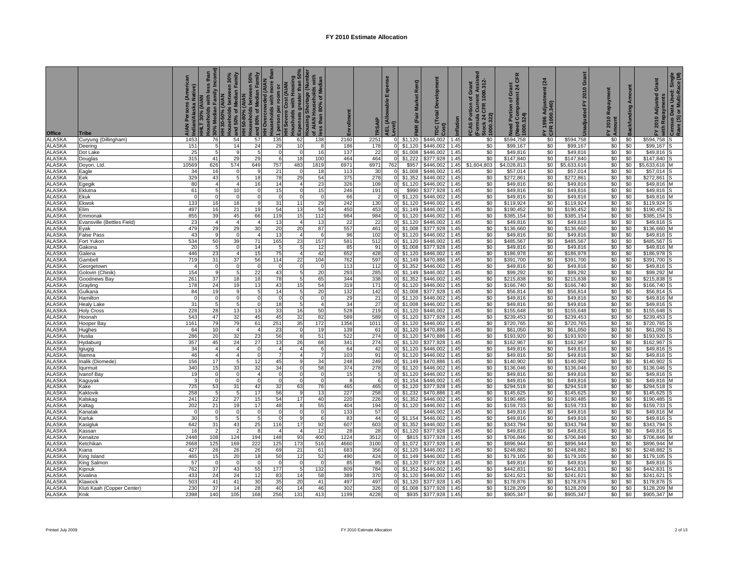# FY 2010 Estimate Allocation

| Office | Tribe | AIAN Persons (American Indian/Alaska Native) | HHLT 30% (AIAN Households with less than 30% Median Family Income) | HH 30-50% (AIAN Households between 30% and 50% of Median Family | HH 50-80% (AIAN Households between 50% and 80% of Median Family | HH Overcrowded (AIAN Households with more than 1 person per room or | HH Severe Cost (AIAN Housholds with Housing Expenses greater than 50% | Housing Shortage (Number of AIAN Households with less than 80% of Median | Enrollment | TRSAIP | AEL (Allowable Expense Level) | FMR (Fair Market Rent) | TDC (Total Development Cost) | Inflation | FCAS Portion of Grant (Formula Current Assisted Stock 24 CFR 1000.312-1000.322) | Need Portion of Grant (Need Component 24 CFR 1000.324) | FY 1996 Adjustment (24 CFR 1000.340) | Unadjusted FY 2010 Grant | FY 2010 Repayment Amount | Backfunding Amount | FY 2010 Adjusted Grant with Repayments | Census Data Used: Single Rave (S) or Multi-Race (M) |
|---|---|---|---|---|---|---|---|---|---|---|---|---|---|---|---|---|---|---|---|---|---|---|
| ALASKA | Curyung (Dillingham) | 1453 | 76 | 54 | 57 | 135 | 62 | 138 | 2160 | 2251 | 0 | $1,120 | $446,002 | 1.45 | $0 | $594,758 | $0 | $594,758 | $0 | $0 | $594,758 | S |
| ALASKA | Deering | 151 | 5 | 14 | 24 | 29 | 10 | 8 | 186 | 178 | 0 | $1,120 | $446,002 | 1.45 | $0 | $99,167 | $0 | $99,167 | $0 | $0 | $99,167 | S |
| ALASKA | Dot Lake | 25 | 5 | 9 | 5 | 0 | 0 | 16 | 137 | 22 | 0 | $1,008 | $446,002 | 1.45 | $0 | $49,816 | $0 | $49,816 | $0 | $0 | $49,816 | S |
| ALASKA | Douglas | 315 | 41 | 29 | 29 | 6 | 18 | 100 | 464 | 464 | 0 | $1,222 | $377,928 | 1.45 | $0 | $147,840 | $0 | $147,840 | $0 | $0 | $147,840 | S |
| ALASKA | Doyon, Ltd. | 10569 | 626 | 574 | 649 | 757 | 483 | 1819 | 6971 | 6971 | 762 | $957 | $446,002 | 1.45 | $1,604,803 | $4,028,813 | $0 | $5,633,616 | $0 | $0 | $5,633,616 | M |
| ALASKA | Eagle | 34 | 16 | 0 | 9 | 21 | 0 | 18 | 113 | 30 | 0 | $1,008 | $446,002 | 1.45 | $0 | $57,014 | $0 | $57,014 | $0 | $0 | $57,014 | S |
| ALASKA | Eek | 329 | 43 | 5 | 18 | 78 | 29 | 54 | 375 | 278 | 0 | $1,352 | $446,002 | 1.45 | $0 | $272,861 | $0 | $272,861 | $0 | $0 | $272,861 | S |
| ALASKA | Egegik | 80 | 4 | 4 | 16 | 14 | 4 | 23 | 326 | 109 | 0 | $1,120 | $446,002 | 1.45 | $0 | $49,816 | $0 | $49,816 | $0 | $0 | $49,816 | M |
| ALASKA | Eklutna | 61 | 5 | 10 | 0 | 15 | 0 | 15 | 246 | 191 | 0 | $990 | $377,928 | 1.45 | $0 | $49,816 | $0 | $49,816 | $0 | $0 | $49,816 | S |
| ALASKA | Ekuk | 0 | 0 | 0 | 0 | 0 | 0 | 0 | 66 | 2 | 0 | $1,120 | $446,002 | 1.45 | $0 | $49,816 | $0 | $49,816 | $0 | $0 | $49,816 | M |
| ALASKA | Ekwok | 133 | 16 | 18 | 9 | 31 | 11 | 29 | 242 | 130 | 0 | $1,120 | $446,002 | 1.45 | $0 | $119,924 | $0 | $119,924 | $0 | $0 | $119,924 | S |
| ALASKA | Elim | 497 | 16 | 21 | 19 | 54 | 13 | 54 | 450 | 453 | 0 | $1,149 | $446,002 | 1.45 | $0 | $190,452 | $0 | $190,452 | $0 | $0 | $190,452 | S |
| ALASKA | Emmonak | 855 | 39 | 45 | 66 | 119 | 15 | 112 | 984 | 984 | 0 | $1,120 | $446,002 | 1.45 | $0 | $385,154 | $0 | $385,154 | $0 | $0 | $385,154 | S |
| ALASKA | Evansville (Bettles Field) | 23 | 4 | 4 | 4 | 13 | 4 | 13 | 22 | 22 | 0 | $1,120 | $446,002 | 1.45 | $0 | $49,816 | $0 | $49,816 | $0 | $0 | $49,816 | S |
| ALASKA | Eyak | 479 | 29 | 29 | 30 | 20 | 20 | 87 | 557 | 461 | 0 | $1,008 | $377,928 | 1.45 | $0 | $136,660 | $0 | $136,660 | $0 | $0 | $136,660 | M |
| ALASKA | False Pass | 43 | 9 | 0 | 4 | 13 | 4 | 6 | 96 | 102 | 0 | $1,120 | $446,002 | 1.45 | $0 | $49,816 | $0 | $49,816 | $0 | $0 | $49,816 | S |
| ALASKA | Fort Yukon | 534 | 50 | 39 | 71 | 165 | 23 | 157 | 581 | 512 | 0 | $1,120 | $446,002 | 1.45 | $0 | $485,567 | $0 | $485,567 | $0 | $0 | $485,567 | S |
| ALASKA | Gakona | 20 | 5 | 0 | 14 | 5 | 5 | 12 | 85 | 91 | 0 | $1,008 | $377,928 | 1.45 | $0 | $49,816 | $0 | $49,816 | $0 | $0 | $49,816 | M |
| ALASKA | Galena | 446 | 23 | 4 | 15 | 75 | 4 | 42 | 652 | 428 | 0 | $1,120 | $446,002 | 1.45 | $0 | $186,978 | $0 | $186,978 | $0 | $0 | $186,978 | S |
| ALASKA | Gambell | 719 | 31 | 37 | 56 | 114 | 22 | 104 | 762 | 597 | 0 | $1,149 | $470,886 | 1.45 | $0 | $391,700 | $0 | $391,700 | $0 | $0 | $391,700 | S |
| ALASKA | Georgetown | 4 | 0 | 0 | 0 | 0 | 0 | 0 | 113 | 112 | 0 | $1,352 | $446,002 | 1.45 | $0 | $49,816 | $0 | $49,816 | $0 | $0 | $49,816 | S |
| ALASKA | Golovin (Chinik) | 154 | 9 | 5 | 22 | 43 | 5 | 20 | 293 | 285 | 0 | $1,149 | $446,002 | 1.45 | $0 | $99,292 | $0 | $99,292 | $0 | $0 | $99,292 | M |
| ALASKA | Goodnews Bay | 261 | 37 | 18 | 18 | 78 | 5 | 65 | 344 | 338 | 0 | $1,352 | $446,002 | 1.45 | $0 | $215,838 | $0 | $215,838 | $0 | $0 | $215,838 | S |
| ALASKA | Grayling | 178 | 24 | 19 | 13 | 43 | 15 | 54 | 319 | 171 | 0 | $1,120 | $446,002 | 1.45 | $0 | $166,740 | $0 | $166,740 | $0 | $0 | $166,740 | S |
| ALASKA | Gulkana | 84 | 19 | 9 | 5 | 14 | 5 | 20 | 132 | 142 | 0 | $1,008 | $377,928 | 1.45 | $0 | $56,814 | $0 | $56,814 | $0 | $0 | $56,814 | S |
| ALASKA | Hamilton | 0 | 0 | 0 | 0 | 0 | 0 | 0 | 29 | 21 | 0 | $1,120 | $446,002 | 1.45 | $0 | $49,816 | $0 | $49,816 | $0 | $0 | $49,816 | M |
| ALASKA | Healy Lake | 31 | 5 | 5 | 0 | 18 | 5 | 4 | 34 | 27 | 0 | $1,008 | $446,002 | 1.45 | $0 | $49,816 | $0 | $49,816 | $0 | $0 | $49,816 | S |
| ALASKA | Holy Cross | 228 | 28 | 13 | 13 | 33 | 16 | 50 | 528 | 219 | 0 | $1,120 | $446,002 | 1.45 | $0 | $155,648 | $0 | $155,648 | $0 | $0 | $155,648 | S |
| ALASKA | Hoonah | 543 | 47 | 32 | 45 | 45 | 32 | 82 | 589 | 589 | 0 | $1,120 | $377,928 | 1.45 | $0 | $239,453 | $0 | $239,453 | $0 | $0 | $239,453 | S |
| ALASKA | Hooper Bay | 1161 | 79 | 79 | 61 | 251 | 35 | 172 | 1356 | 1011 | 0 | $1,120 | $446,002 | 1.45 | $0 | $720,765 | $0 | $720,765 | $0 | $0 | $720,765 | S |
| ALASKA | Hughes | 64 | 10 | 4 | 4 | 23 | 0 | 19 | 139 | 61 | 0 | $1,120 | $470,886 | 1.45 | $0 | $61,050 | $0 | $61,050 | $0 | $0 | $61,050 | S |
| ALASKA | Huslia | 286 | 20 | 32 | 23 | 56 | 8 | 51 | 522 | 274 | 0 | $1,120 | $470,886 | 1.45 | $0 | $193,920 | $0 | $193,920 | $0 | $0 | $193,920 | S |
| ALASKA | Hydaburg | 357 | 45 | 24 | 27 | 13 | 26 | 68 | 341 | 274 | 0 | $1,120 | $377,928 | 1.45 | $0 | $162,967 | $0 | $162,967 | $0 | $0 | $162,967 | S |
| ALASKA | Igiugig | 34 | 4 | 4 | 0 | 4 | 4 | 6 | 64 | 42 | 0 | $1,120 | $446,002 | 1.45 | $0 | $49,816 | $0 | $49,816 | $0 | $0 | $49,816 | S |
| ALASKA | Iliamna | 46 | 4 | 4 | 0 | 7 | 4 | 7 | 103 | 91 | 0 | $1,120 | $446,002 | 1.45 | $0 | $49,816 | $0 | $49,816 | $0 | $0 | $49,816 | S |
| ALASKA | Inalik (Diomede) | 156 | 17 | 5 | 12 | 45 | 9 | 34 | 248 | 249 | 0 | $1,149 | $470,886 | 1.45 | $0 | $140,902 | $0 | $140,902 | $0 | $0 | $140,902 | S |
| ALASKA | Iqurmuit | 340 | 15 | 33 | 32 | 34 | 0 | 58 | 374 | 278 | 0 | $1,120 | $446,002 | 1.45 | $0 | $136,046 | $0 | $136,046 | $0 | $0 | $136,046 | S |
| ALASKA | Ivanof Bay | 19 | 0 | 0 | 4 | 0 | 0 | 0 | 15 | 5 | 0 | $1,120 | $446,002 | 1.45 | $0 | $49,816 | $0 | $49,816 | $0 | $0 | $49,816 | S |
| ALASKA | Kaguyak | 3 | 0 | 0 | 0 | 0 | 0 | 0 | 8 | 6 | 0 | $1,154 | $446,002 | 1.45 | $0 | $49,816 | $0 | $49,816 | $0 | $0 | $49,816 | M |
| ALASKA | Kake | 725 | 53 | 31 | 42 | 32 | 63 | 76 | 465 | 465 | 0 | $1,120 | $377,928 | 1.45 | $0 | $294,518 | $0 | $294,518 | $0 | $0 | $294,518 | S |
| ALASKA | Kaktovik | 258 | 5 | 5 | 17 | 56 | 9 | 13 | 227 | 258 | 0 | $1,232 | $470,886 | 1.45 | $0 | $145,625 | $0 | $145,625 | $0 | $0 | $145,625 | S |
| ALASKA | Kalskag | 241 | 22 | 27 | 15 | 54 | 17 | 40 | 220 | 226 | 0 | $1,352 | $446,002 | 1.45 | $0 | $190,485 | $0 | $190,485 | $0 | $0 | $190,485 | S |
| ALASKA | Kaltag | 202 | 21 | 19 | 17 | 48 | 8 | 55 | 404 | 194 | 0 | $1,120 | $446,002 | 1.45 | $0 | $159,733 | $0 | $159,733 | $0 | $0 | $159,733 | S |
| ALASKA | Kanatak | 0 | 0 | 0 | 0 | 0 | 0 | 0 | 133 | 57 | 0 | | $446,002 | 1.45 | $0 | $49,816 | $0 | $49,816 | $0 | $0 | $49,816 | M |
| ALASKA | Karluk | 30 | 5 | 5 | 5 | 0 | 9 | 6 | 83 | 44 | 0 | $1,154 | $446,002 | 1.45 | $0 | $49,816 | $0 | $49,816 | $0 | $0 | $49,816 | S |
| ALASKA | Kasigluk | 642 | 31 | 43 | 25 | 116 | 17 | 92 | 607 | 603 | 0 | $1,352 | $446,002 | 1.45 | $0 | $343,794 | $0 | $343,794 | $0 | $0 | $343,794 | S |
| ALASKA | Kassan | 16 | 2 | 2 | 8 | 4 | 4 | 12 | 28 | 28 | 0 | $1,120 | $377,928 | 1.45 | $0 | $49,816 | $0 | $49,816 | $0 | $0 | $49,816 | S |
| ALASKA | Kenaitze | 2448 | 108 | 124 | 194 | 148 | 93 | 400 | 1224 | 3512 | 0 | $815 | $377,928 | 1.45 | $0 | $706,846 | $0 | $706,846 | $0 | $0 | $706,846 | M |
| ALASKA | Ketchikan | 2668 | 125 | 169 | 222 | 125 | 173 | 516 | 4660 | 3100 | 0 | $1,072 | $377,928 | 1.45 | $0 | $896,944 | $0 | $896,944 | $0 | $0 | $896,944 | M |
| ALASKA | Kiana | 427 | 26 | 26 | 26 | 69 | 21 | 61 | 683 | 356 | 0 | $1,120 | $446,002 | 1.45 | $0 | $248,882 | $0 | $248,882 | $0 | $0 | $248,882 | S |
| ALASKA | King Island | 465 | 15 | 20 | 18 | 50 | 12 | 52 | 490 | 424 | 0 | $1,149 | $446,002 | 1.45 | $0 | $179,105 | $0 | $179,105 | $0 | $0 | $179,105 | S |
| ALASKA | King Salmon | 57 | 0 | 0 | 0 | 0 | 0 | 0 | 85 | 85 | 0 | $1,120 | $377,928 | 1.45 | $0 | $49,816 | $0 | $49,816 | $0 | $0 | $49,816 | S |
| ALASKA | Kipnuk | 762 | 37 | 43 | 55 | 177 | 5 | 132 | 809 | 784 | 0 | $1,352 | $446,002 | 1.45 | $0 | $442,831 | $0 | $442,831 | $0 | $0 | $442,831 | S |
| ALASKA | Kivalina | 433 | 24 | 24 | 12 | 83 | 14 | 58 | 389 | 370 | 0 | $1,120 | $446,002 | 1.45 | $0 | $241,621 | $0 | $241,621 | $0 | $0 | $241,621 | S |
| ALASKA | Klawock | 503 | 41 | 41 | 30 | 35 | 20 | 41 | 497 | 497 | 0 | $1,120 | $377,928 | 1.45 | $0 | $178,876 | $0 | $178,876 | $0 | $0 | $178,876 | S |
| ALASKA | Kluti Kaah (Copper Center) | 230 | 37 | 14 | 28 | 40 | 14 | 46 | 302 | 326 | 0 | $1,008 | $377,928 | 1.45 | $0 | $128,209 | $0 | $128,209 | $0 | $0 | $128,209 | M |
| ALASKA | Knik | 2398 | 140 | 105 | 168 | 256 | 131 | 413 | 1199 | 4228 | 0 | $935 | $377,928 | 1.45 | $0 | $905,347 | $0 | $905,347 | $0 | $0 | $905,347 | M |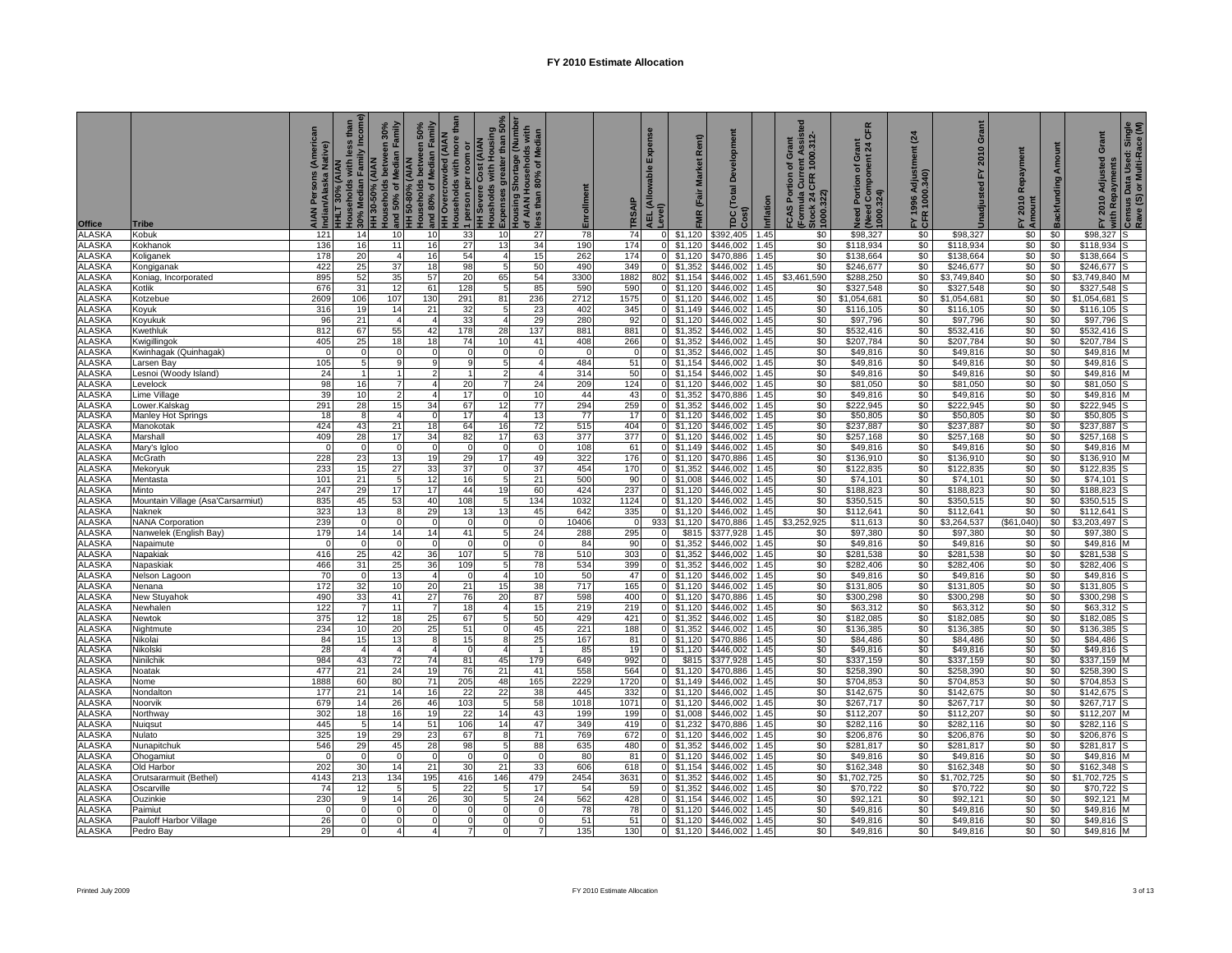# FY 2010 Estimate Allocation

| Office | Tribe | AIAN Persons (American Indian/Alaska Native) | HHLT 30% (AIAN Households with less than 30% Median Family Income) | HH 30-50% (AIAN Households between 30% and 50% of Median Family | HH 50-80% (AIAN Households between 50% and 80% of Median Family | HH Overcrowded (AIAN Households with more than 1 person per room or | HH Severe Cost (AIAN Households with Housing Expenses greater than 50% | Housing Shortage (Number of AIAN Households with less than 80% of Median | Enrollment | TRSAIP | AEL (Allowable Expense Level) | FMR (Fair Market Rent) | TDC (Total Development Cost) | Inflation | FCAS Portion of Grant (Formula Current Assisted Stock 24 CFR 1000.312-1000.322) | Need Portion of Grant (Need Component 24 CFR 1000.324) | FY 1996 Adjustment (24 CFR 1000.340) | Unadjusted FY 2010 Grant | FY 2010 Repayment Amount | Backfunding Amount | FY 2010 Adjusted Grant with Repayments | Census Data Used: Single Race (S) or Multi-Race (M) |
|---|---|---|---|---|---|---|---|---|---|---|---|---|---|---|---|---|---|---|---|---|---|---|
| ALASKA | Kobuk | 121 | 14 | 10 | 10 | 33 | 10 | 27 | 78 | 74 | 0 | $1,120 | $392,405 | 1.45 | $0 | $98,327 | $0 | $98,327 | $0 | $0 | $98,327 | S |
| ALASKA | Kokhanok | 136 | 16 | 11 | 16 | 27 | 13 | 34 | 190 | 174 | 0 | $1,120 | $446,002 | 1.45 | $0 | $118,934 | $0 | $118,934 | $0 | $0 | $118,934 | S |
| ALASKA | Koliganek | 178 | 20 | 4 | 16 | 54 | 4 | 15 | 262 | 174 | 0 | $1,120 | $470,886 | 1.45 | $0 | $138,664 | $0 | $138,664 | $0 | $0 | $138,664 | S |
| ALASKA | Kongiganak | 422 | 25 | 37 | 18 | 98 | 5 | 50 | 490 | 349 | 0 | $1,352 | $446,002 | 1.45 | $0 | $246,677 | $0 | $246,677 | $0 | $0 | $246,677 | S |
| ALASKA | Koniag, Incorporated | 895 | 52 | 35 | 57 | 20 | 65 | 54 | 3300 | 1882 | 802 | $1,154 | $446,002 | 1.45 | $3,461,590 | $288,250 | $0 | $3,749,840 | $0 | $0 | $3,749,840 | M |
| ALASKA | Kotlik | 676 | 31 | 12 | 61 | 128 | 5 | 85 | 590 | 590 | 0 | $1,120 | $446,002 | 1.45 | $0 | $327,548 | $0 | $327,548 | $0 | $0 | $327,548 | S |
| ALASKA | Kotzebue | 2609 | 106 | 107 | 130 | 291 | 81 | 236 | 2712 | 1575 | 0 | $1,120 | $446,002 | 1.45 | $0 | $1,054,681 | $0 | $1,054,681 | $0 | $0 | $1,054,681 | S |
| ALASKA | Koyuk | 316 | 19 | 14 | 21 | 32 | 5 | 23 | 402 | 345 | 0 | $1,149 | $446,002 | 1.45 | $0 | $116,105 | $0 | $116,105 | $0 | $0 | $116,105 | S |
| ALASKA | Koyukuk | 96 | 21 | 4 | 4 | 33 | 4 | 29 | 280 | 92 | 0 | $1,120 | $446,002 | 1.45 | $0 | $97,796 | $0 | $97,796 | $0 | $0 | $97,796 | S |
| ALASKA | Kwethluk | 812 | 67 | 55 | 42 | 178 | 28 | 137 | 881 | 881 | 0 | $1,352 | $446,002 | 1.45 | $0 | $532,416 | $0 | $532,416 | $0 | $0 | $532,416 | S |
| ALASKA | Kwigillingok | 405 | 25 | 18 | 18 | 74 | 10 | 41 | 408 | 266 | 0 | $1,352 | $446,002 | 1.45 | $0 | $207,784 | $0 | $207,784 | $0 | $0 | $207,784 | S |
| ALASKA | Kwinhagak (Quinhagak) | 0 | 0 | 0 | 0 | 0 | 0 | 0 | 0 | 0 | 0 | $1,352 | $446,002 | 1.45 | $0 | $49,816 | $0 | $49,816 | $0 | $0 | $49,816 | M |
| ALASKA | Larsen Bay | 105 | 5 | 9 | 9 | 9 | 5 | 4 | 484 | 51 | 0 | $1,154 | $446,002 | 1.45 | $0 | $49,816 | $0 | $49,816 | $0 | $0 | $49,816 | S |
| ALASKA | Lesnoi (Woody Island) | 24 | 1 | 1 | 2 | 1 | 2 | 4 | 314 | 50 | 0 | $1,154 | $446,002 | 1.45 | $0 | $49,816 | $0 | $49,816 | $0 | $0 | $49,816 | M |
| ALASKA | Levelock | 98 | 16 | 7 | 4 | 20 | 7 | 24 | 209 | 124 | 0 | $1,120 | $446,002 | 1.45 | $0 | $81,050 | $0 | $81,050 | $0 | $0 | $81,050 | S |
| ALASKA | Lime Village | 39 | 10 | 2 | 4 | 17 | 0 | 10 | 44 | 43 | 0 | $1,352 | $470,886 | 1.45 | $0 | $49,816 | $0 | $49,816 | $0 | $0 | $49,816 | M |
| ALASKA | Lower.Kalskag | 291 | 28 | 15 | 34 | 67 | 12 | 77 | 294 | 259 | 0 | $1,352 | $446,002 | 1.45 | $0 | $222,945 | $0 | $222,945 | $0 | $0 | $222,945 | S |
| ALASKA | Manley Hot Springs | 18 | 8 | 4 | 0 | 17 | 4 | 13 | 77 | 17 | 0 | $1,120 | $446,002 | 1.45 | $0 | $50,805 | $0 | $50,805 | $0 | $0 | $50,805 | S |
| ALASKA | Manokotak | 424 | 43 | 21 | 18 | 64 | 16 | 72 | 515 | 404 | 0 | $1,120 | $446,002 | 1.45 | $0 | $237,887 | $0 | $237,887 | $0 | $0 | $237,887 | S |
| ALASKA | Marshall | 409 | 28 | 17 | 34 | 82 | 17 | 63 | 377 | 377 | 0 | $1,120 | $446,002 | 1.45 | $0 | $257,168 | $0 | $257,168 | $0 | $0 | $257,168 | S |
| ALASKA | Mary's Igloo | 0 | 0 | 0 | 0 | 0 | 0 | 0 | 108 | 61 | 0 | $1,149 | $446,002 | 1.45 | $0 | $49,816 | $0 | $49,816 | $0 | $0 | $49,816 | M |
| ALASKA | McGrath | 228 | 23 | 13 | 19 | 29 | 17 | 49 | 322 | 176 | 0 | $1,120 | $470,886 | 1.45 | $0 | $136,910 | $0 | $136,910 | $0 | $0 | $136,910 | M |
| ALASKA | Mekoryuk | 233 | 15 | 27 | 33 | 37 | 0 | 37 | 454 | 170 | 0 | $1,352 | $446,002 | 1.45 | $0 | $122,835 | $0 | $122,835 | $0 | $0 | $122,835 | S |
| ALASKA | Mentasta | 101 | 21 | 5 | 12 | 16 | 5 | 21 | 500 | 90 | 0 | $1,008 | $446,002 | 1.45 | $0 | $74,101 | $0 | $74,101 | $0 | $0 | $74,101 | S |
| ALASKA | Minto | 247 | 29 | 17 | 17 | 44 | 19 | 60 | 424 | 237 | 0 | $1,120 | $446,002 | 1.45 | $0 | $188,823 | $0 | $188,823 | $0 | $0 | $188,823 | S |
| ALASKA | Mountain Village (Asa'Carsarmiut) | 835 | 45 | 53 | 40 | 108 | 5 | 134 | 1032 | 1124 | 0 | $1,120 | $446,002 | 1.45 | $0 | $350,515 | $0 | $350,515 | $0 | $0 | $350,515 | S |
| ALASKA | Naknek | 323 | 13 | 8 | 29 | 13 | 13 | 45 | 642 | 335 | 0 | $1,120 | $446,002 | 1.45 | $0 | $112,641 | $0 | $112,641 | $0 | $0 | $112,641 | S |
| ALASKA | NANA Corporation | 239 | 0 | 0 | 0 | 0 | 0 | 0 | 10406 | 0 | 933 | $1,120 | $470,886 | 1.45 | $3,252,925 | $11,613 | $0 | $3,264,537 | ($61,040) | $0 | $3,203,497 | S |
| ALASKA | Nanwelek (English Bay) | 179 | 14 | 14 | 14 | 41 | 5 | 24 | 288 | 295 | 0 | $815 | $377,928 | 1.45 | $0 | $97,380 | $0 | $97,380 | $0 | $0 | $97,380 | S |
| ALASKA | Napaimute | 0 | 0 | 0 | 0 | 0 | 0 | 0 | 84 | 90 | 0 | $1,352 | $446,002 | 1.45 | $0 | $49,816 | $0 | $49,816 | $0 | $0 | $49,816 | M |
| ALASKA | Napakiak | 416 | 25 | 42 | 36 | 107 | 5 | 78 | 510 | 303 | 0 | $1,352 | $446,002 | 1.45 | $0 | $281,538 | $0 | $281,538 | $0 | $0 | $281,538 | S |
| ALASKA | Napaskiak | 466 | 31 | 25 | 36 | 109 | 5 | 78 | 534 | 399 | 0 | $1,352 | $446,002 | 1.45 | $0 | $282,406 | $0 | $282,406 | $0 | $0 | $282,406 | S |
| ALASKA | Nelson Lagoon | 70 | 0 | 13 | 4 | 0 | 4 | 10 | 50 | 47 | 0 | $1,120 | $446,002 | 1.45 | $0 | $49,816 | $0 | $49,816 | $0 | $0 | $49,816 | S |
| ALASKA | Nenana | 172 | 32 | 10 | 20 | 21 | 15 | 38 | 717 | 165 | 0 | $1,120 | $446,002 | 1.45 | $0 | $131,805 | $0 | $131,805 | $0 | $0 | $131,805 | S |
| ALASKA | New Stuyahok | 490 | 33 | 41 | 27 | 76 | 20 | 87 | 598 | 400 | 0 | $1,120 | $470,886 | 1.45 | $0 | $300,298 | $0 | $300,298 | $0 | $0 | $300,298 | S |
| ALASKA | Newhalen | 122 | 7 | 11 | 7 | 18 | 4 | 15 | 219 | 219 | 0 | $1,120 | $446,002 | 1.45 | $0 | $63,312 | $0 | $63,312 | $0 | $0 | $63,312 | S |
| ALASKA | Newtok | 375 | 12 | 18 | 25 | 67 | 5 | 50 | 429 | 421 | 0 | $1,352 | $446,002 | 1.45 | $0 | $182,085 | $0 | $182,085 | $0 | $0 | $182,085 | S |
| ALASKA | Nightmute | 234 | 10 | 20 | 25 | 51 | 0 | 45 | 221 | 188 | 0 | $1,352 | $446,002 | 1.45 | $0 | $136,385 | $0 | $136,385 | $0 | $0 | $136,385 | S |
| ALASKA | Nikolai | 84 | 15 | 13 | 8 | 15 | 8 | 25 | 167 | 81 | 0 | $1,120 | $470,886 | 1.45 | $0 | $84,486 | $0 | $84,486 | $0 | $0 | $84,486 | S |
| ALASKA | Nikolski | 28 | 4 | 4 | 4 | 0 | 4 | 1 | 85 | 19 | 0 | $1,120 | $446,002 | 1.45 | $0 | $49,816 | $0 | $49,816 | $0 | $0 | $49,816 | S |
| ALASKA | Ninilchik | 984 | 43 | 72 | 74 | 81 | 45 | 179 | 649 | 992 | 0 | $815 | $377,928 | 1.45 | $0 | $337,159 | $0 | $337,159 | $0 | $0 | $337,159 | M |
| ALASKA | Noatak | 477 | 21 | 24 | 19 | 76 | 21 | 41 | 558 | 564 | 0 | $1,120 | $470,886 | 1.45 | $0 | $258,390 | $0 | $258,390 | $0 | $0 | $258,390 | S |
| ALASKA | Nome | 1888 | 60 | 80 | 71 | 205 | 48 | 165 | 2229 | 1720 | 0 | $1,149 | $446,002 | 1.45 | $0 | $704,853 | $0 | $704,853 | $0 | $0 | $704,853 | S |
| ALASKA | Nondalton | 177 | 21 | 14 | 16 | 22 | 22 | 38 | 445 | 332 | 0 | $1,120 | $446,002 | 1.45 | $0 | $142,675 | $0 | $142,675 | $0 | $0 | $142,675 | S |
| ALASKA | Noorvik | 679 | 14 | 26 | 46 | 103 | 5 | 58 | 1018 | 1071 | 0 | $1,120 | $446,002 | 1.45 | $0 | $267,717 | $0 | $267,717 | $0 | $0 | $267,717 | S |
| ALASKA | Northway | 302 | 18 | 16 | 19 | 22 | 14 | 43 | 199 | 199 | 0 | $1,008 | $446,002 | 1.45 | $0 | $112,207 | $0 | $112,207 | $0 | $0 | $112,207 | M |
| ALASKA | Nuiqsut | 445 | 5 | 14 | 51 | 106 | 14 | 47 | 349 | 419 | 0 | $1,232 | $470,886 | 1.45 | $0 | $282,116 | $0 | $282,116 | $0 | $0 | $282,116 | S |
| ALASKA | Nulato | 325 | 19 | 29 | 23 | 67 | 8 | 71 | 769 | 672 | 0 | $1,120 | $446,002 | 1.45 | $0 | $206,876 | $0 | $206,876 | $0 | $0 | $206,876 | S |
| ALASKA | Nunapitchuk | 546 | 29 | 45 | 28 | 98 | 5 | 88 | 635 | 480 | 0 | $1,352 | $446,002 | 1.45 | $0 | $281,817 | $0 | $281,817 | $0 | $0 | $281,817 | S |
| ALASKA | Ohogamiut | 0 | 0 | 0 | 0 | 0 | 0 | 0 | 80 | 81 | 0 | $1,120 | $446,002 | 1.45 | $0 | $49,816 | $0 | $49,816 | $0 | $0 | $49,816 | M |
| ALASKA | Old Harbor | 202 | 30 | 14 | 21 | 30 | 21 | 33 | 606 | 618 | 0 | $1,154 | $446,002 | 1.45 | $0 | $162,348 | $0 | $162,348 | $0 | $0 | $162,348 | S |
| ALASKA | Orutsararmuit (Bethel) | 4143 | 213 | 134 | 195 | 416 | 146 | 479 | 2454 | 3631 | 0 | $1,352 | $446,002 | 1.45 | $0 | $1,702,725 | $0 | $1,702,725 | $0 | $0 | $1,702,725 | S |
| ALASKA | Oscarville | 74 | 12 | 5 | 5 | 22 | 5 | 17 | 54 | 59 | 0 | $1,352 | $446,002 | 1.45 | $0 | $70,722 | $0 | $70,722 | $0 | $0 | $70,722 | S |
| ALASKA | Ouzinkie | 230 | 9 | 14 | 26 | 30 | 5 | 24 | 562 | 428 | 0 | $1,154 | $446,002 | 1.45 | $0 | $92,121 | $0 | $92,121 | $0 | $0 | $92,121 | M |
| ALASKA | Paimiut | 0 | 0 | 0 | 0 | 0 | 0 | 0 | 78 | 78 | 0 | $1,120 | $446,002 | 1.45 | $0 | $49,816 | $0 | $49,816 | $0 | $0 | $49,816 | M |
| ALASKA | Pauloff Harbor Village | 26 | 0 | 0 | 0 | 0 | 0 | 0 | 51 | 51 | 0 | $1,120 | $446,002 | 1.45 | $0 | $49,816 | $0 | $49,816 | $0 | $0 | $49,816 | S |
| ALASKA | Pedro Bay | 29 | 0 | 4 | 4 | 7 | 0 | 7 | 135 | 130 | 0 | $1,120 | $446,002 | 1.45 | $0 | $49,816 | $0 | $49,816 | $0 | $0 | $49,816 | M |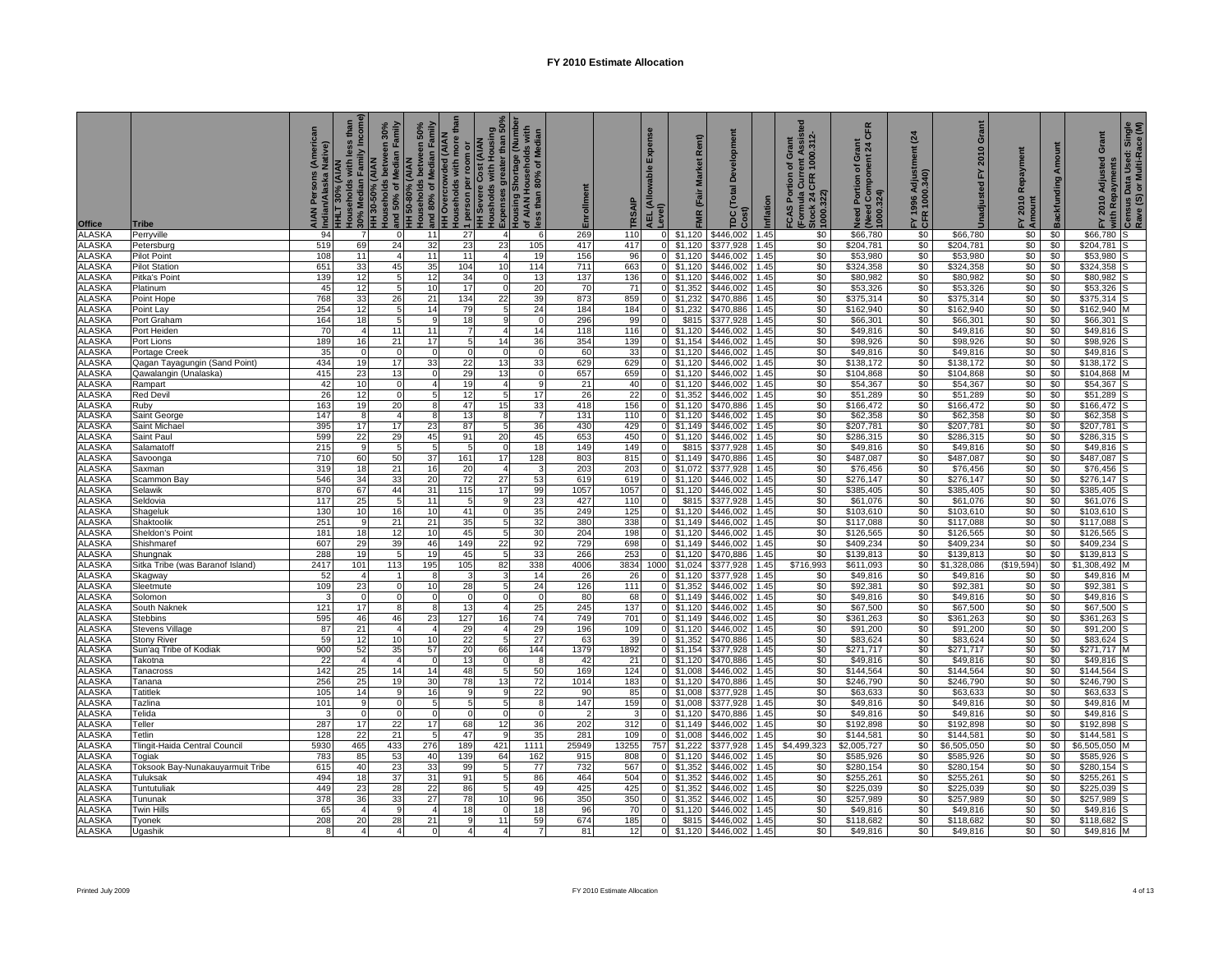# FY 2010 Estimate Allocation

| Office | Tribe | AIAN Persons (American Indian/Alaska Native) | HHLT 30% (AIAN Households with less than 30% Median Family Income) | HH 30-50% (AIAN Households between 30% and 50% of Median Family | HH 50-80% (AIAN Households between 50% and 80% of Median Family | HH Overcrowded (AIAN Households with more than 1 person per room or | HH Severe Cost (AIAN Housholds with Housing Expenses greater than 50% | Housing Shortage (Number of AIAN Households with less than 80% of Median | Enrollment | TRSAIP | AEL (Allowable Expense Level) | FMR (Fair Market Rent) | TDC (Total Development Cost) | Inflation | FCAS Portion of Grant (Formula Current Assisted Stock 24 CFR 1000.312-1000.322) | Need Portion of Grant (Need Component 24 CFR 1000.324) | FY 1996 Adjustment (24 CFR 1000.340) | Unadjusted FY 2010 Grant | FY 2010 Repayment Amount | Backfunding Amount | FY 2010 Adjusted Grant with Repayments | Census Data Used: Single Race (S) or Multi-Race (M) |
|---|---|---|---|---|---|---|---|---|---|---|---|---|---|---|---|---|---|---|---|---|---|---|
| ALASKA | Perryville | 94 | 7 | 0 | 11 | 27 | 4 | 6 | 269 | 110 | 0 | $1,120 | $446,002 | 1.45 | $0 | $66,780 | $0 | $66,780 | $0 | $0 | $66,780 | S |
| ALASKA | Petersburg | 519 | 69 | 24 | 32 | 23 | 23 | 105 | 417 | 417 | 0 | $1,120 | $377,928 | 1.45 | $0 | $204,781 | $0 | $204,781 | $0 | $0 | $204,781 | S |
| ALASKA | Pilot Point | 108 | 11 | 4 | 11 | 11 | 4 | 19 | 156 | 96 | 0 | $1,120 | $446,002 | 1.45 | $0 | $53,980 | $0 | $53,980 | $0 | $0 | $53,980 | S |
| ALASKA | Pilot Station | 651 | 33 | 45 | 35 | 104 | 10 | 114 | 711 | 663 | 0 | $1,120 | $446,002 | 1.45 | $0 | $324,358 | $0 | $324,358 | $0 | $0 | $324,358 | S |
| ALASKA | Pitka's Point | 139 | 12 | 5 | 12 | 34 | 0 | 13 | 137 | 136 | 0 | $1,120 | $446,002 | 1.45 | $0 | $80,982 | $0 | $80,982 | $0 | $0 | $80,982 | S |
| ALASKA | Platinum | 45 | 12 | 5 | 10 | 17 | 0 | 20 | 70 | 71 | 0 | $1,352 | $446,002 | 1.45 | $0 | $53,326 | $0 | $53,326 | $0 | $0 | $53,326 | S |
| ALASKA | Point Hope | 768 | 33 | 26 | 21 | 134 | 22 | 39 | 873 | 859 | 0 | $1,232 | $470,886 | 1.45 | $0 | $375,314 | $0 | $375,314 | $0 | $0 | $375,314 | S |
| ALASKA | Point Lay | 254 | 12 | 5 | 14 | 79 | 5 | 24 | 184 | 184 | 0 | $1,232 | $470,886 | 1.45 | $0 | $162,940 | $0 | $162,940 | $0 | $0 | $162,940 | M |
| ALASKA | Port Graham | 164 | 18 | 5 | 9 | 18 | 9 | 0 | 296 | 99 | 0 | $815 | $377,928 | 1.45 | $0 | $66,301 | $0 | $66,301 | $0 | $0 | $66,301 | S |
| ALASKA | Port Heiden | 70 | 4 | 11 | 11 | 7 | 4 | 14 | 118 | 116 | 0 | $1,120 | $446,002 | 1.45 | $0 | $49,816 | $0 | $49,816 | $0 | $0 | $49,816 | S |
| ALASKA | Port Lions | 189 | 16 | 21 | 17 | 5 | 14 | 36 | 354 | 139 | 0 | $1,154 | $446,002 | 1.45 | $0 | $98,926 | $0 | $98,926 | $0 | $0 | $98,926 | S |
| ALASKA | Portage Creek | 35 | 0 | 0 | 0 | 0 | 0 | 0 | 60 | 33 | 0 | $1,120 | $446,002 | 1.45 | $0 | $49,816 | $0 | $49,816 | $0 | $0 | $49,816 | S |
| ALASKA | Qagan Tayagungin (Sand Point) | 434 | 19 | 17 | 33 | 22 | 13 | 33 | 629 | 629 | 0 | $1,120 | $446,002 | 1.45 | $0 | $138,172 | $0 | $138,172 | $0 | $0 | $138,172 | S |
| ALASKA | Qawalangin (Unalaska) | 415 | 23 | 13 | 0 | 29 | 13 | 0 | 657 | 659 | 0 | $1,120 | $446,002 | 1.45 | $0 | $104,868 | $0 | $104,868 | $0 | $0 | $104,868 | M |
| ALASKA | Rampart | 42 | 10 | 0 | 4 | 19 | 4 | 9 | 21 | 40 | 0 | $1,120 | $446,002 | 1.45 | $0 | $54,367 | $0 | $54,367 | $0 | $0 | $54,367 | S |
| ALASKA | Red Devil | 26 | 12 | 0 | 5 | 12 | 5 | 17 | 26 | 22 | 0 | $1,352 | $446,002 | 1.45 | $0 | $51,289 | $0 | $51,289 | $0 | $0 | $51,289 | S |
| ALASKA | Ruby | 163 | 19 | 20 | 8 | 47 | 15 | 33 | 418 | 156 | 0 | $1,120 | $470,886 | 1.45 | $0 | $166,472 | $0 | $166,472 | $0 | $0 | $166,472 | S |
| ALASKA | Saint George | 147 | 8 | 4 | 8 | 13 | 8 | 7 | 131 | 110 | 0 | $1,120 | $446,002 | 1.45 | $0 | $62,358 | $0 | $62,358 | $0 | $0 | $62,358 | S |
| ALASKA | Saint Michael | 395 | 17 | 17 | 23 | 87 | 5 | 36 | 430 | 429 | 0 | $1,149 | $446,002 | 1.45 | $0 | $207,781 | $0 | $207,781 | $0 | $0 | $207,781 | S |
| ALASKA | Saint Paul | 599 | 22 | 29 | 45 | 91 | 20 | 45 | 653 | 450 | 0 | $1,120 | $446,002 | 1.45 | $0 | $286,315 | $0 | $286,315 | $0 | $0 | $286,315 | S |
| ALASKA | Salamatoff | 215 | 9 | 5 | 5 | 5 | 0 | 18 | 149 | 149 | 0 | $815 | $377,928 | 1.45 | $0 | $49,816 | $0 | $49,816 | $0 | $0 | $49,816 | S |
| ALASKA | Savoonga | 710 | 60 | 50 | 37 | 161 | 17 | 128 | 803 | 815 | 0 | $1,149 | $470,886 | 1.45 | $0 | $487,087 | $0 | $487,087 | $0 | $0 | $487,087 | S |
| ALASKA | Saxman | 319 | 18 | 21 | 16 | 20 | 4 | 3 | 203 | 203 | 0 | $1,072 | $377,928 | 1.45 | $0 | $76,456 | $0 | $76,456 | $0 | $0 | $76,456 | S |
| ALASKA | Scammon Bay | 546 | 34 | 33 | 20 | 72 | 27 | 53 | 619 | 619 | 0 | $1,120 | $446,002 | 1.45 | $0 | $276,147 | $0 | $276,147 | $0 | $0 | $276,147 | S |
| ALASKA | Selawik | 870 | 67 | 44 | 31 | 115 | 17 | 99 | 1057 | 1057 | 0 | $1,120 | $446,002 | 1.45 | $0 | $385,405 | $0 | $385,405 | $0 | $0 | $385,405 | S |
| ALASKA | Seldovia | 117 | 25 | 5 | 11 | 5 | 9 | 23 | 427 | 110 | 0 | $815 | $377,928 | 1.45 | $0 | $61,076 | $0 | $61,076 | $0 | $0 | $61,076 | S |
| ALASKA | Shageluk | 130 | 10 | 16 | 10 | 41 | 0 | 35 | 249 | 125 | 0 | $1,120 | $446,002 | 1.45 | $0 | $103,610 | $0 | $103,610 | $0 | $0 | $103,610 | S |
| ALASKA | Shaktoolik | 251 | 9 | 21 | 21 | 35 | 5 | 32 | 380 | 338 | 0 | $1,149 | $446,002 | 1.45 | $0 | $117,088 | $0 | $117,088 | $0 | $0 | $117,088 | S |
| ALASKA | Sheldon's Point | 181 | 18 | 12 | 10 | 45 | 5 | 30 | 204 | 198 | 0 | $1,120 | $446,002 | 1.45 | $0 | $126,565 | $0 | $126,565 | $0 | $0 | $126,565 | S |
| ALASKA | Shishmaref | 607 | 29 | 39 | 46 | 149 | 22 | 92 | 729 | 698 | 0 | $1,149 | $446,002 | 1.45 | $0 | $409,234 | $0 | $409,234 | $0 | $0 | $409,234 | S |
| ALASKA | Shungnak | 288 | 19 | 5 | 19 | 45 | 5 | 33 | 266 | 253 | 0 | $1,120 | $470,886 | 1.45 | $0 | $139,813 | $0 | $139,813 | $0 | $0 | $139,813 | S |
| ALASKA | Sitka Tribe (was Baranof Island) | 2417 | 101 | 113 | 195 | 105 | 82 | 338 | 4006 | 3834 | 1000 | $1,024 | $377,928 | 1.45 | $716,993 | $611,093 | $0 | $1,328,086 | ($19,594) | $0 | $1,308,492 | M |
| ALASKA | Skagway | 52 | 4 | 1 | 8 | 3 | 3 | 14 | 26 | 26 | 0 | $1,120 | $377,928 | 1.45 | $0 | $49,816 | $0 | $49,816 | $0 | $0 | $49,816 | M |
| ALASKA | Sleetmute | 109 | 23 | 0 | 10 | 28 | 5 | 24 | 126 | 111 | 0 | $1,352 | $446,002 | 1.45 | $0 | $92,381 | $0 | $92,381 | $0 | $0 | $92,381 | S |
| ALASKA | Solomon | 3 | 0 | 0 | 0 | 0 | 0 | 0 | 80 | 68 | 0 | $1,149 | $446,002 | 1.45 | $0 | $49,816 | $0 | $49,816 | $0 | $0 | $49,816 | S |
| ALASKA | South Naknek | 121 | 17 | 8 | 8 | 13 | 4 | 25 | 245 | 137 | 0 | $1,120 | $446,002 | 1.45 | $0 | $67,500 | $0 | $67,500 | $0 | $0 | $67,500 | S |
| ALASKA | Stebbins | 595 | 46 | 46 | 23 | 127 | 16 | 74 | 749 | 701 | 0 | $1,149 | $446,002 | 1.45 | $0 | $361,263 | $0 | $361,263 | $0 | $0 | $361,263 | S |
| ALASKA | Stevens Village | 87 | 21 | 4 | 4 | 29 | 4 | 29 | 196 | 109 | 0 | $1,120 | $446,002 | 1.45 | $0 | $91,200 | $0 | $91,200 | $0 | $0 | $91,200 | S |
| ALASKA | Stony River | 59 | 12 | 10 | 10 | 22 | 5 | 27 | 63 | 39 | 0 | $1,352 | $470,886 | 1.45 | $0 | $83,624 | $0 | $83,624 | $0 | $0 | $83,624 | S |
| ALASKA | Sun'aq Tribe of Kodiak | 900 | 52 | 35 | 57 | 20 | 66 | 144 | 1379 | 1892 | 0 | $1,154 | $377,928 | 1.45 | $0 | $271,717 | $0 | $271,717 | $0 | $0 | $271,717 | M |
| ALASKA | Takotna | 22 | 4 | 4 | 0 | 13 | 0 | 8 | 42 | 21 | 0 | $1,120 | $470,886 | 1.45 | $0 | $49,816 | $0 | $49,816 | $0 | $0 | $49,816 | S |
| ALASKA | Tanacross | 142 | 25 | 14 | 14 | 48 | 5 | 50 | 169 | 124 | 0 | $1,008 | $446,002 | 1.45 | $0 | $144,564 | $0 | $144,564 | $0 | $0 | $144,564 | S |
| ALASKA | Tanana | 256 | 25 | 19 | 30 | 78 | 13 | 72 | 1014 | 183 | 0 | $1,120 | $470,886 | 1.45 | $0 | $246,790 | $0 | $246,790 | $0 | $0 | $246,790 | S |
| ALASKA | Tatitlek | 105 | 14 | 9 | 16 | 9 | 9 | 22 | 90 | 85 | 0 | $1,008 | $377,928 | 1.45 | $0 | $63,633 | $0 | $63,633 | $0 | $0 | $63,633 | S |
| ALASKA | Tazlina | 101 | 9 | 0 | 5 | 5 | 5 | 8 | 147 | 159 | 0 | $1,008 | $377,928 | 1.45 | $0 | $49,816 | $0 | $49,816 | $0 | $0 | $49,816 | M |
| ALASKA | Telida | 3 | 0 | 0 | 0 | 0 | 0 | 0 | 2 | 3 | 0 | $1,120 | $470,886 | 1.45 | $0 | $49,816 | $0 | $49,816 | $0 | $0 | $49,816 | S |
| ALASKA | Teller | 287 | 17 | 22 | 17 | 68 | 12 | 36 | 202 | 312 | 0 | $1,149 | $446,002 | 1.45 | $0 | $192,898 | $0 | $192,898 | $0 | $0 | $192,898 | S |
| ALASKA | Tetlin | 128 | 22 | 21 | 5 | 47 | 9 | 35 | 281 | 109 | 0 | $1,008 | $446,002 | 1.45 | $0 | $144,581 | $0 | $144,581 | $0 | $0 | $144,581 | S |
| ALASKA | Tlingit-Haida Central Council | 5930 | 465 | 433 | 276 | 189 | 421 | 1111 | 25949 | 13255 | 757 | $1,222 | $377,928 | 1.45 | $4,499,323 | $2,005,727 | $0 | $6,505,050 | $0 | $0 | $6,505,050 | M |
| ALASKA | Togiak | 783 | 85 | 53 | 40 | 139 | 64 | 162 | 915 | 808 | 0 | $1,120 | $446,002 | 1.45 | $0 | $585,926 | $0 | $585,926 | $0 | $0 | $585,926 | S |
| ALASKA | Toksook Bay-Nunakauyarmuit Tribe | 615 | 40 | 23 | 33 | 99 | 5 | 77 | 732 | 567 | 0 | $1,352 | $446,002 | 1.45 | $0 | $280,154 | $0 | $280,154 | $0 | $0 | $280,154 | S |
| ALASKA | Tuluksak | 494 | 18 | 37 | 31 | 91 | 5 | 86 | 464 | 504 | 0 | $1,352 | $446,002 | 1.45 | $0 | $255,261 | $0 | $255,261 | $0 | $0 | $255,261 | S |
| ALASKA | Tuntutuliak | 449 | 23 | 28 | 22 | 86 | 5 | 49 | 425 | 425 | 0 | $1,352 | $446,002 | 1.45 | $0 | $225,039 | $0 | $225,039 | $0 | $0 | $225,039 | S |
| ALASKA | Tununak | 378 | 36 | 33 | 27 | 78 | 10 | 96 | 350 | 350 | 0 | $1,352 | $446,002 | 1.45 | $0 | $257,989 | $0 | $257,989 | $0 | $0 | $257,989 | S |
| ALASKA | Twin Hills | 65 | 4 | 9 | 4 | 18 | 0 | 18 | 96 | 70 | 0 | $1,120 | $446,002 | 1.45 | $0 | $49,816 | $0 | $49,816 | $0 | $0 | $49,816 | S |
| ALASKA | Tyonek | 208 | 20 | 28 | 21 | 9 | 11 | 59 | 674 | 185 | 0 | $815 | $446,002 | 1.45 | $0 | $118,682 | $0 | $118,682 | $0 | $0 | $118,682 | S |
| ALASKA | Ugashik | 8 | 4 | 4 | 0 | 4 | 4 | 7 | 81 | 12 | 0 | $1,120 | $446,002 | 1.45 | $0 | $49,816 | $0 | $49,816 | $0 | $0 | $49,816 | M |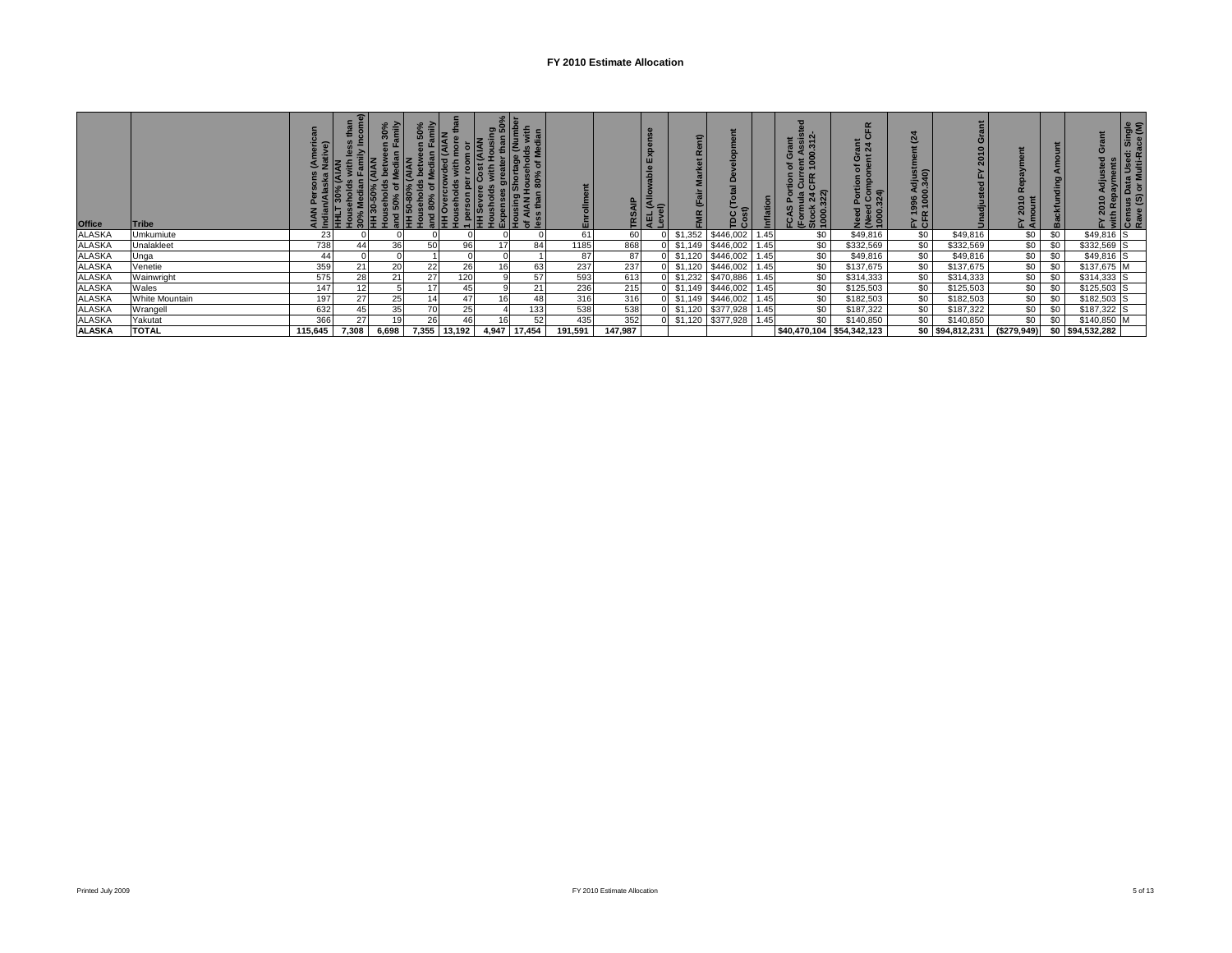# FY 2010 Estimate Allocation

| Office | Tribe | AIAN Persons (American Indian/Alaska Native) | HHLT 30% (AIAN Households with less than 30% Median Family Income) | HH 30-50% (AIAN Households between 30% and 50% of Median Family | HH 50-80% (AIAN Households between 50% and 80% of Median Family | HH Overcrowded (AIAN Households with more than 1 person per room or | HH Severe Cost (AIAN Housholds with Housing Expenses greater than 50% | Housing Shortage (Number of AIAN Households with less than 80% of Median | Enrollment | TRSAIP | AEL (Allowable Expense Level) | FMR (Fair Market Rent) | TDC (Total Development Cost) | Inflation | FCAS Portion of Grant (Formula Current Assisted Stock 24 CFR 1000.312-1000.322) | Need Portion of Grant (Need Component 24 CFR 1000.324) | FY 1996 Adjustment (24 CFR 1000.340) | Unadjusted FY 2010 Grant | FY 2010 Repayment Amount | Backfunding Amount | FY 2010 Adjusted Grant with Repayments | Census Data Used: Single Rave (S) or Multi-Race (M) |
|---|---|---|---|---|---|---|---|---|---|---|---|---|---|---|---|---|---|---|---|---|---|---|
| ALASKA | Umkumiute | 23 | 0 | 0 | 0 | 0 | 0 | 0 | 61 | 60 | 0 | $1,352 | $446,002 | 1.45 | $0 | $49,816 | $0 | $49,816 | $0 | $0 | $49,816 | S |
| ALASKA | Unalakleet | 738 | 44 | 36 | 50 | 96 | 17 | 84 | 1185 | 868 | 0 | $1,149 | $446,002 | 1.45 | $0 | $332,569 | $0 | $332,569 | $0 | $0 | $332,569 | S |
| ALASKA | Unga | 44 | 0 | 0 | 1 | 0 | 0 | 1 | 87 | 87 | 0 | $1,120 | $446,002 | 1.45 | $0 | $49,816 | $0 | $49,816 | $0 | $0 | $49,816 | S |
| ALASKA | Venetie | 359 | 21 | 20 | 22 | 26 | 16 | 63 | 237 | 237 | 0 | $1,120 | $446,002 | 1.45 | $0 | $137,675 | $0 | $137,675 | $0 | $0 | $137,675 | M |
| ALASKA | Wainwright | 575 | 28 | 21 | 27 | 120 | 9 | 57 | 593 | 613 | 0 | $1,232 | $470,886 | 1.45 | $0 | $314,333 | $0 | $314,333 | $0 | $0 | $314,333 | S |
| ALASKA | Wales | 147 | 12 | 5 | 17 | 45 | 9 | 21 | 236 | 215 | 0 | $1,149 | $446,002 | 1.45 | $0 | $125,503 | $0 | $125,503 | $0 | $0 | $125,503 | S |
| ALASKA | White Mountain | 197 | 27 | 25 | 14 | 47 | 16 | 48 | 316 | 316 | 0 | $1,149 | $446,002 | 1.45 | $0 | $182,503 | $0 | $182,503 | $0 | $0 | $182,503 | S |
| ALASKA | Wrangell | 632 | 45 | 35 | 70 | 25 | 4 | 133 | 538 | 538 | 0 | $1,120 | $377,928 | 1.45 | $0 | $187,322 | $0 | $187,322 | $0 | $0 | $187,322 | S |
| ALASKA | Yakutat | 366 | 27 | 19 | 26 | 46 | 16 | 52 | 435 | 352 | 0 | $1,120 | $377,928 | 1.45 | $0 | $140,850 | $0 | $140,850 | $0 | $0 | $140,850 | M |
| **ALASKA** | **TOTAL** | **115,645** | **7,308** | **6,698** | **7,355** | **13,192** | **4,947** | **17,454** | **191,591** | **147,987** | | | | | **$40,470,104** | **$54,342,123** | **$0** | **$94,812,231** | **($279,949)** | **$0** | **$94,532,282** | |

Printed July 2009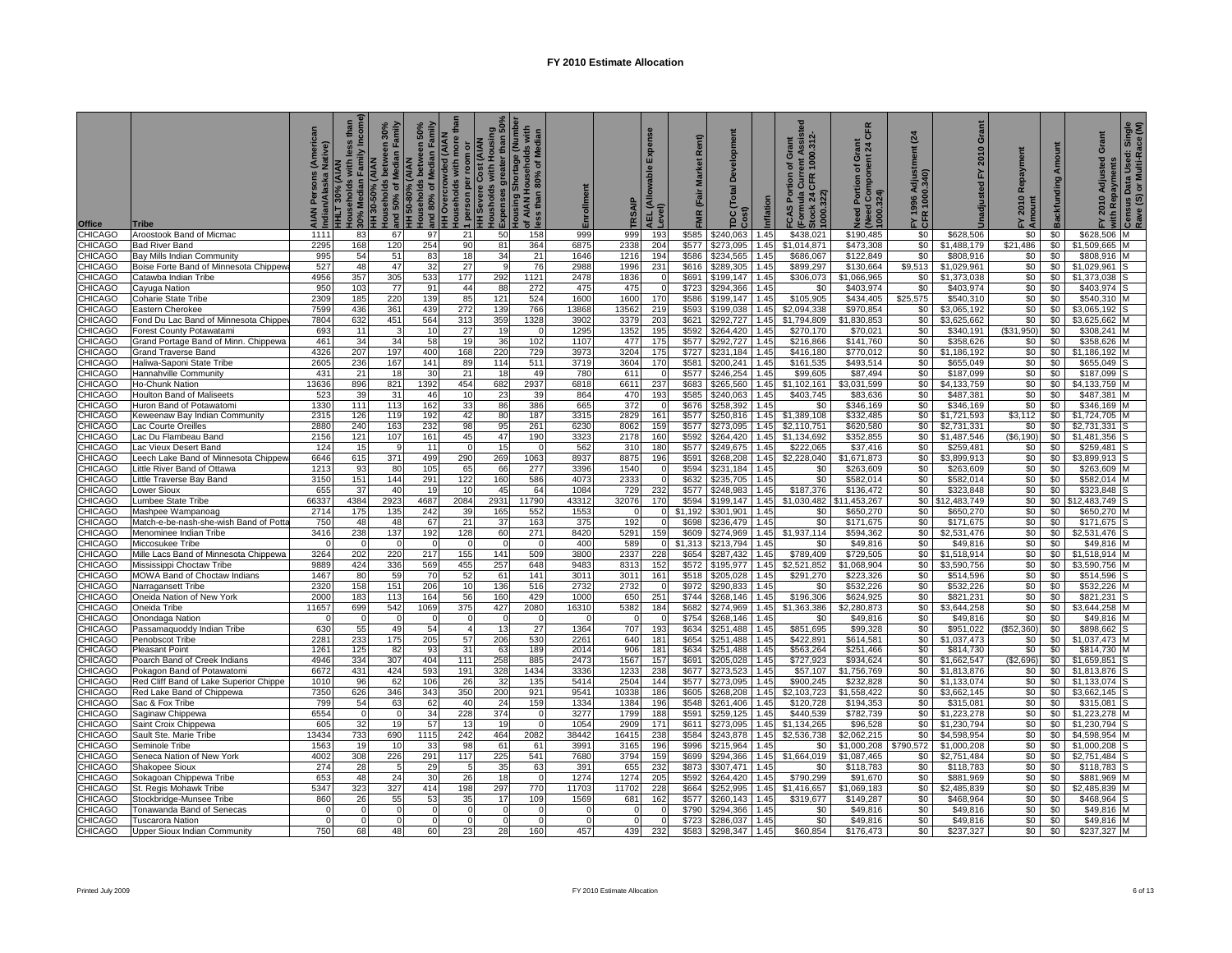# FY 2010 Estimate Allocation

| Office | Tribe | AIAN Persons (American Indian/Alaska Native) | HHLT 30% (AIAN Households with less than 30% Median Family Income) | HH 30-50% (AIAN Households between 30% and 50% of Median Family | HH 50-80% (AIAN Households between 50% and 80% of Median Family | HH Overcrowded (AIAN Households with more than 1 person per room or | HH Severe Cost (AIAN Housholds with Housing Expenses greater than 50% | Housing Shortage (Number of AIAN Households with less than 80% of Median | Enrollment | TRSAIP | AEL (Allowable Expense Level) | FMR (Fair Market Rent) | TDC (Total Development Cost) | Inflation | FCAS Portion of Grant (Formula Current Assisted Stock 24 CFR 1000.312-1000.322) | Need Portion of Grant (Need Component 24 CFR 1000.324) | FY 1996 Adjustment (24 CFR 1000.340) | Unadjusted FY 2010 Grant | FY 2010 Repayment Amount | Backfunding Amount | FY 2010 Adjusted Grant with Repayments | Census Data Used: Single Race (S) or Multi-Race (M) |
|---|---|---|---|---|---|---|---|---|---|---|---|---|---|---|---|---|---|---|---|---|---|---|
| CHICAGO | Aroostook Band of Micmac | 1111 | 83 | 67 | 97 | 21 | 50 | 158 | 999 | 999 | 193 | $585 | $240,063 | 1.45 | $438,021 | $190,485 | $0 | $628,506 | $0 | $0 | $628,506 | M |
| CHICAGO | Bad River Band | 2295 | 168 | 120 | 254 | 90 | 81 | 364 | 6875 | 2338 | 204 | $577 | $273,095 | 1.45 | $1,014,871 | $473,308 | $0 | $1,488,179 | $21,486 | $0 | $1,509,665 | M |
| CHICAGO | Bay Mills Indian Community | 995 | 54 | 51 | 83 | 18 | 34 | 21 | 1646 | 1216 | 194 | $586 | $234,565 | 1.45 | $686,067 | $122,849 | $0 | $808,916 | $0 | $0 | $808,916 | M |
| CHICAGO | Boise Forte Band of Minnesota Chippewa | 527 | 48 | 47 | 32 | 27 | 9 | 76 | 2988 | 1996 | 231 | $616 | $289,305 | 1.45 | $899,297 | $130,664 | $9,513 | $1,029,961 | $0 | $0 | $1,029,961 | S |
| CHICAGO | Catawba Indian Tribe | 4956 | 357 | 305 | 533 | 177 | 292 | 1121 | 2478 | 1836 | 0 | $691 | $199,147 | 1.45 | $306,073 | $1,066,965 | $0 | $1,373,038 | $0 | $0 | $1,373,038 | S |
| CHICAGO | Cayuga Nation | 950 | 103 | 77 | 91 | 44 | 88 | 272 | 475 | 475 | 0 | $723 | $294,366 | 1.45 | $0 | $403,974 | $0 | $403,974 | $0 | $0 | $403,974 | S |
| CHICAGO | Coharie State Tribe | 2309 | 185 | 220 | 139 | 85 | 121 | 524 | 1600 | 1600 | 170 | $586 | $199,147 | 1.45 | $105,905 | $434,405 | $25,575 | $540,310 | $0 | $0 | $540,310 | M |
| CHICAGO | Eastern Cherokee | 7599 | 436 | 361 | 439 | 272 | 139 | 766 | 13868 | 13562 | 219 | $593 | $199,038 | 1.45 | $2,094,338 | $970,854 | $0 | $3,065,192 | $0 | $0 | $3,065,192 | S |
| CHICAGO | Fond Du Lac Band of Minnesota Chippewa | 7804 | 632 | 451 | 564 | 313 | 359 | 1328 | 3902 | 3379 | 203 | $621 | $292,727 | 1.45 | $1,794,809 | $1,830,853 | $0 | $3,625,662 | $0 | $0 | $3,625,662 | M |
| CHICAGO | Forest County Potawatami | 693 | 11 | 3 | 10 | 27 | 19 | 0 | 1295 | 1352 | 195 | $592 | $264,420 | 1.45 | $270,170 | $70,021 | $0 | $340,191 | ($31,950) | $0 | $308,241 | M |
| CHICAGO | Grand Portage Band of Minn. Chippewa | 461 | 34 | 34 | 58 | 19 | 36 | 102 | 1107 | 477 | 175 | $577 | $292,727 | 1.45 | $216,866 | $141,760 | $0 | $358,626 | $0 | $0 | $358,626 | M |
| CHICAGO | Grand Traverse Band | 4326 | 207 | 197 | 400 | 168 | 220 | 729 | 3973 | 3204 | 175 | $727 | $231,184 | 1.45 | $416,180 | $770,012 | $0 | $1,186,192 | $0 | $0 | $1,186,192 | M |
| CHICAGO | Haliwa-Saponi State Tribe | 2605 | 236 | 167 | 141 | 89 | 114 | 511 | 3719 | 3604 | 170 | $581 | $200,241 | 1.45 | $161,535 | $493,514 | $0 | $655,049 | $0 | $0 | $655,049 | S |
| CHICAGO | Hannahville Community | 431 | 21 | 18 | 30 | 21 | 18 | 49 | 780 | 611 | 0 | $577 | $246,254 | 1.45 | $99,605 | $87,494 | $0 | $187,099 | $0 | $0 | $187,099 | S |
| CHICAGO | Ho-Chunk Nation | 13636 | 896 | 821 | 1392 | 454 | 682 | 2937 | 6818 | 6611 | 237 | $683 | $265,560 | 1.45 | $1,102,161 | $3,031,599 | $0 | $4,133,759 | $0 | $0 | $4,133,759 | M |
| CHICAGO | Houlton Band of Maliseets | 523 | 39 | 31 | 46 | 10 | 23 | 39 | 864 | 470 | 193 | $585 | $240,063 | 1.45 | $403,745 | $83,636 | $0 | $487,381 | $0 | $0 | $487,381 | M |
| CHICAGO | Huron Band of Potawatomi | 1330 | 111 | 113 | 162 | 33 | 86 | 386 | 665 | 372 | 0 | $676 | $258,392 | 1.45 | $0 | $346,169 | $0 | $346,169 | $0 | $0 | $346,169 | M |
| CHICAGO | Keweenaw Bay Indian Community | 2315 | 126 | 119 | 192 | 42 | 80 | 187 | 3315 | 2829 | 161 | $577 | $250,816 | 1.45 | $1,389,108 | $332,485 | $0 | $1,721,593 | $3,112 | $0 | $1,724,705 | M |
| CHICAGO | Lac Courte Oreilles | 2880 | 240 | 163 | 232 | 98 | 95 | 261 | 6230 | 8062 | 159 | $577 | $273,095 | 1.45 | $2,110,751 | $620,580 | $0 | $2,731,331 | $0 | $0 | $2,731,331 | S |
| CHICAGO | Lac Du Flambeau Band | 2156 | 121 | 107 | 161 | 45 | 47 | 190 | 3323 | 2178 | 160 | $592 | $264,420 | 1.45 | $1,134,692 | $352,855 | $0 | $1,487,546 | ($6,190) | $0 | $1,481,356 | S |
| CHICAGO | Lac Vieux Desert Band | 124 | 15 | 9 | 11 | 0 | 15 | 0 | 562 | 310 | 180 | $577 | $249,675 | 1.45 | $222,065 | $37,416 | $0 | $259,481 | $0 | $0 | $259,481 | S |
| CHICAGO | Leech Lake Band of Minnesota Chippewa | 6646 | 615 | 371 | 499 | 290 | 269 | 1063 | 8937 | 8875 | 196 | $591 | $268,208 | 1.45 | $2,228,040 | $1,671,873 | $0 | $3,899,913 | $0 | $0 | $3,899,913 | S |
| CHICAGO | Little River Band of Ottawa | 1213 | 93 | 80 | 105 | 65 | 66 | 277 | 3396 | 1540 | 0 | $594 | $231,184 | 1.45 | $0 | $263,609 | $0 | $263,609 | $0 | $0 | $263,609 | M |
| CHICAGO | Little Traverse Bay Band | 3150 | 151 | 144 | 291 | 122 | 160 | 586 | 4073 | 2333 | 0 | $632 | $235,705 | 1.45 | $0 | $582,014 | $0 | $582,014 | $0 | $0 | $582,014 | M |
| CHICAGO | Lower Sioux | 655 | 37 | 40 | 19 | 10 | 45 | 64 | 1084 | 729 | 232 | $577 | $248,983 | 1.45 | $187,376 | $136,472 | $0 | $323,848 | $0 | $0 | $323,848 | S |
| CHICAGO | Lumbee State Tribe | 66337 | 4384 | 2923 | 4687 | 2084 | 2931 | 11790 | 43312 | 32076 | 170 | $594 | $199,147 | 1.45 | $1,030,482 | $11,453,267 | $0 | $12,483,749 | $0 | $0 | $12,483,749 | S |
| CHICAGO | Mashpee Wampanoag | 2714 | 175 | 135 | 242 | 39 | 165 | 552 | 1553 | 0 | 0 | $1,192 | $301,901 | 1.45 | $0 | $650,270 | $0 | $650,270 | $0 | $0 | $650,270 | M |
| CHICAGO | Match-e-be-nash-she-wish Band of Potta | 750 | 48 | 48 | 67 | 21 | 37 | 163 | 375 | 192 | 0 | $698 | $236,479 | 1.45 | $0 | $171,675 | $0 | $171,675 | $0 | $0 | $171,675 | S |
| CHICAGO | Menominee Indian Tribe | 3416 | 238 | 137 | 192 | 128 | 60 | 271 | 8420 | 5291 | 159 | $609 | $274,969 | 1.45 | $1,937,114 | $594,362 | $0 | $2,531,476 | $0 | $0 | $2,531,476 | S |
| CHICAGO | Miccosukee Tribe | 0 | 0 | 0 | 0 | 0 | 0 | 0 | 400 | 589 | 0 | $1,313 | $213,794 | 1.45 | $0 | $49,816 | $0 | $49,816 | $0 | $0 | $49,816 | M |
| CHICAGO | Mille Lacs Band of Minnesota Chippewa | 3264 | 202 | 220 | 217 | 155 | 141 | 509 | 3800 | 2337 | 228 | $654 | $287,432 | 1.45 | $789,409 | $729,505 | $0 | $1,518,914 | $0 | $0 | $1,518,914 | M |
| CHICAGO | Mississippi Choctaw Tribe | 9889 | 424 | 336 | 569 | 455 | 257 | 648 | 9483 | 8313 | 152 | $572 | $195,977 | 1.45 | $2,521,852 | $1,068,904 | $0 | $3,590,756 | $0 | $0 | $3,590,756 | M |
| CHICAGO | MOWA Band of Choctaw Indians | 1467 | 80 | 59 | 70 | 52 | 61 | 141 | 3011 | 3011 | 161 | $518 | $205,028 | 1.45 | $291,270 | $223,326 | $0 | $514,596 | $0 | $0 | $514,596 | S |
| CHICAGO | Narragansett Tribe | 2320 | 158 | 151 | 206 | 10 | 136 | 516 | 2732 | 2732 | 0 | $972 | $290,833 | 1.45 | $0 | $532,226 | $0 | $532,226 | $0 | $0 | $532,226 | M |
| CHICAGO | Oneida Nation of New York | 2000 | 183 | 113 | 164 | 56 | 160 | 429 | 1000 | 650 | 251 | $744 | $268,146 | 1.45 | $196,306 | $624,925 | $0 | $821,231 | $0 | $0 | $821,231 | S |
| CHICAGO | Oneida Tribe | 11657 | 699 | 542 | 1069 | 375 | 427 | 2080 | 16310 | 5382 | 184 | $682 | $274,969 | 1.45 | $1,363,386 | $2,280,873 | $0 | $3,644,258 | $0 | $0 | $3,644,258 | M |
| CHICAGO | Onondaga Nation | 0 | 0 | 0 | 0 | 0 | 0 | 0 | 0 | 0 | 0 | $754 | $268,146 | 1.45 | $0 | $49,816 | $0 | $49,816 | $0 | $0 | $49,816 | M |
| CHICAGO | Passamaquoddy Indian Tribe | 630 | 55 | 49 | 54 | 4 | 13 | 27 | 1364 | 707 | 193 | $634 | $251,488 | 1.45 | $851,695 | $99,328 | $0 | $951,022 | ($52,360) | $0 | $898,662 | S |
| CHICAGO | Penobscot Tribe | 2281 | 233 | 175 | 205 | 57 | 206 | 530 | 2261 | 640 | 181 | $654 | $251,488 | 1.45 | $422,891 | $614,581 | $0 | $1,037,473 | $0 | $0 | $1,037,473 | M |
| CHICAGO | Pleasant Point | 1261 | 125 | 82 | 93 | 31 | 63 | 189 | 2014 | 906 | 181 | $634 | $251,488 | 1.45 | $563,264 | $251,466 | $0 | $814,730 | $0 | $0 | $814,730 | M |
| CHICAGO | Poarch Band of Creek Indians | 4946 | 334 | 307 | 404 | 111 | 258 | 885 | 2473 | 1567 | 157 | $691 | $205,028 | 1.45 | $727,923 | $934,624 | $0 | $1,662,547 | ($2,696) | $0 | $1,659,851 | S |
| CHICAGO | Pokagon Band of Potawatomi | 6672 | 431 | 424 | 593 | 191 | 328 | 1434 | 3336 | 1233 | 238 | $677 | $273,523 | 1.45 | $57,107 | $1,756,769 | $0 | $1,813,876 | $0 | $0 | $1,813,876 | S |
| CHICAGO | Red Cliff Band of Lake Superior Chippe | 1010 | 96 | 62 | 106 | 26 | 32 | 135 | 5414 | 2504 | 144 | $577 | $273,095 | 1.45 | $900,245 | $232,828 | $0 | $1,133,074 | $0 | $0 | $1,133,074 | S |
| CHICAGO | Red Lake Band of Chippewa | 7350 | 626 | 346 | 343 | 350 | 200 | 921 | 9541 | 10338 | 186 | $605 | $268,208 | 1.45 | $2,103,723 | $1,558,422 | $0 | $3,662,145 | $0 | $0 | $3,662,145 | S |
| CHICAGO | Sac & Fox Tribe | 799 | 54 | 63 | 62 | 40 | 24 | 159 | 1334 | 1384 | 196 | $548 | $261,406 | 1.45 | $120,728 | $194,353 | $0 | $315,081 | $0 | $0 | $315,081 | S |
| CHICAGO | Saginaw Chippewa | 6554 | 0 | 0 | 34 | 228 | 374 | 0 | 3277 | 1799 | 188 | $591 | $259,125 | 1.45 | $440,539 | $782,739 | $0 | $1,223,278 | $0 | $0 | $1,223,278 | M |
| CHICAGO | Saint Croix Chippewa | 605 | 32 | 19 | 57 | 13 | 19 | 0 | 1054 | 2909 | 171 | $611 | $273,095 | 1.45 | $1,134,265 | $96,528 | $0 | $1,230,794 | $0 | $0 | $1,230,794 | S |
| CHICAGO | Sault Ste. Marie Tribe | 13434 | 733 | 690 | 1115 | 242 | 464 | 2082 | 38442 | 16415 | 238 | $584 | $243,878 | 1.45 | $2,536,738 | $2,062,215 | $0 | $4,598,954 | $0 | $0 | $4,598,954 | M |
| CHICAGO | Seminole Tribe | 1563 | 19 | 10 | 33 | 98 | 61 | 61 | 3991 | 3165 | 196 | $996 | $215,964 | 1.45 | $0 | $1,000,208 | $790,572 | $1,000,208 | $0 | $0 | $1,000,208 | S |
| CHICAGO | Seneca Nation of New York | 4002 | 308 | 226 | 291 | 117 | 225 | 541 | 7680 | 3794 | 159 | $699 | $294,366 | 1.45 | $1,664,019 | $1,087,465 | $0 | $2,751,484 | $0 | $0 | $2,751,484 | S |
| CHICAGO | Shakopee Sioux | 274 | 28 | 5 | 29 | 5 | 35 | 63 | 391 | 655 | 232 | $873 | $307,471 | 1.45 | $0 | $118,783 | $0 | $118,783 | $0 | $0 | $118,783 | S |
| CHICAGO | Sokagoan Chippewa Tribe | 653 | 48 | 24 | 30 | 26 | 18 | 0 | 1274 | 1274 | 205 | $592 | $264,420 | 1.45 | $790,299 | $91,670 | $0 | $881,969 | $0 | $0 | $881,969 | M |
| CHICAGO | St. Regis Mohawk Tribe | 5347 | 323 | 327 | 414 | 198 | 297 | 770 | 11703 | 11702 | 228 | $664 | $252,995 | 1.45 | $1,416,657 | $1,069,183 | $0 | $2,485,839 | $0 | $0 | $2,485,839 | M |
| CHICAGO | Stockbridge-Munsee Tribe | 860 | 26 | 55 | 53 | 35 | 17 | 109 | 1569 | 681 | 162 | $577 | $260,143 | 1.45 | $319,677 | $149,287 | $0 | $468,964 | $0 | $0 | $468,964 | S |
| CHICAGO | Tonawanda Band of Senecas | 0 | 0 | 0 | 0 | 0 | 0 | 0 | 0 | 0 | 0 | $790 | $294,366 | 1.45 | $0 | $49,816 | $0 | $49,816 | $0 | $0 | $49,816 | M |
| CHICAGO | Tuscarora Nation | 0 | 0 | 0 | 0 | 0 | 0 | 0 | 0 | 0 | 0 | $723 | $286,037 | 1.45 | $0 | $49,816 | $0 | $49,816 | $0 | $0 | $49,816 | M |
| CHICAGO | Upper Sioux Indian Community | 750 | 68 | 48 | 60 | 23 | 28 | 160 | 457 | 439 | 232 | $583 | $298,347 | 1.45 | $60,854 | $176,473 | $0 | $237,327 | $0 | $0 | $237,327 | M |

Printed July 2009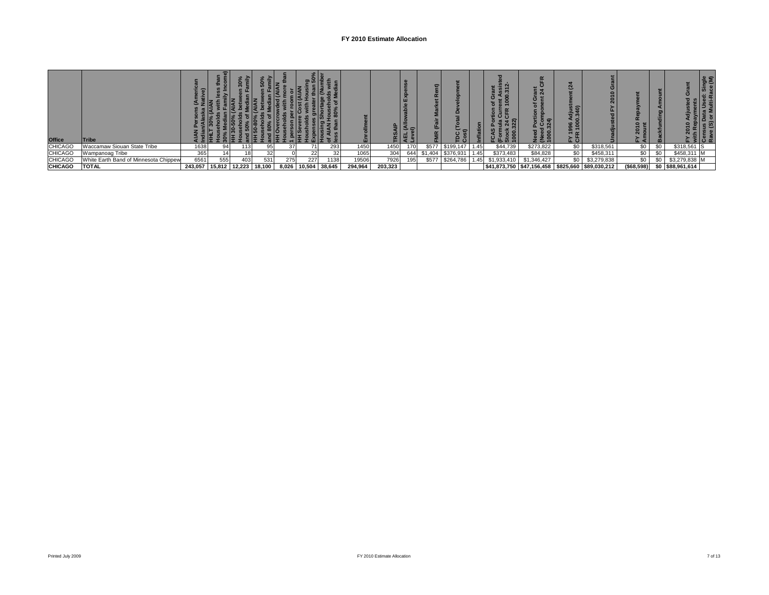# FY 2010 Estimate Allocation

| Office | Tribe | AIAN Persons (American Indian/Alaska Native) | HHLT 30% (AIAN Households with less than 30% Median Family Income) | HH 30-50% (AIAN Households between 30% and 50% of Median Family | HH 50-80% (AIAN Households between 50% and 80% of Median Family | HH Overcrowded (AIAN Households with more than 1 person per room or | HH Severe Cost (AIAN Households with Housing Expenses greater than 50% | Housing Shortage (Number of AIAN Households with less than 80% of Median | Enrollment | TRSAIP | AEL (Allowable Expense Level) | FMR (Fair Market Rent) | TDC (Total Development Cost) | Inflation | FCAS Portion of Grant (Formula Current Assisted Stock 24 CFR 1000.312-1000.322) | Need Portion of Grant (Need Component 24 CFR 1000.324) | FY 1996 Adjustment (24 CFR 1000.340) | Unadjusted FY 2010 Grant | FY 2010 Repayment Amount | Backfunding Amount | FY 2010 Adjusted Grant with Repayments | Census Data Used: Single Race (S) or Multi-Race (M) |
|---|---|---|---|---|---|---|---|---|---|---|---|---|---|---|---|---|---|---|---|---|---|---|
| CHICAGO | Waccamaw Siouan State Tribe | 1638 | 94 | 113 | 95 | 37 | 71 | 293 | 1450 | 1450 | 170 | $577 | $199,147 | 1.45 | $44,739 | $273,822 | $0 | $318,561 | $0 | $0 | $318,561 | S |
| CHICAGO | Wampanoag Tribe | 365 | 14 | 18 | 32 | 0 | 22 | 32 | 1065 | 304 | 644 | $1,404 | $376,931 | 1.45 | $373,483 | $84,828 | $0 | $458,311 | $0 | $0 | $458,311 | M |
| CHICAGO | White Earth Band of Minnesota Chippew | 6561 | 555 | 403 | 531 | 275 | 227 | 1138 | 19506 | 7926 | 195 | $577 | $264,786 | 1.45 | $1,933,410 | $1,346,427 | $0 | $3,279,838 | $0 | $0 | $3,279,838 | M |
| **CHICAGO** | **TOTAL** | **243,057** | **15,812** | **12,223** | **18,100** | **8,026** | **10,504** | **38,645** | **294,964** | **203,323** | | | | | **$41,873,750** | **$47,156,458** | **$825,660** | **$89,030,212** | **($68,598)** | **$0** | **$88,961,614** | |

Printed July 2009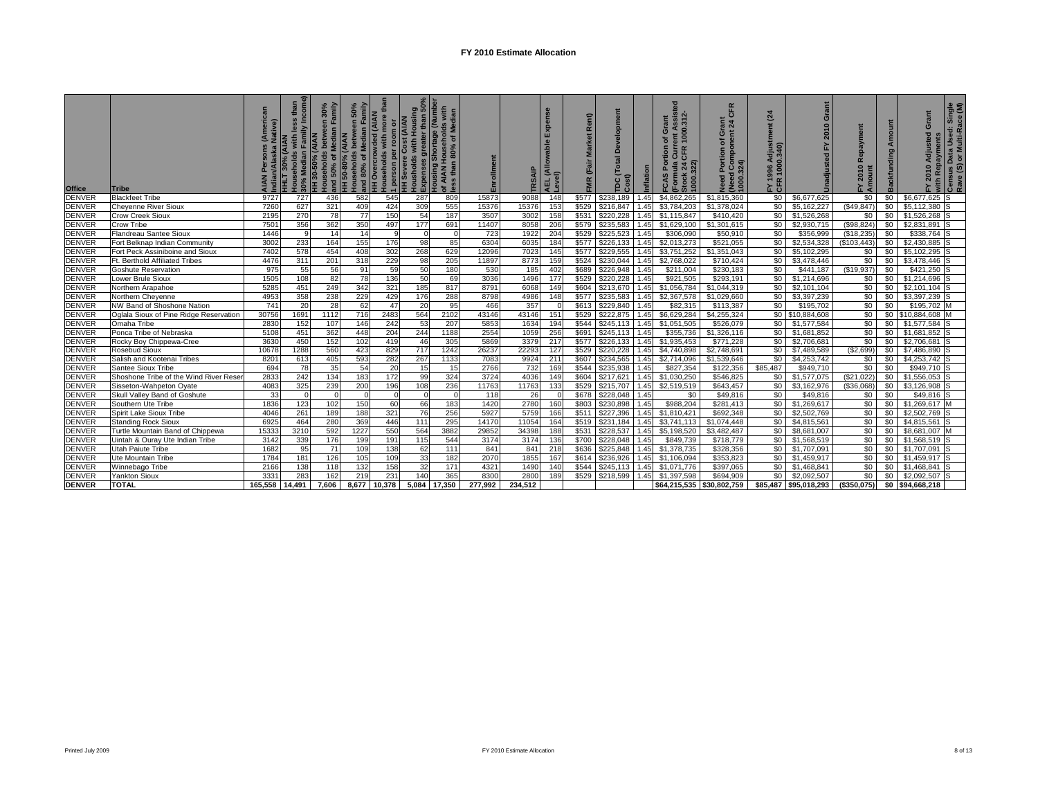# FY 2010 Estimate Allocation

| Office | Tribe | AIAN Persons (American Indian/Alaska Native) | HHLT 30% (AIAN Households with less than 30% Median Family Income) | HH 30-50% (AIAN Households between 30% and 50% of Median Family | HH 50-80% (AIAN Households between 50% and 80% of Median Family | HH Overcrowded (AIAN Households with more than 1 person per room or | HH Severe Cost (AIAN Housholds with Housing Expenses greater than 50% | Housing Shortage (Number of AIAN Households with less than 80% of Median | Enrollment | TRSAIP | AEL (Allowable Expense Level) | FMR (Fair Market Rent) | TDC (Total Development Cost) | Inflation | FCAS Portion of Grant (Formula Current Assisted Stock 24 CFR 1000.312-1000.322) | Need Portion of Grant (Need Component 24 CFR 1000.324) | FY 1996 Adjustment (24 CFR 1000.340) | Unadjusted FY 2010 Grant | FY 2010 Repayment Amount | Backfunding Amount | FY 2010 Adjusted Grant with Repayments | Census Data Used: Single Race (S) or Multi-Race (M) |
|---|---|---|---|---|---|---|---|---|---|---|---|---|---|---|---|---|---|---|---|---|---|---|
| DENVER | Blackfeet Tribe | 9727 | 727 | 436 | 582 | 545 | 287 | 809 | 15873 | 9088 | 148 | $577 | $238,189 | 1.45 | $4,862,265 | $1,815,360 | $0 | $6,677,625 | $0 | $0 | $6,677,625 | S |
| DENVER | Cheyenne River Sioux | 7260 | 627 | 321 | 409 | 424 | 309 | 555 | 15376 | 15376 | 153 | $529 | $216,847 | 1.45 | $3,784,203 | $1,378,024 | $0 | $5,162,227 | ($49,847) | $0 | $5,112,380 | S |
| DENVER | Crow Creek Sioux | 2195 | 270 | 78 | 77 | 150 | 54 | 187 | 3507 | 3002 | 158 | $531 | $220,228 | 1.45 | $1,115,847 | $410,420 | $0 | $1,526,268 | $0 | $0 | $1,526,268 | S |
| DENVER | Crow Tribe | 7501 | 356 | 362 | 350 | 497 | 177 | 691 | 11407 | 8058 | 206 | $579 | $235,583 | 1.45 | $1,629,100 | $1,301,615 | $0 | $2,930,715 | ($98,824) | $0 | $2,831,891 | S |
| DENVER | Flandreau Santee Sioux | 1446 | 9 | 14 | 14 | 9 | 0 | 0 | 723 | 1922 | 204 | $529 | $225,523 | 1.45 | $306,090 | $50,910 | $0 | $356,999 | ($18,235) | $0 | $338,764 | S |
| DENVER | Fort Belknap Indian Community | 3002 | 233 | 164 | 155 | 176 | 98 | 85 | 6304 | 6035 | 184 | $577 | $226,133 | 1.45 | $2,013,273 | $521,055 | $0 | $2,534,328 | ($103,443) | $0 | $2,430,885 | S |
| DENVER | Fort Peck Assiniboine and Sioux | 7402 | 578 | 454 | 408 | 302 | 268 | 629 | 12096 | 7023 | 145 | $577 | $229,555 | 1.45 | $3,751,252 | $1,351,043 | $0 | $5,102,295 | $0 | $0 | $5,102,295 | S |
| DENVER | Ft. Berthold Affiliated Tribes | 4476 | 311 | 201 | 318 | 229 | 98 | 205 | 11897 | 8773 | 159 | $524 | $230,044 | 1.45 | $2,768,022 | $710,424 | $0 | $3,478,446 | $0 | $0 | $3,478,446 | S |
| DENVER | Goshute Reservation | 975 | 55 | 56 | 91 | 59 | 50 | 180 | 530 | 185 | 402 | $689 | $226,948 | 1.45 | $211,004 | $230,183 | $0 | $441,187 | ($19,937) | $0 | $421,250 | S |
| DENVER | Lower Brule Sioux | 1505 | 108 | 82 | 78 | 136 | 50 | 69 | 3036 | 1496 | 177 | $529 | $220,228 | 1.45 | $921,505 | $293,191 | $0 | $1,214,696 | $0 | $0 | $1,214,696 | S |
| DENVER | Northern Arapahoe | 5285 | 451 | 249 | 342 | 321 | 185 | 817 | 8791 | 6068 | 149 | $604 | $213,670 | 1.45 | $1,056,784 | $1,044,319 | $0 | $2,101,104 | $0 | $0 | $2,101,104 | S |
| DENVER | Northern Cheyenne | 4953 | 358 | 238 | 229 | 429 | 176 | 288 | 8798 | 4986 | 148 | $577 | $235,583 | 1.45 | $2,367,578 | $1,029,660 | $0 | $3,397,239 | $0 | $0 | $3,397,239 | S |
| DENVER | NW Band of Shoshone Nation | 741 | 20 | 28 | 62 | 47 | 20 | 95 | 466 | 357 | 0 | $613 | $229,840 | 1.45 | $82,315 | $113,387 | $0 | $195,702 | $0 | $0 | $195,702 | M |
| DENVER | Oglala Sioux of Pine Ridge Reservation | 30756 | 1691 | 1112 | 716 | 2483 | 564 | 2102 | 43146 | 43146 | 151 | $529 | $222,875 | 1.45 | $6,629,284 | $4,255,324 | $0 | $10,884,608 | $0 | $0 | $10,884,608 | M |
| DENVER | Omaha Tribe | 2830 | 152 | 107 | 146 | 242 | 53 | 207 | 5853 | 1634 | 194 | $544 | $245,113 | 1.45 | $1,051,505 | $526,079 | $0 | $1,577,584 | $0 | $0 | $1,577,584 | S |
| DENVER | Ponca Tribe of Nebraska | 5108 | 451 | 362 | 448 | 204 | 244 | 1188 | 2554 | 1059 | 256 | $691 | $245,113 | 1.45 | $355,736 | $1,326,116 | $0 | $1,681,852 | $0 | $0 | $1,681,852 | S |
| DENVER | Rocky Boy Chippewa-Cree | 3630 | 450 | 152 | 102 | 419 | 46 | 305 | 5869 | 3379 | 217 | $577 | $226,133 | 1.45 | $1,935,453 | $771,228 | $0 | $2,706,681 | $0 | $0 | $2,706,681 | S |
| DENVER | Rosebud Sioux | 10678 | 1288 | 560 | 423 | 829 | 717 | 1242 | 26237 | 22293 | 127 | $529 | $220,228 | 1.45 | $4,740,898 | $2,748,691 | $0 | $7,489,589 | ($2,699) | $0 | $7,486,890 | S |
| DENVER | Salish and Kootenai Tribes | 8201 | 613 | 405 | 593 | 282 | 267 | 1133 | 7083 | 9924 | 211 | $607 | $234,565 | 1.45 | $2,714,096 | $1,539,646 | $0 | $4,253,742 | $0 | $0 | $4,253,742 | S |
| DENVER | Santee Sioux Tribe | 694 | 78 | 35 | 54 | 20 | 15 | 15 | 2766 | 732 | 169 | $544 | $235,938 | 1.45 | $827,354 | $122,356 | $85,487 | $949,710 | $0 | $0 | $949,710 | S |
| DENVER | Shoshone Tribe of the Wind River Reser | 2833 | 242 | 134 | 183 | 172 | 99 | 324 | 3724 | 4036 | 149 | $604 | $217,621 | 1.45 | $1,030,250 | $546,825 | $0 | $1,577,075 | ($21,022) | $0 | $1,556,053 | S |
| DENVER | Sisseton-Wahpeton Oyate | 4083 | 325 | 239 | 200 | 196 | 108 | 236 | 11763 | 11763 | 133 | $529 | $215,707 | 1.45 | $2,519,519 | $643,457 | $0 | $3,162,976 | ($36,068) | $0 | $3,126,908 | S |
| DENVER | Skull Valley Band of Goshute | 33 | 0 | 0 | 0 | 0 | 0 | 0 | 118 | 26 | 0 | $678 | $228,048 | 1.45 | $0 | $49,816 | $0 | $49,816 | $0 | $0 | $49,816 | S |
| DENVER | Southern Ute Tribe | 1836 | 123 | 102 | 150 | 60 | 66 | 183 | 1420 | 2780 | 160 | $803 | $230,898 | 1.45 | $988,204 | $281,413 | $0 | $1,269,617 | $0 | $0 | $1,269,617 | M |
| DENVER | Spirit Lake Sioux Tribe | 4046 | 261 | 189 | 188 | 321 | 76 | 256 | 5927 | 5759 | 166 | $511 | $227,396 | 1.45 | $1,810,421 | $692,348 | $0 | $2,502,769 | $0 | $0 | $2,502,769 | S |
| DENVER | Standing Rock Sioux | 6925 | 464 | 280 | 369 | 446 | 111 | 295 | 14170 | 11054 | 164 | $519 | $231,184 | 1.45 | $3,741,113 | $1,074,448 | $0 | $4,815,561 | $0 | $0 | $4,815,561 | S |
| DENVER | Turtle Mountain Band of Chippewa | 15333 | 3210 | 592 | 1227 | 550 | 564 | 3882 | 29852 | 34398 | 188 | $531 | $228,537 | 1.45 | $5,198,520 | $3,482,487 | $0 | $8,681,007 | $0 | $0 | $8,681,007 | M |
| DENVER | Uintah & Ouray Ute Indian Tribe | 3142 | 339 | 176 | 199 | 191 | 115 | 544 | 3174 | 3174 | 136 | $700 | $228,048 | 1.45 | $849,739 | $718,779 | $0 | $1,568,519 | $0 | $0 | $1,568,519 | S |
| DENVER | Utah Paiute Tribe | 1682 | 95 | 71 | 109 | 138 | 62 | 111 | 841 | 841 | 218 | $636 | $225,848 | 1.45 | $1,378,735 | $328,356 | $0 | $1,707,091 | $0 | $0 | $1,707,091 | S |
| DENVER | Ute Mountain Tribe | 1784 | 181 | 126 | 105 | 109 | 33 | 182 | 2070 | 1855 | 167 | $614 | $236,926 | 1.45 | $1,106,094 | $353,823 | $0 | $1,459,917 | $0 | $0 | $1,459,917 | S |
| DENVER | Winnebago Tribe | 2166 | 138 | 118 | 132 | 158 | 32 | 171 | 4321 | 1490 | 140 | $544 | $245,113 | 1.45 | $1,071,776 | $397,065 | $0 | $1,468,841 | $0 | $0 | $1,468,841 | S |
| DENVER | Yankton Sioux | 3331 | 283 | 162 | 219 | 231 | 140 | 365 | 8300 | 2800 | 189 | $529 | $218,599 | 1.45 | $1,397,598 | $694,909 | $0 | $2,092,507 | $0 | $0 | $2,092,507 | S |
| **DENVER** | **TOTAL** | **165,558** | **14,491** | **7,606** | **8,677** | **10,378** | **5,084** | **17,350** | **277,992** | **234,512** | | | | | **$64,215,535** | **$30,802,759** | **$85,487** | **$95,018,293** | **($350,075)** | **$0** | **$94,668,218** | |

Printed July 2009 | FY 2010 Estimate Allocation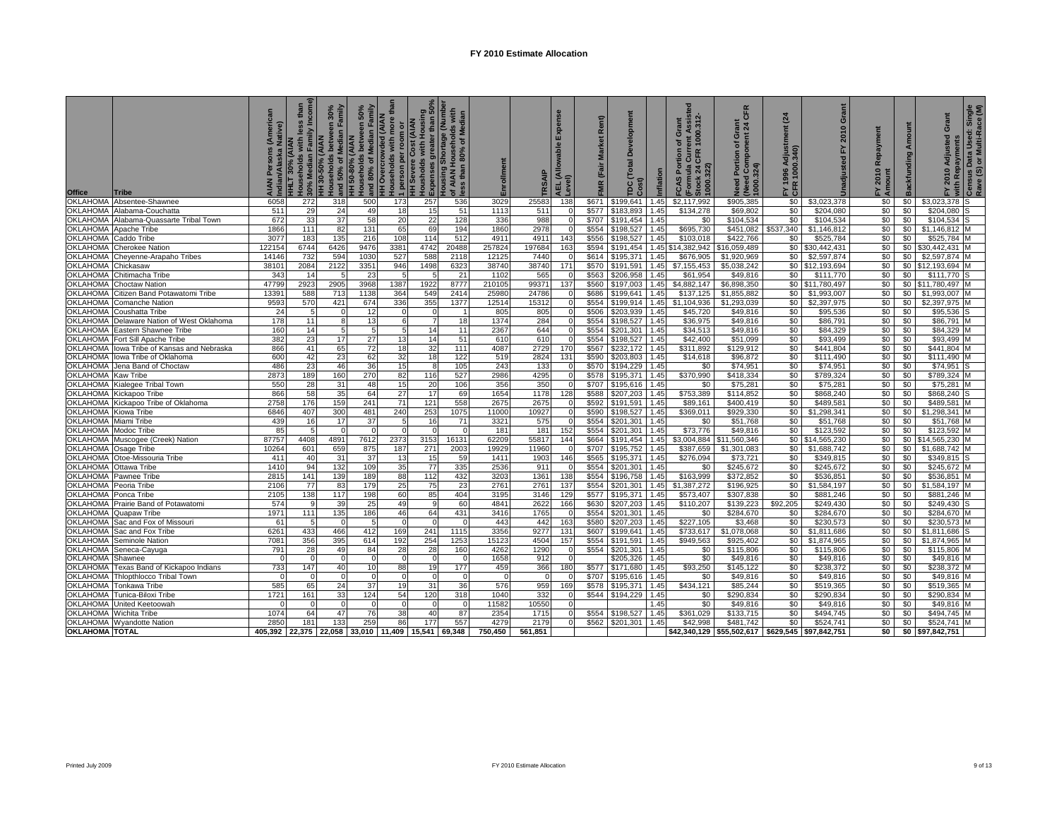# FY 2010 Estimate Allocation

| Office | Tribe | AIAN Persons (American Indian/Alaska Native) | HHLT 30% (AIAN Households with less than 30% Median Family Income) | HH 30-50% (AIAN Households between 30% and 50% of Median Family | HH 50-80% (AIAN Households between 50% and 80% of Median Family | HH Overcrowded (AIAN Households with more than 1 person per room or | HH Severe Cost (AIAN Households with Housing Expenses greater than 50% | Housing Shortage (Number of AIAN Households with less than 80% of Median | Enrollment | TRSAIP | AEL (Allowable Expense Level) | FMR (Fair Market Rent) | TDC (Total Development Cost) | Inflation | FCAS Portion of Grant (Formula Current Assisted Stock 24 CFR 1000.312-1000.322) | Need Portion of Grant (Need Component 24 CFR 1000.324) | FY 1996 Adjustment (24 CFR 1000.340) | Unadjusted FY 2010 Grant | FY 2010 Repayment Amount | Backfunding Amount | FY 2010 Adjusted Grant with Repayments | Census Data Used: Single Race (S) or Multi-Race (M) |
|---|---|---|---|---|---|---|---|---|---|---|---|---|---|---|---|---|---|---|---|---|---|---|
| OKLAHOMA | Absentee-Shawnee | 6058 | 272 | 318 | 500 | 173 | 257 | 536 | 3029 | 25583 | 138 | $671 | $199,641 | 1.45 | $2,117,992 | $905,385 | $0 | $3,023,378 | $0 | $0 | $3,023,378 | S |
| OKLAHOMA | Alabama-Couchatta | 511 | 29 | 24 | 49 | 18 | 15 | 51 | 1113 | 511 | 0 | $577 | $183,893 | 1.45 | $134,278 | $69,802 | $0 | $204,080 | $0 | $0 | $204,080 | S |
| OKLAHOMA | Alabama-Quassarte Tribal Town | 672 | 33 | 37 | 58 | 20 | 22 | 128 | 336 | 988 | 0 | $707 | $191,454 | 1.45 | $0 | $104,534 | $0 | $104,534 | $0 | $0 | $104,534 | S |
| OKLAHOMA | Apache Tribe | 1866 | 111 | 82 | 131 | 65 | 69 | 194 | 1860 | 2978 | 0 | $554 | $198,527 | 1.45 | $695,730 | $451,082 | $537,340 | $1,146,812 | $0 | $0 | $1,146,812 | M |
| OKLAHOMA | Caddo Tribe | 3077 | 183 | 135 | 216 | 108 | 114 | 512 | 4911 | 4911 | 143 | $556 | $198,527 | 1.45 | $103,018 | $422,766 | $0 | $525,784 | $0 | $0 | $525,784 | M |
| OKLAHOMA | Cherokee Nation | 122154 | 6744 | 6426 | 9476 | 3381 | 4742 | 20488 | 257824 | 197684 | 163 | $594 | $191,454 | 1.45 | $14,382,942 | $16,059,489 | $0 | $30,442,431 | $0 | $0 | $30,442,431 | M |
| OKLAHOMA | Cheyenne-Arapaho Tribes | 14146 | 732 | 594 | 1030 | 527 | 588 | 2118 | 12125 | 7440 | 0 | $614 | $195,371 | 1.45 | $676,905 | $1,920,969 | $0 | $2,597,874 | $0 | $0 | $2,597,874 | M |
| OKLAHOMA | Chickasaw | 38101 | 2084 | 2122 | 3351 | 946 | 1498 | 6323 | 38740 | 38740 | 171 | $570 | $191,591 | 1.45 | $7,155,453 | $5,038,242 | $0 | $12,193,694 | $0 | $0 | $12,193,694 | M |
| OKLAHOMA | Chitimacha Tribe | 343 | 14 | 5 | 23 | 5 | 5 | 21 | 1102 | 565 | 0 | $563 | $206,958 | 1.45 | $61,954 | $49,816 | $0 | $111,770 | $0 | $0 | $111,770 | S |
| OKLAHOMA | Choctaw Nation | 47799 | 2923 | 2905 | 3968 | 1387 | 1922 | 8777 | 210105 | 99371 | 137 | $560 | $197,003 | 1.45 | $4,882,147 | $6,898,350 | $0 | $11,780,497 | $0 | $0 | $11,780,497 | M |
| OKLAHOMA | Citizen Band Potawatomi Tribe | 13391 | 588 | 713 | 1138 | 364 | 549 | 2414 | 25980 | 24786 | 0 | $686 | $199,641 | 1.45 | $137,125 | $1,855,882 | $0 | $1,993,007 | $0 | $0 | $1,993,007 | M |
| OKLAHOMA | Comanche Nation | 9593 | 570 | 421 | 674 | 336 | 355 | 1377 | 12514 | 15312 | 0 | $554 | $199,914 | 1.45 | $1,104,936 | $1,293,039 | $0 | $2,397,975 | $0 | $0 | $2,397,975 | M |
| OKLAHOMA | Coushatta Tribe | 24 | 5 | 0 | 12 | 0 | 0 | 1 | 805 | 805 | 0 | $506 | $203,939 | 1.45 | $45,720 | $49,816 | $0 | $95,536 | $0 | $0 | $95,536 | S |
| OKLAHOMA | Delaware Nation of West Oklahoma | 178 | 11 | 8 | 13 | 6 | 7 | 18 | 1374 | 284 | 0 | $554 | $198,527 | 1.45 | $36,975 | $49,816 | $0 | $86,791 | $0 | $0 | $86,791 | M |
| OKLAHOMA | Eastern Shawnee Tribe | 160 | 14 | 5 | 5 | 5 | 14 | 11 | 2367 | 644 | 0 | $554 | $201,301 | 1.45 | $34,513 | $49,816 | $0 | $84,329 | $0 | $0 | $84,329 | M |
| OKLAHOMA | Fort Sill Apache Tribe | 382 | 23 | 17 | 27 | 13 | 14 | 51 | 610 | 610 | 0 | $554 | $198,527 | 1.45 | $42,400 | $51,099 | $0 | $93,499 | $0 | $0 | $93,499 | M |
| OKLAHOMA | Iowa Tribe of Kansas and Nebraska | 866 | 41 | 65 | 72 | 18 | 32 | 111 | 4087 | 2729 | 170 | $567 | $232,172 | 1.45 | $311,892 | $129,912 | $0 | $441,804 | $0 | $0 | $441,804 | M |
| OKLAHOMA | Iowa Tribe of Oklahoma | 600 | 42 | 23 | 62 | 32 | 18 | 122 | 519 | 2824 | 131 | $590 | $203,803 | 1.45 | $14,618 | $96,872 | $0 | $111,490 | $0 | $0 | $111,490 | M |
| OKLAHOMA | Jena Band of Choctaw | 486 | 23 | 46 | 36 | 15 | 8 | 105 | 243 | 133 | 0 | $570 | $194,229 | 1.45 | $0 | $74,951 | $0 | $74,951 | $0 | $0 | $74,951 | S |
| OKLAHOMA | Kaw Tribe | 2873 | 189 | 160 | 270 | 82 | 116 | 527 | 2986 | 4295 | 0 | $578 | $195,371 | 1.45 | $370,990 | $418,334 | $0 | $789,324 | $0 | $0 | $789,324 | M |
| OKLAHOMA | Kialegee Tribal Town | 550 | 28 | 31 | 48 | 15 | 20 | 106 | 356 | 350 | 0 | $707 | $195,616 | 1.45 | $0 | $75,281 | $0 | $75,281 | $0 | $0 | $75,281 | M |
| OKLAHOMA | Kickapoo Tribe | 866 | 58 | 35 | 64 | 27 | 17 | 69 | 1654 | 1178 | 128 | $588 | $207,203 | 1.45 | $753,389 | $114,852 | $0 | $868,240 | $0 | $0 | $868,240 | S |
| OKLAHOMA | Kickapoo Tribe of Oklahoma | 2758 | 176 | 159 | 241 | 71 | 121 | 558 | 2675 | 2675 | 0 | $592 | $191,591 | 1.45 | $89,161 | $400,419 | $0 | $489,581 | $0 | $0 | $489,581 | M |
| OKLAHOMA | Kiowa Tribe | 6846 | 407 | 300 | 481 | 240 | 253 | 1075 | 11000 | 10927 | 0 | $590 | $198,527 | 1.45 | $369,011 | $929,330 | $0 | $1,298,341 | $0 | $0 | $1,298,341 | M |
| OKLAHOMA | Miami Tribe | 439 | 16 | 17 | 37 | 5 | 16 | 71 | 3321 | 575 | 0 | $554 | $201,301 | 1.45 | $0 | $51,768 | $0 | $51,768 | $0 | $0 | $51,768 | M |
| OKLAHOMA | Modoc Tribe | 85 | 5 | 0 | 0 | 0 | 0 | 0 | 181 | 181 | 152 | $554 | $201,301 | 1.45 | $73,776 | $49,816 | $0 | $123,592 | $0 | $0 | $123,592 | M |
| OKLAHOMA | Muscogee (Creek) Nation | 87757 | 4408 | 4891 | 7612 | 2373 | 3153 | 16131 | 62209 | 55817 | 144 | $664 | $191,454 | 1.45 | $3,004,884 | $11,560,346 | $0 | $14,565,230 | $0 | $0 | $14,565,230 | M |
| OKLAHOMA | Osage Tribe | 10264 | 601 | 659 | 875 | 187 | 271 | 2003 | 19929 | 11960 | 0 | $707 | $195,752 | 1.45 | $387,659 | $1,301,083 | $0 | $1,688,742 | $0 | $0 | $1,688,742 | M |
| OKLAHOMA | Otoe-Missouria Tribe | 411 | 40 | 31 | 37 | 13 | 15 | 59 | 1411 | 1903 | 146 | $565 | $195,371 | 1.45 | $276,094 | $73,721 | $0 | $349,815 | $0 | $0 | $349,815 | S |
| OKLAHOMA | Ottawa Tribe | 1410 | 94 | 132 | 109 | 35 | 77 | 335 | 2536 | 911 | 0 | $554 | $201,301 | 1.45 | $0 | $245,672 | $0 | $245,672 | $0 | $0 | $245,672 | M |
| OKLAHOMA | Pawnee Tribe | 2815 | 141 | 139 | 189 | 88 | 112 | 432 | 3203 | 1361 | 138 | $554 | $196,758 | 1.45 | $163,999 | $372,852 | $0 | $536,851 | $0 | $0 | $536,851 | M |
| OKLAHOMA | Peoria Tribe | 2106 | 77 | 83 | 179 | 25 | 75 | 23 | 2761 | 2761 | 137 | $554 | $201,301 | 1.45 | $1,387,272 | $196,925 | $0 | $1,584,197 | $0 | $0 | $1,584,197 | M |
| OKLAHOMA | Ponca Tribe | 2105 | 138 | 117 | 198 | 60 | 85 | 404 | 3195 | 3146 | 129 | $577 | $195,371 | 1.45 | $573,407 | $307,838 | $0 | $881,246 | $0 | $0 | $881,246 | M |
| OKLAHOMA | Prairie Band of Potawatomi | 574 | 9 | 39 | 25 | 49 | 9 | 60 | 4841 | 2622 | 166 | $630 | $207,203 | 1.45 | $110,207 | $139,223 | $92,205 | $249,430 | $0 | $0 | $249,430 | S |
| OKLAHOMA | Quapaw Tribe | 1971 | 111 | 135 | 186 | 46 | 64 | 431 | 3416 | 1765 | 0 | $554 | $201,301 | 1.45 | $0 | $284,670 | $0 | $284,670 | $0 | $0 | $284,670 | M |
| OKLAHOMA | Sac and Fox of Missouri | 61 | 5 | 0 | 5 | 0 | 0 | 0 | 443 | 442 | 163 | $580 | $207,203 | 1.45 | $227,105 | $3,468 | $0 | $230,573 | $0 | $0 | $230,573 | M |
| OKLAHOMA | Sac and Fox Tribe | 6261 | 433 | 466 | 412 | 169 | 241 | 1115 | 3356 | 9277 | 131 | $607 | $199,641 | 1.45 | $733,617 | $1,078,068 | $0 | $1,811,686 | $0 | $0 | $1,811,686 | S |
| OKLAHOMA | Seminole Nation | 7081 | 356 | 395 | 614 | 192 | 254 | 1253 | 15123 | 4504 | 157 | $554 | $191,591 | 1.45 | $949,563 | $925,402 | $0 | $1,874,965 | $0 | $0 | $1,874,965 | M |
| OKLAHOMA | Seneca-Cayuga | 791 | 28 | 49 | 84 | 28 | 28 | 160 | 4262 | 1290 | 0 | $554 | $201,301 | 1.45 | $0 | $115,806 | $0 | $115,806 | $0 | $0 | $115,806 | M |
| OKLAHOMA | Shawnee | 0 | 0 | 0 | 0 | 0 | 0 | 0 | 1658 | 912 | 0 | | $205,326 | 1.45 | $0 | $49,816 | $0 | $49,816 | $0 | $0 | $49,816 | M |
| OKLAHOMA | Texas Band of Kickapoo Indians | 733 | 147 | 40 | 10 | 88 | 19 | 177 | 459 | 366 | 180 | $577 | $171,680 | 1.45 | $93,250 | $145,122 | $0 | $238,372 | $0 | $0 | $238,372 | M |
| OKLAHOMA | Thlopthlocco Tribal Town | 0 | 0 | 0 | 0 | 0 | 0 | 0 | 0 | 0 | 0 | $707 | $195,616 | 1.45 | $0 | $49,816 | $0 | $49,816 | $0 | $0 | $49,816 | M |
| OKLAHOMA | Tonkawa Tribe | 585 | 65 | 24 | 37 | 19 | 31 | 36 | 576 | 959 | 169 | $578 | $195,371 | 1.45 | $434,121 | $85,244 | $0 | $519,365 | $0 | $0 | $519,365 | M |
| OKLAHOMA | Tunica-Biloxi Tribe | 1721 | 161 | 33 | 124 | 54 | 120 | 318 | 1040 | 332 | 0 | $544 | $194,229 | 1.45 | $0 | $290,834 | $0 | $290,834 | $0 | $0 | $290,834 | M |
| OKLAHOMA | United Keetoowah | 0 | 0 | 0 | 0 | 0 | 0 | 0 | 11582 | 10550 | 0 | | | 1.45 | $0 | $49,816 | $0 | $49,816 | $0 | $0 | $49,816 | M |
| OKLAHOMA | Wichita Tribe | 1074 | 64 | 47 | 76 | 38 | 40 | 87 | 2354 | 1715 | 0 | $554 | $198,527 | 1.45 | $361,029 | $133,715 | $0 | $494,745 | $0 | $0 | $494,745 | M |
| OKLAHOMA | Wyandotte Nation | 2850 | 181 | 133 | 259 | 86 | 177 | 557 | 4279 | 2179 | 0 | $562 | $201,301 | 1.45 | $42,998 | $481,742 | $0 | $524,741 | $0 | $0 | $524,741 | M |
| **OKLAHOMA** | **TOTAL** | **405,392** | **22,375** | **22,058** | **33,010** | **11,409** | **15,541** | **69,348** | **750,450** | **561,851** | | | | | **$42,340,129** | **$55,502,617** | **$629,545** | **$97,842,751** | **$0** | **$0** | **$97,842,751** | |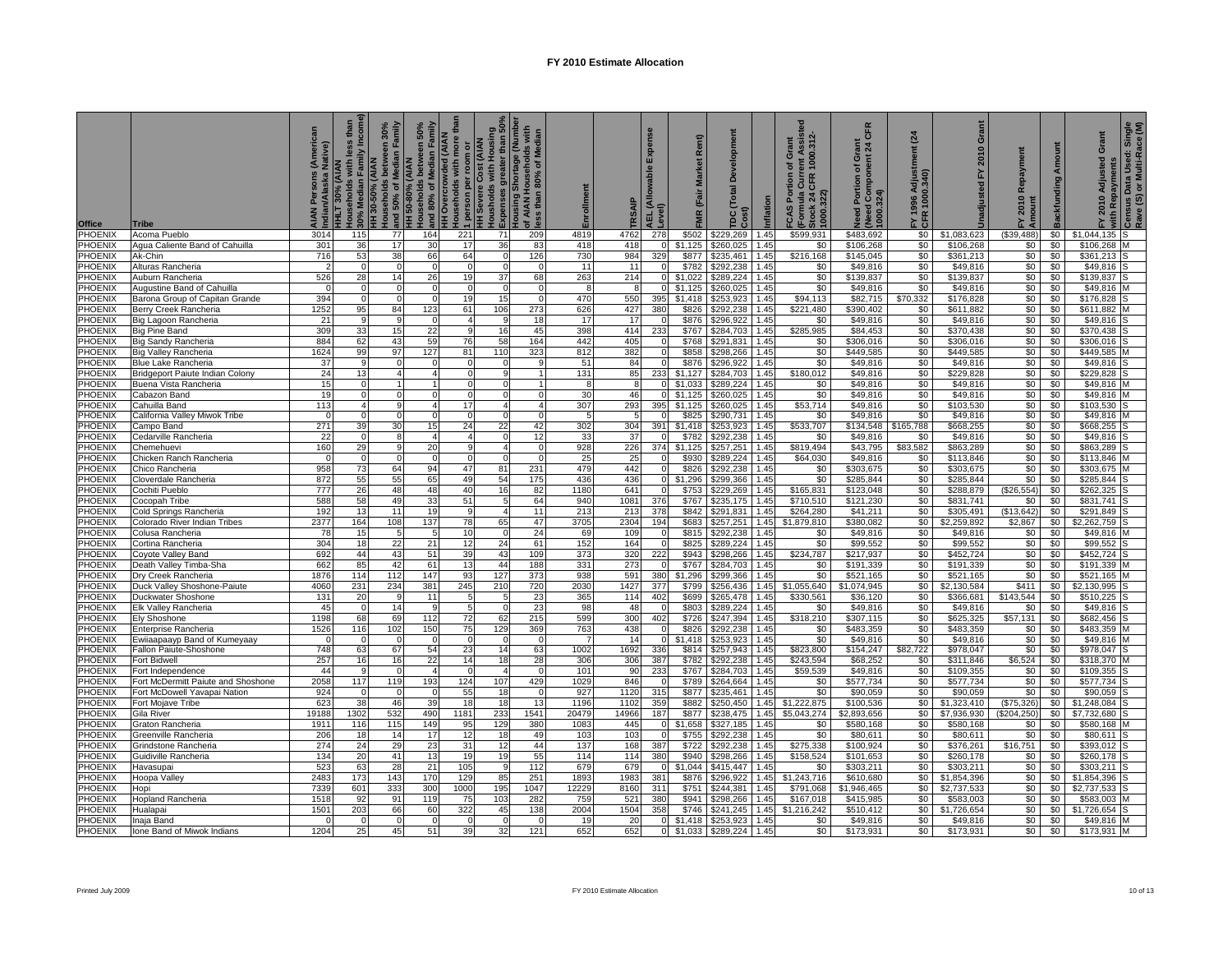# FY 2010 Estimate Allocation

| Office | Tribe | AIAN Persons (American Indian/Alaska Native) | HHLT 30% (AIAN Households with less than 30% Median Family Income) | HH 30-50% (AIAN Households between 30% and 50% of Median Family | HH 50-80% (AIAN Households between 50% and 80% of Median Family | HH Overcrowded (AIAN Households with more than 1 person per room or | HH Severe Cost (AIAN Households with Housing Expenses greater than 50% | Housing Shortage (Number of AIAN Households with less than 80% of Median | Enrollment | TRSAIP | AEL (Allowable Expense Level) | FMR (Fair Market Rent) | TDC (Total Development Cost) | Inflation | FCAS Portion of Grant (Formula Current Assisted Stock 24 CFR 1000.312-1000.322) | Need Portion of Grant (Need Component 24 CFR 1000.324) | FY 1996 Adjustment (24 CFR 1000.340) | Unadjusted FY 2010 Grant | FY 2010 Repayment Amount | Backfunding Amount | FY 2010 Adjusted Grant with Repayments | Census Data Used: Single Race (S) or Multi-Race (M) |
|---|---|---|---|---|---|---|---|---|---|---|---|---|---|---|---|---|---|---|---|---|---|---|
| PHOENIX | Acoma Pueblo | 3014 | 115 | 77 | 164 | 221 | 71 | 209 | 4819 | 4762 | 278 | $502 | $229,269 | 1.45 | $599,931 | $483,692 | $0 | $1,083,623 | ($39,488) | $0 | $1,044,135 | S |
| PHOENIX | Agua Caliente Band of Cahuilla | 301 | 36 | 17 | 30 | 17 | 36 | 83 | 418 | 418 | 0 | $1,125 | $260,025 | 1.45 | $0 | $106,268 | $0 | $106,268 | $0 | $0 | $106,268 | M |
| PHOENIX | Ak-Chin | 716 | 53 | 38 | 66 | 64 | 0 | 126 | 730 | 984 | 329 | $877 | $235,461 | 1.45 | $216,168 | $145,045 | $0 | $361,213 | $0 | $0 | $361,213 | S |
| PHOENIX | Alturas Rancheria | 2 | 0 | 0 | 0 | 0 | 0 | 0 | 11 | 11 | 0 | $782 | $292,238 | 1.45 | $0 | $49,816 | $0 | $49,816 | $0 | $0 | $49,816 | S |
| PHOENIX | Auburn Rancheria | 526 | 28 | 14 | 26 | 19 | 37 | 68 | 263 | 214 | 0 | $1,022 | $289,224 | 1.45 | $0 | $139,837 | $0 | $139,837 | $0 | $0 | $139,837 | S |
| PHOENIX | Augustine Band of Cahuilla | 0 | 0 | 0 | 0 | 0 | 0 | 0 | 8 | 8 | 0 | $1,125 | $260,025 | 1.45 | $0 | $49,816 | $0 | $49,816 | $0 | $0 | $49,816 | M |
| PHOENIX | Barona Group of Capitan Grande | 394 | 0 | 0 | 0 | 19 | 15 | 0 | 470 | 550 | 395 | $1,418 | $253,923 | 1.45 | $94,113 | $82,715 | $70,332 | $176,828 | $0 | $0 | $176,828 | S |
| PHOENIX | Berry Creek Rancheria | 1252 | 95 | 84 | 123 | 61 | 106 | 273 | 626 | 427 | 380 | $826 | $292,238 | 1.45 | $221,480 | $390,402 | $0 | $611,882 | $0 | $0 | $611,882 | M |
| PHOENIX | Big Lagoon Rancheria | 21 | 9 | 9 | 0 | 4 | 9 | 18 | 17 | 17 | 0 | $876 | $296,922 | 1.45 | $0 | $49,816 | $0 | $49,816 | $0 | $0 | $49,816 | S |
| PHOENIX | Big Pine Band | 309 | 33 | 15 | 22 | 9 | 16 | 45 | 398 | 414 | 233 | $767 | $284,703 | 1.45 | $285,985 | $84,453 | $0 | $370,438 | $0 | $0 | $370,438 | S |
| PHOENIX | Big Sandy Rancheria | 884 | 62 | 43 | 59 | 76 | 58 | 164 | 442 | 405 | 0 | $768 | $291,831 | 1.45 | $0 | $306,016 | $0 | $306,016 | $0 | $0 | $306,016 | S |
| PHOENIX | Big Valley Rancheria | 1624 | 99 | 97 | 127 | 81 | 110 | 323 | 812 | 382 | 0 | $858 | $298,266 | 1.45 | $0 | $449,585 | $0 | $449,585 | $0 | $0 | $449,585 | M |
| PHOENIX | Blue Lake Rancheria | 37 | 9 | 0 | 0 | 0 | 0 | 9 | 51 | 84 | 0 | $876 | $296,922 | 1.45 | $0 | $49,816 | $0 | $49,816 | $0 | $0 | $49,816 | S |
| PHOENIX | Bridgeport Paiute Indian Colony | 24 | 13 | 4 | 4 | 0 | 9 | 1 | 131 | 85 | 233 | $1,127 | $284,703 | 1.45 | $180,012 | $49,816 | $0 | $229,828 | $0 | $0 | $229,828 | S |
| PHOENIX | Buena Vista Rancheria | 15 | 0 | 1 | 1 | 0 | 0 | 1 | 8 | 8 | 0 | $1,033 | $289,224 | 1.45 | $0 | $49,816 | $0 | $49,816 | $0 | $0 | $49,816 | M |
| PHOENIX | Cabazon Band | 19 | 0 | 0 | 0 | 0 | 0 | 0 | 30 | 46 | 0 | $1,125 | $260,025 | 1.45 | $0 | $49,816 | $0 | $49,816 | $0 | $0 | $49,816 | M |
| PHOENIX | Cahuilla Band | 113 | 4 | 9 | 4 | 17 | 4 | 4 | 307 | 293 | 395 | $1,125 | $260,025 | 1.45 | $53,714 | $49,816 | $0 | $103,530 | $0 | $0 | $103,530 | S |
| PHOENIX | California Valley Miwok Tribe | 0 | 0 | 0 | 0 | 0 | 0 | 0 | 5 | 5 | 0 | $825 | $290,731 | 1.45 | $0 | $49,816 | $0 | $49,816 | $0 | $0 | $49,816 | M |
| PHOENIX | Campo Band | 271 | 39 | 30 | 15 | 24 | 22 | 42 | 302 | 304 | 391 | $1,418 | $253,923 | 1.45 | $533,707 | $134,548 | $165,788 | $668,255 | $0 | $0 | $668,255 | S |
| PHOENIX | Cedarville Rancheria | 22 | 0 | 8 | 4 | 4 | 0 | 12 | 33 | 37 | 0 | $782 | $292,238 | 1.45 | $0 | $49,816 | $0 | $49,816 | $0 | $0 | $49,816 | S |
| PHOENIX | Chemehuevi | 160 | 29 | 9 | 20 | 9 | 4 | 0 | 928 | 226 | 374 | $1,125 | $257,251 | 1.45 | $819,494 | $43,795 | $83,582 | $863,289 | $0 | $0 | $863,289 | S |
| PHOENIX | Chicken Ranch Rancheria | 0 | 0 | 0 | 0 | 0 | 0 | 0 | 25 | 25 | 0 | $930 | $289,224 | 1.45 | $64,030 | $49,816 | $0 | $113,846 | $0 | $0 | $113,846 | M |
| PHOENIX | Chico Rancheria | 958 | 73 | 64 | 94 | 47 | 81 | 231 | 479 | 442 | 0 | $826 | $292,238 | 1.45 | $0 | $303,675 | $0 | $303,675 | $0 | $0 | $303,675 | M |
| PHOENIX | Cloverdale Rancheria | 872 | 55 | 55 | 65 | 49 | 54 | 175 | 436 | 436 | 0 | $1,296 | $299,366 | 1.45 | $0 | $285,844 | $0 | $285,844 | $0 | $0 | $285,844 | S |
| PHOENIX | Cochiti Pueblo | 777 | 26 | 48 | 48 | 40 | 16 | 82 | 1180 | 641 | 0 | $753 | $229,269 | 1.45 | $165,831 | $123,048 | $0 | $288,879 | ($26,554) | $0 | $262,325 | S |
| PHOENIX | Cocopah Tribe | 588 | 58 | 49 | 33 | 51 | 5 | 64 | 940 | 1081 | 376 | $767 | $235,175 | 1.45 | $710,510 | $121,230 | $0 | $831,741 | $0 | $0 | $831,741 | S |
| PHOENIX | Cold Springs Rancheria | 192 | 13 | 11 | 19 | 9 | 4 | 11 | 213 | 213 | 378 | $842 | $291,831 | 1.45 | $264,280 | $41,211 | $0 | $305,491 | ($13,642) | $0 | $291,849 | S |
| PHOENIX | Colorado River Indian Tribes | 2377 | 164 | 108 | 137 | 78 | 65 | 47 | 3705 | 2304 | 194 | $683 | $257,251 | 1.45 | $1,879,810 | $380,082 | $0 | $2,259,892 | $2,867 | $0 | $2,262,759 | S |
| PHOENIX | Colusa Rancheria | 78 | 15 | 5 | 5 | 10 | 0 | 24 | 69 | 109 | 0 | $815 | $292,238 | 1.45 | $0 | $49,816 | $0 | $49,816 | $0 | $0 | $49,816 | M |
| PHOENIX | Cortina Rancheria | 304 | 18 | 22 | 21 | 12 | 24 | 61 | 152 | 164 | 0 | $825 | $289,224 | 1.45 | $0 | $99,552 | $0 | $99,552 | $0 | $0 | $99,552 | S |
| PHOENIX | Coyote Valley Band | 692 | 44 | 43 | 51 | 39 | 43 | 109 | 373 | 320 | 222 | $943 | $298,266 | 1.45 | $234,787 | $217,937 | $0 | $452,724 | $0 | $0 | $452,724 | S |
| PHOENIX | Death Valley Timba-Sha | 662 | 85 | 42 | 61 | 13 | 44 | 188 | 331 | 273 | 0 | $767 | $284,703 | 1.45 | $0 | $191,339 | $0 | $191,339 | $0 | $0 | $191,339 | M |
| PHOENIX | Dry Creek Rancheria | 1876 | 114 | 112 | 147 | 93 | 127 | 373 | 938 | 591 | 380 | $1,296 | $299,366 | 1.45 | $0 | $521,165 | $0 | $521,165 | $0 | $0 | $521,165 | M |
| PHOENIX | Duck Valley Shoshone-Paiute | 4060 | 231 | 234 | 381 | 245 | 210 | 720 | 2030 | 1427 | 377 | $799 | $256,436 | 1.45 | $1,055,640 | $1,074,945 | $0 | $2,130,584 | $411 | $0 | $2,130,995 | S |
| PHOENIX | Duckwater Shoshone | 131 | 20 | 9 | 11 | 5 | 5 | 23 | 365 | 114 | 402 | $699 | $265,478 | 1.45 | $330,561 | $36,120 | $0 | $366,681 | $143,544 | $0 | $510,225 | S |
| PHOENIX | Elk Valley Rancheria | 45 | 0 | 14 | 9 | 5 | 0 | 23 | 98 | 48 | 0 | $803 | $289,224 | 1.45 | $0 | $49,816 | $0 | $49,816 | $0 | $0 | $49,816 | S |
| PHOENIX | Ely Shoshone | 1198 | 68 | 69 | 112 | 72 | 62 | 215 | 599 | 300 | 402 | $726 | $247,394 | 1.45 | $318,210 | $307,115 | $0 | $625,325 | $57,131 | $0 | $682,456 | S |
| PHOENIX | Enterprise Rancheria | 1526 | 116 | 102 | 150 | 75 | 129 | 369 | 763 | 438 | 0 | $826 | $292,238 | 1.45 | $0 | $483,359 | $0 | $483,359 | $0 | $0 | $483,359 | M |
| PHOENIX | Ewiiaapaayp Band of Kumeyaay | 0 | 0 | 0 | 0 | 0 | 0 | 0 | 7 | 14 | 0 | $1,418 | $253,923 | 1.45 | $0 | $49,816 | $0 | $49,816 | $0 | $0 | $49,816 | M |
| PHOENIX | Fallon Paiute-Shoshone | 748 | 63 | 67 | 54 | 23 | 14 | 63 | 1002 | 1692 | 336 | $814 | $257,943 | 1.45 | $823,800 | $154,247 | $82,722 | $978,047 | $0 | $0 | $978,047 | S |
| PHOENIX | Fort Bidwell | 257 | 16 | 16 | 22 | 14 | 18 | 28 | 306 | 306 | 387 | $782 | $292,238 | 1.45 | $243,594 | $68,252 | $0 | $311,846 | $6,524 | $0 | $318,370 | M |
| PHOENIX | Fort Independence | 44 | 9 | 0 | 4 | 0 | 4 | 0 | 101 | 90 | 233 | $767 | $284,703 | 1.45 | $59,539 | $49,816 | $0 | $109,355 | $0 | $0 | $109,355 | S |
| PHOENIX | Fort McDermitt Paiute and Shoshone | 2058 | 117 | 119 | 193 | 124 | 107 | 429 | 1029 | 846 | 0 | $789 | $264,664 | 1.45 | $0 | $577,734 | $0 | $577,734 | $0 | $0 | $577,734 | S |
| PHOENIX | Fort McDowell Yavapai Nation | 924 | 0 | 0 | 0 | 55 | 18 | 0 | 927 | 1120 | 315 | $877 | $235,461 | 1.45 | $0 | $90,059 | $0 | $90,059 | $0 | $0 | $90,059 | S |
| PHOENIX | Fort Mojave Tribe | 623 | 38 | 46 | 39 | 18 | 18 | 13 | 1196 | 1102 | 359 | $882 | $250,450 | 1.45 | $1,222,875 | $100,536 | $0 | $1,323,410 | ($75,326) | $0 | $1,248,084 | S |
| PHOENIX | Gila River | 19188 | 1302 | 532 | 490 | 1181 | 233 | 1541 | 20479 | 14966 | 187 | $877 | $238,475 | 1.45 | $5,043,274 | $2,893,656 | $0 | $7,936,930 | ($204,250) | $0 | $7,732,680 | S |
| PHOENIX | Graton Rancheria | 1911 | 116 | 115 | 149 | 95 | 129 | 380 | 1083 | 445 | 0 | $1,658 | $327,185 | 1.45 | $0 | $580,168 | $0 | $580,168 | $0 | $0 | $580,168 | M |
| PHOENIX | Greenville Rancheria | 206 | 18 | 14 | 17 | 12 | 18 | 49 | 103 | 103 | 0 | $755 | $292,238 | 1.45 | $0 | $80,611 | $0 | $80,611 | $0 | $0 | $80,611 | S |
| PHOENIX | Grindstone Rancheria | 274 | 24 | 29 | 23 | 31 | 12 | 44 | 137 | 168 | 387 | $722 | $292,238 | 1.45 | $275,338 | $100,924 | $0 | $376,261 | $16,751 | $0 | $393,012 | S |
| PHOENIX | Guidiville Rancheria | 134 | 20 | 41 | 13 | 19 | 19 | 55 | 114 | 114 | 380 | $940 | $298,266 | 1.45 | $158,524 | $101,653 | $0 | $260,178 | $0 | $0 | $260,178 | S |
| PHOENIX | Havasupai | 523 | 63 | 28 | 21 | 105 | 9 | 112 | 679 | 679 | 0 | $1,044 | $415,447 | 1.45 | $0 | $303,211 | $0 | $303,211 | $0 | $0 | $303,211 | S |
| PHOENIX | Hoopa Valley | 2483 | 173 | 143 | 170 | 129 | 85 | 251 | 1893 | 1983 | 381 | $876 | $296,922 | 1.45 | $1,243,716 | $610,680 | $0 | $1,854,396 | $0 | $0 | $1,854,396 | S |
| PHOENIX | Hopi | 7339 | 601 | 333 | 300 | 1000 | 195 | 1047 | 12229 | 8160 | 311 | $751 | $244,381 | 1.45 | $791,068 | $1,946,465 | $0 | $2,737,533 | $0 | $0 | $2,737,533 | S |
| PHOENIX | Hopland Rancheria | 1518 | 92 | 91 | 119 | 75 | 103 | 282 | 759 | 521 | 380 | $941 | $298,266 | 1.45 | $167,018 | $415,985 | $0 | $583,003 | $0 | $0 | $583,003 | M |
| PHOENIX | Hualapai | 1501 | 203 | 66 | 60 | 322 | 45 | 138 | 2004 | 1504 | 358 | $746 | $241,245 | 1.45 | $1,216,242 | $510,412 | $0 | $1,726,654 | $0 | $0 | $1,726,654 | S |
| PHOENIX | Inaja Band | 0 | 0 | 0 | 0 | 0 | 0 | 0 | 19 | 20 | 0 | $1,418 | $253,923 | 1.45 | $0 | $49,816 | $0 | $49,816 | $0 | $0 | $49,816 | M |
| PHOENIX | Ione Band of Miwok Indians | 1204 | 25 | 45 | 51 | 39 | 32 | 121 | 652 | 652 | 0 | $1,033 | $289,224 | 1.45 | $0 | $173,931 | $0 | $173,931 | $0 | $0 | $173,931 | M |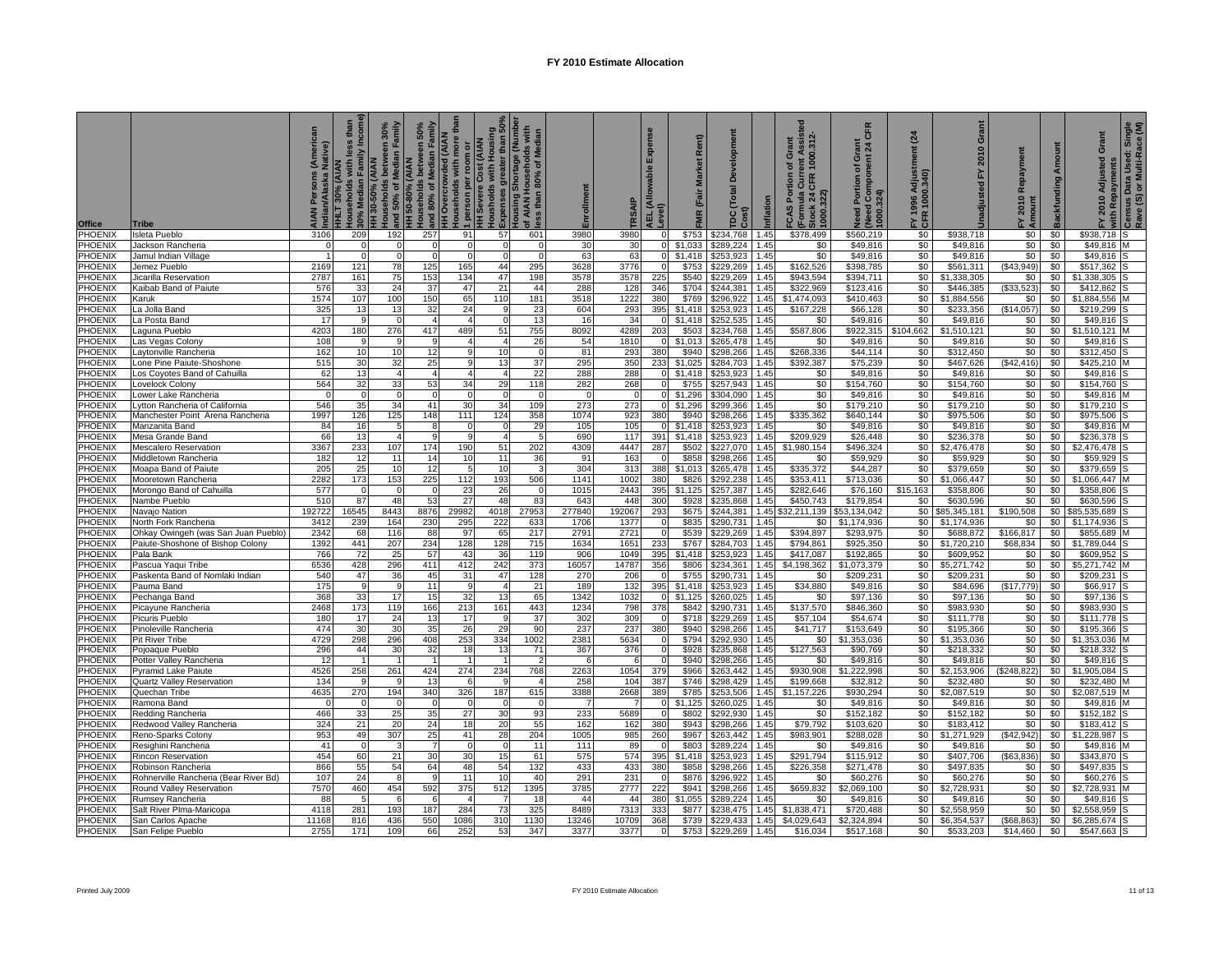# FY 2010 Estimate Allocation

| Office | Tribe | AIAN Persons (American Indian/Alaska Native) | HHLT 30% (AIAN Households with less than 30% Median Family Income) | HH 30-50% (AIAN Households between 30% and 50% of Median Family | HH 50-80% (AIAN Households between 50% and 80% of Median Family | HH Overcrowded (AIAN Households with more than 1 person per room or | HH Severe Cost (AIAN Households with Housing Expenses greater than 50% | Housing Shortage (Number of AIAN Households with less than 80% of Median | Enrollment | TRSAIP | AEL (Allowable Expense Level) | FMR (Fair Market Rent) | TDC (Total Development Cost) | Inflation | FCAS Portion of Grant (Formula Current Assisted Stock 24 CFR 1000.312-1000.322) | Need Portion of Grant (Need Component 24 CFR 1000.324) | FY 1996 Adjustment (24 CFR 1000.340) | Unadjusted FY 2010 Grant | FY 2010 Repayment Amount | Backfunding Amount | FY 2010 Adjusted Grant with Repayments | Census Data Used: Single Rave (S) or Multi-Race (M) |
|---|---|---|---|---|---|---|---|---|---|---|---|---|---|---|---|---|---|---|---|---|---|---|
| PHOENIX | Isleta Pueblo | 3106 | 209 | 192 | 257 | 91 | 57 | 601 | 3980 | 3980 | 0 | $753 | $234,768 | 1.45 | $378,499 | $560,219 | $0 | $938,718 | $0 | $0 | $938,718 | S |
| PHOENIX | Jackson Rancheria | 0 | 0 | 0 | 0 | 0 | 0 | 0 | 30 | 30 | 0 | $1,033 | $289,224 | 1.45 | $0 | $49,816 | $0 | $49,816 | $0 | $0 | $49,816 | M |
| PHOENIX | Jamul Indian Village | 1 | 0 | 0 | 0 | 0 | 0 | 0 | 63 | 63 | 0 | $1,418 | $253,923 | 1.45 | $0 | $49,816 | $0 | $49,816 | $0 | $0 | $49,816 | S |
| PHOENIX | Jemez Pueblo | 2169 | 121 | 78 | 125 | 165 | 44 | 295 | 3628 | 3776 | 0 | $753 | $229,269 | 1.45 | $162,526 | $398,785 | $0 | $561,311 | ($43,949) | $0 | $517,362 | S |
| PHOENIX | Jicarilla Reservation | 2787 | 161 | 75 | 153 | 134 | 47 | 198 | 3578 | 3578 | 225 | $540 | $229,269 | 1.45 | $943,594 | $394,711 | $0 | $1,338,305 | $0 | $0 | $1,338,305 | S |
| PHOENIX | Kaibab Band of Paiute | 576 | 33 | 24 | 37 | 47 | 21 | 44 | 288 | 128 | 346 | $704 | $244,381 | 1.45 | $322,969 | $123,416 | $0 | $446,385 | ($33,523) | $0 | $412,862 | S |
| PHOENIX | Karuk | 1574 | 107 | 100 | 150 | 65 | 110 | 181 | 3518 | 1222 | 380 | $769 | $296,922 | 1.45 | $1,474,093 | $410,463 | $0 | $1,884,556 | $0 | $0 | $1,884,556 | M |
| PHOENIX | La Jolla Band | 325 | 13 | 13 | 32 | 24 | 9 | 23 | 604 | 293 | 395 | $1,418 | $253,923 | 1.45 | $167,228 | $66,128 | $0 | $233,356 | ($14,057) | $0 | $219,299 | S |
| PHOENIX | La Posta Band | 17 | 9 | 0 | 4 | 4 | 0 | 13 | 16 | 34 | 0 | $1,418 | $252,535 | 1.45 | $0 | $49,816 | $0 | $49,816 | $0 | $0 | $49,816 | S |
| PHOENIX | Laguna Pueblo | 4203 | 180 | 276 | 417 | 489 | 51 | 755 | 8092 | 4289 | 203 | $503 | $234,768 | 1.45 | $587,806 | $922,315 | $104,662 | $1,510,121 | $0 | $0 | $1,510,121 | M |
| PHOENIX | Las Vegas Colony | 108 | 9 | 9 | 9 | 4 | 4 | 26 | 54 | 1810 | 0 | $1,013 | $265,478 | 1.45 | $0 | $49,816 | $0 | $49,816 | $0 | $0 | $49,816 | S |
| PHOENIX | Laytonville Rancheria | 162 | 10 | 10 | 12 | 9 | 10 | 0 | 81 | 293 | 380 | $940 | $298,266 | 1.45 | $268,336 | $44,114 | $0 | $312,450 | $0 | $0 | $312,450 | S |
| PHOENIX | Lone Pine Paiute-Shoshone | 515 | 30 | 32 | 25 | 9 | 13 | 37 | 295 | 350 | 233 | $1,025 | $284,703 | 1.45 | $392,387 | $75,239 | $0 | $467,626 | ($42,416) | $0 | $425,210 | M |
| PHOENIX | Los Coyotes Band of Cahuilla | 62 | 13 | 4 | 4 | 4 | 4 | 22 | 288 | 288 | 0 | $1,418 | $253,923 | 1.45 | $0 | $49,816 | $0 | $49,816 | $0 | $0 | $49,816 | S |
| PHOENIX | Lovelock Colony | 564 | 32 | 33 | 53 | 34 | 29 | 118 | 282 | 268 | 0 | $755 | $257,943 | 1.45 | $0 | $154,760 | $0 | $154,760 | $0 | $0 | $154,760 | S |
| PHOENIX | Lower Lake Rancheria | 0 | 0 | 0 | 0 | 0 | 0 | 0 | 0 | 0 | 0 | $1,296 | $304,090 | 1.45 | $0 | $49,816 | $0 | $49,816 | $0 | $0 | $49,816 | M |
| PHOENIX | Lytton Rancheria of California | 546 | 35 | 34 | 41 | 30 | 34 | 109 | 273 | 273 | 0 | $1,296 | $299,366 | 1.45 | $0 | $179,210 | $0 | $179,210 | $0 | $0 | $179,210 | S |
| PHOENIX | Manchester Point Arena Rancheria | 1997 | 126 | 125 | 148 | 111 | 124 | 358 | 1074 | 923 | 380 | $940 | $298,266 | 1.45 | $335,362 | $640,144 | $0 | $975,506 | $0 | $0 | $975,506 | S |
| PHOENIX | Manzanita Band | 84 | 16 | 5 | 8 | 0 | 0 | 29 | 105 | 105 | 0 | $1,418 | $253,923 | 1.45 | $0 | $49,816 | $0 | $49,816 | $0 | $0 | $49,816 | M |
| PHOENIX | Mesa Grande Band | 66 | 13 | 4 | 9 | 9 | 4 | 5 | 690 | 117 | 391 | $1,418 | $253,923 | 1.45 | $209,929 | $26,448 | $0 | $236,378 | $0 | $0 | $236,378 | S |
| PHOENIX | Mescalero Reservation | 3367 | 233 | 107 | 174 | 190 | 51 | 202 | 4309 | 4447 | 287 | $502 | $227,073 | 1.45 | $1,980,154 | $496,324 | $0 | $2,476,478 | $0 | $0 | $2,476,478 | S |
| PHOENIX | Middletown Rancheria | 182 | 12 | 11 | 14 | 10 | 11 | 36 | 91 | 163 | 0 | $858 | $298,266 | 1.45 | $0 | $59,929 | $0 | $59,929 | $0 | $0 | $59,929 | S |
| PHOENIX | Moapa Band of Paiute | 205 | 25 | 10 | 12 | 5 | 10 | 3 | 304 | 313 | 388 | $1,013 | $265,478 | 1.45 | $335,372 | $44,287 | $0 | $379,659 | $0 | $0 | $379,659 | S |
| PHOENIX | Mooretown Rancheria | 2282 | 173 | 153 | 225 | 112 | 193 | 506 | 1141 | 1002 | 380 | $826 | $292,238 | 1.45 | $353,411 | $713,036 | $0 | $1,066,447 | $0 | $0 | $1,066,447 | M |
| PHOENIX | Morongo Band of Cahuilla | 577 | 0 | 0 | 0 | 23 | 26 | 0 | 1015 | 2443 | 395 | $1,125 | $257,387 | 1.45 | $282,646 | $76,160 | $15,163 | $358,806 | $0 | $0 | $358,806 | S |
| PHOENIX | Nambe Pueblo | 510 | 87 | 48 | 53 | 27 | 48 | 83 | 643 | 448 | 300 | $928 | $235,868 | 1.45 | $450,743 | $179,854 | $0 | $630,596 | $0 | $0 | $630,596 | S |
| PHOENIX | Navajo Nation | 192722 | 16545 | 8443 | 8876 | 29982 | 4018 | 27953 | 277840 | 192067 | 293 | $675 | $244,381 | 1.45 | $32,211,139 | $53,134,042 | $0 | $85,345,181 | $190,508 | $0 | $85,535,689 | S |
| PHOENIX | North Fork Rancheria | 3412 | 239 | 164 | 230 | 295 | 222 | 633 | 1706 | 1377 | 0 | $835 | $290,731 | 1.45 | $0 | $1,174,936 | $0 | $1,174,936 | $0 | $0 | $1,174,936 | S |
| PHOENIX | Ohkay Owingeh (was San Juan Pueblo) | 2342 | 68 | 116 | 88 | 97 | 65 | 217 | 2791 | 2721 | 0 | $539 | $229,269 | 1.45 | $394,897 | $293,975 | $0 | $688,872 | $166,817 | $0 | $855,689 | M |
| PHOENIX | Paiute-Shoshone of Bishop Colony | 1392 | 441 | 207 | 234 | 128 | 128 | 715 | 1634 | 1651 | 233 | $767 | $284,703 | 1.45 | $794,861 | $925,350 | $0 | $1,720,210 | $68,834 | $0 | $1,789,044 | S |
| PHOENIX | Pala Bank | 766 | 72 | 25 | 57 | 43 | 36 | 119 | 906 | 1049 | 395 | $1,418 | $253,923 | 1.45 | $417,087 | $192,865 | $0 | $609,952 | $0 | $0 | $609,952 | S |
| PHOENIX | Pascua Yaqui Tribe | 6536 | 428 | 296 | 411 | 412 | 242 | 373 | 16057 | 14787 | 356 | $806 | $234,361 | 1.45 | $4,198,362 | $1,073,379 | $0 | $5,271,742 | $0 | $0 | $5,271,742 | M |
| PHOENIX | Paskenta Band of Nomlaki Indian | 540 | 47 | 36 | 45 | 31 | 47 | 128 | 270 | 206 | 0 | $755 | $290,731 | 1.45 | $0 | $209,231 | $0 | $209,231 | $0 | $0 | $209,231 | S |
| PHOENIX | Pauma Band | 175 | 9 | 9 | 11 | 9 | 4 | 21 | 189 | 132 | 395 | $1,418 | $253,923 | 1.45 | $34,880 | $49,816 | $0 | $84,696 | ($17,779) | $0 | $66,917 | S |
| PHOENIX | Pechanga Band | 368 | 33 | 17 | 15 | 32 | 13 | 65 | 1342 | 1032 | 0 | $1,125 | $260,025 | 1.45 | $0 | $97,136 | $0 | $97,136 | $0 | $0 | $97,136 | S |
| PHOENIX | Picayune Rancheria | 2468 | 173 | 119 | 166 | 213 | 161 | 443 | 1234 | 798 | 378 | $842 | $290,731 | 1.45 | $137,570 | $846,360 | $0 | $983,930 | $0 | $0 | $983,930 | S |
| PHOENIX | Picuris Pueblo | 180 | 17 | 24 | 13 | 17 | 9 | 37 | 302 | 309 | 0 | $718 | $229,269 | 1.45 | $57,104 | $54,674 | $0 | $111,778 | $0 | $0 | $111,778 | S |
| PHOENIX | Pinoleville Rancheria | 474 | 30 | 30 | 35 | 26 | 29 | 90 | 237 | 237 | 380 | $940 | $298,266 | 1.45 | $41,717 | $153,649 | $0 | $195,366 | $0 | $0 | $195,366 | S |
| PHOENIX | Pit River Tribe | 4729 | 298 | 296 | 408 | 253 | 334 | 1002 | 2381 | 5634 | 0 | $794 | $292,930 | 1.45 | $0 | $1,353,036 | $0 | $1,353,036 | $0 | $0 | $1,353,036 | M |
| PHOENIX | Pojoaque Pueblo | 296 | 44 | 30 | 32 | 18 | 13 | 71 | 367 | 376 | 0 | $928 | $235,868 | 1.45 | $127,563 | $90,769 | $0 | $218,332 | $0 | $0 | $218,332 | S |
| PHOENIX | Potter Valley Rancheria | 12 | 1 | 1 | 1 | 1 | 1 | 2 | 6 | 6 | 0 | $940 | $298,266 | 1.45 | $0 | $49,816 | $0 | $49,816 | $0 | $0 | $49,816 | S |
| PHOENIX | Pyramid Lake Paiute | 4526 | 258 | 261 | 424 | 274 | 234 | 768 | 2263 | 1054 | 379 | $966 | $263,442 | 1.45 | $930,908 | $1,222,998 | $0 | $2,153,906 | ($248,822) | $0 | $1,905,084 | S |
| PHOENIX | Quartz Valley Reservation | 134 | 9 | 9 | 13 | 6 | 9 | 4 | 258 | 104 | 387 | $746 | $298,429 | 1.45 | $199,668 | $32,812 | $0 | $232,480 | $0 | $0 | $232,480 | M |
| PHOENIX | Quechan Tribe | 4635 | 270 | 194 | 340 | 326 | 187 | 615 | 3388 | 2668 | 389 | $785 | $253,506 | 1.45 | $1,157,226 | $930,294 | $0 | $2,087,519 | $0 | $0 | $2,087,519 | M |
| PHOENIX | Ramona Band | 0 | 0 | 0 | 0 | 0 | 0 | 0 | 7 | 7 | 0 | $1,125 | $260,025 | 1.45 | $0 | $49,816 | $0 | $49,816 | $0 | $0 | $49,816 | M |
| PHOENIX | Redding Rancheria | 466 | 33 | 25 | 35 | 27 | 30 | 93 | 233 | 5689 | 0 | $802 | $292,930 | 1.45 | $0 | $152,182 | $0 | $152,182 | $0 | $0 | $152,182 | S |
| PHOENIX | Redwood Valley Rancheria | 324 | 21 | 20 | 24 | 18 | 20 | 55 | 162 | 162 | 380 | $943 | $298,266 | 1.45 | $79,792 | $103,620 | $0 | $183,412 | $0 | $0 | $183,412 | S |
| PHOENIX | Reno-Sparks Colony | 953 | 49 | 307 | 25 | 41 | 28 | 204 | 1005 | 985 | 260 | $967 | $263,442 | 1.45 | $983,901 | $288,028 | $0 | $1,271,929 | ($42,942) | $0 | $1,228,987 | S |
| PHOENIX | Resighini Rancheria | 41 | 0 | 3 | 7 | 0 | 0 | 11 | 111 | 89 | 0 | $803 | $289,224 | 1.45 | $0 | $49,816 | $0 | $49,816 | $0 | $0 | $49,816 | M |
| PHOENIX | Rincon Reservation | 454 | 60 | 21 | 30 | 30 | 15 | 61 | 575 | 574 | 395 | $1,418 | $253,923 | 1.45 | $291,794 | $115,912 | $0 | $407,706 | ($63,836) | $0 | $343,870 | S |
| PHOENIX | Robinson Rancheria | 866 | 55 | 54 | 64 | 48 | 54 | 132 | 433 | 433 | 380 | $858 | $298,266 | 1.45 | $226,358 | $271,478 | $0 | $497,835 | $0 | $0 | $497,835 | S |
| PHOENIX | Rohnerville Rancheria (Bear River Bd) | 107 | 24 | 8 | 9 | 11 | 10 | 40 | 291 | 231 | 0 | $876 | $296,922 | 1.45 | $0 | $60,276 | $0 | $60,276 | $0 | $0 | $60,276 | S |
| PHOENIX | Round Valley Reservation | 7570 | 460 | 454 | 592 | 375 | 512 | 1395 | 3785 | 2777 | 222 | $941 | $298,266 | 1.45 | $659,832 | $2,069,100 | $0 | $2,728,931 | $0 | $0 | $2,728,931 | M |
| PHOENIX | Rumsey Rancheria | 88 | 5 | 6 | 6 | 4 | 7 | 18 | 44 | 44 | 380 | $1,055 | $289,224 | 1.45 | $0 | $49,816 | $0 | $49,816 | $0 | $0 | $49,816 | S |
| PHOENIX | Salt River Plma-Maricopa | 4118 | 281 | 193 | 187 | 284 | 73 | 325 | 8489 | 7313 | 333 | $877 | $238,475 | 1.45 | $1,838,471 | $720,488 | $0 | $2,558,959 | $0 | $0 | $2,558,959 | S |
| PHOENIX | San Carlos Apache | 11168 | 816 | 436 | 550 | 1086 | 310 | 1130 | 13246 | 10709 | 368 | $739 | $229,433 | 1.45 | $4,029,643 | $2,324,894 | $0 | $6,354,537 | ($68,863) | $0 | $6,285,674 | S |
| PHOENIX | San Felipe Pueblo | 2755 | 171 | 109 | 66 | 252 | 53 | 347 | 3377 | 3377 | 0 | $753 | $229,269 | 1.45 | $16,034 | $517,168 | $0 | $533,203 | $14,460 | $0 | $547,663 | S |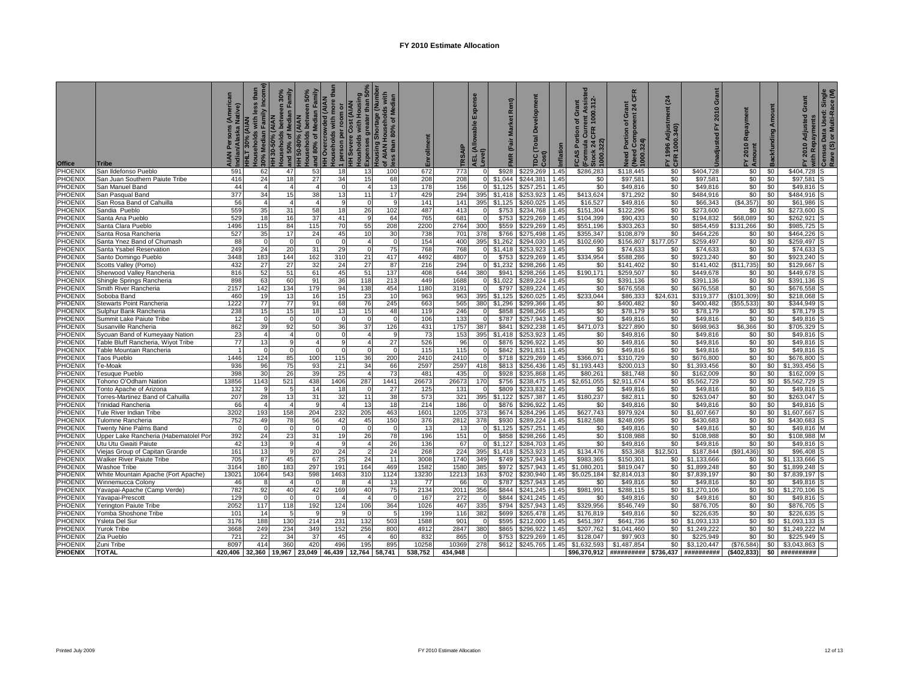# FY 2010 Estimate Allocation

| Office | Tribe | AIAN Persons (American Indian/Alaska Native) | HHLT 30% (AIAN Households with less than 30% Median Family Income) | HH 30-50% (AIAN Households between 30% and 50% of Median Family | HH 50-80% (AIAN Households between 50% and 80% of Median Family | HH Overcrowded (AIAN Households with more than 1 person per room or | HH Severe Cost (AIAN Housholds with Housing Expenses greater than 50% | Housing Shortage (Number of AIAN Households with less than 80% of Median | Enrollment | TRSAIP | AEL (Allowable Expense Level) | FMR (Fair Market Rent) | TDC (Total Development Cost) | Inflation | FCAS Portion of Grant (Formula Current Assisted Stock 24 CFR 1000.312-1000.322) | Need Portion of Grant (Need Component 24 CFR 1000.324) | FY 1996 Adjustment (24 CFR 1000.340) | Unadjusted FY 2010 Grant | FY 2010 Repayment Amount | Backfunding Amount | FY 2010 Adjusted Grant with Repayments | Census Data Used: Single Rave (S) or Multi-Race (M) |
|---|---|---|---|---|---|---|---|---|---|---|---|---|---|---|---|---|---|---|---|---|---|---|
| PHOENIX | San Ildefonso Pueblo | 591 | 62 | 47 | 53 | 18 | 13 | 100 | 672 | 773 | 0 | $928 | $229,269 | 1.45 | $286,283 | $118,445 | $0 | $404,728 | $0 | $0 | $404,728 | S |
| PHOENIX | San Juan Southern Paiute Tribe | 416 | 24 | 18 | 27 | 34 | 15 | 68 | 208 | 208 | 0 | $1,044 | $244,381 | 1.45 | $0 | $97,581 | $0 | $97,581 | $0 | $0 | $97,581 | S |
| PHOENIX | San Manuel Band | 44 | 4 | 4 | 4 | 0 | 4 | 13 | 178 | 156 | 0 | $1,125 | $257,251 | 1.45 | $0 | $49,816 | $0 | $49,816 | $0 | $0 | $49,816 | S |
| PHOENIX | San Pasqual Band | 377 | 34 | 15 | 38 | 13 | 11 | 17 | 429 | 294 | 395 | $1,418 | $253,923 | 1.45 | $413,624 | $71,292 | $0 | $484,916 | $0 | $0 | $484,916 | S |
| PHOENIX | San Rosa Band of Cahuilla | 56 | 4 | 4 | 4 | 9 | 0 | 9 | 141 | 141 | 395 | $1,125 | $260,025 | 1.45 | $16,527 | $49,816 | $0 | $66,343 | ($4,357) | $0 | $61,986 | S |
| PHOENIX | Sandia Pueblo | 559 | 35 | 31 | 58 | 18 | 26 | 102 | 487 | 413 | 0 | $753 | $234,768 | 1.45 | $151,304 | $122,296 | $0 | $273,600 | $0 | $0 | $273,600 | S |
| PHOENIX | Santa Ana Pueblo | 529 | 18 | 16 | 37 | 41 | 9 | 64 | 765 | 681 | 0 | $753 | $229,269 | 1.45 | $104,399 | $90,433 | $0 | $194,832 | $68,089 | $0 | $262,921 | S |
| PHOENIX | Santa Clara Pueblo | 1496 | 115 | 84 | 115 | 70 | 55 | 208 | 2200 | 2764 | 300 | $559 | $229,269 | 1.45 | $551,196 | $303,263 | $0 | $854,459 | $131,266 | $0 | $985,725 | S |
| PHOENIX | Santa Rosa Rancheria | 527 | 35 | 17 | 24 | 45 | 10 | 30 | 738 | 701 | 378 | $766 | $275,498 | 1.45 | $355,347 | $108,879 | $0 | $464,226 | $0 | $0 | $464,226 | S |
| PHOENIX | Santa Ynez Band of Chumash | 88 | 0 | 0 | 0 | 0 | 4 | 0 | 154 | 400 | 395 | $1,262 | $294,030 | 1.45 | $102,690 | $156,807 | $177,057 | $259,497 | $0 | $0 | $259,497 | S |
| PHOENIX | Santa Ysabel Reservation | 249 | 24 | 20 | 31 | 29 | 0 | 75 | 768 | 768 | 0 | $1,418 | $253,923 | 1.45 | $0 | $74,633 | $0 | $74,633 | $0 | $0 | $74,633 | S |
| PHOENIX | Santo Domingo Pueblo | 3448 | 183 | 144 | 162 | 310 | 21 | 417 | 4492 | 4807 | 0 | $753 | $229,269 | 1.45 | $334,954 | $588,286 | $0 | $923,240 | $0 | $0 | $923,240 | S |
| PHOENIX | Scotts Valley (Pomo) | 432 | 27 | 27 | 32 | 24 | 27 | 87 | 216 | 294 | 0 | $1,232 | $298,266 | 1.45 | $0 | $141,402 | $0 | $141,402 | ($11,735) | $0 | $129,667 | S |
| PHOENIX | Sherwood Valley Rancheria | 816 | 52 | 51 | 61 | 45 | 51 | 137 | 408 | 644 | 380 | $941 | $298,266 | 1.45 | $190,171 | $259,507 | $0 | $449,678 | $0 | $0 | $449,678 | S |
| PHOENIX | Shingle Springs Rancheria | 898 | 63 | 60 | 91 | 36 | 118 | 213 | 449 | 1688 | 0 | $1,022 | $289,224 | 1.45 | $0 | $391,136 | $0 | $391,136 | $0 | $0 | $391,136 | S |
| PHOENIX | Smith River Rancheria | 2157 | 142 | 134 | 179 | 94 | 138 | 454 | 1180 | 3191 | 0 | $797 | $289,224 | 1.45 | $0 | $676,558 | $0 | $676,558 | $0 | $0 | $676,558 | S |
| PHOENIX | Soboba Band | 460 | 19 | 13 | 16 | 15 | 23 | 10 | 963 | 963 | 395 | $1,125 | $260,025 | 1.45 | $233,044 | $86,333 | $24,631 | $319,377 | ($101,309) | $0 | $218,068 | S |
| PHOENIX | Stewarts Point Rancheria | 1222 | 77 | 77 | 91 | 68 | 76 | 245 | 663 | 565 | 380 | $1,296 | $299,366 | 1.45 | $0 | $400,482 | $0 | $400,482 | ($55,533) | $0 | $344,949 | S |
| PHOENIX | Sulphur Bank Rancheria | 238 | 15 | 15 | 18 | 13 | 15 | 48 | 119 | 246 | 0 | $858 | $298,266 | 1.45 | $0 | $78,179 | $0 | $78,179 | $0 | $0 | $78,179 | S |
| PHOENIX | Summit Lake Paiute Tribe | 12 | 0 | 0 | 0 | 0 | 0 | 0 | 106 | 133 | 0 | $787 | $257,943 | 1.45 | $0 | $49,816 | $0 | $49,816 | $0 | $0 | $49,816 | S |
| PHOENIX | Susanville Rancheria | 862 | 39 | 92 | 50 | 36 | 37 | 126 | 431 | 1757 | 387 | $841 | $292,238 | 1.45 | $471,073 | $227,890 | $0 | $698,963 | $6,366 | $0 | $705,329 | S |
| PHOENIX | Sycuan Band of Kumeyaay Nation | 23 | 4 | 4 | 0 | 0 | 4 | 9 | 73 | 153 | 395 | $1,418 | $253,923 | 1.45 | $0 | $49,816 | $0 | $49,816 | $0 | $0 | $49,816 | S |
| PHOENIX | Table Bluff Rancheria, Wiyot Tribe | 77 | 13 | 9 | 4 | 9 | 4 | 27 | 526 | 96 | 0 | $876 | $296,922 | 1.45 | $0 | $49,816 | $0 | $49,816 | $0 | $0 | $49,816 | S |
| PHOENIX | Table Mountain Rancheria | 1 | 0 | 0 | 0 | 0 | 0 | 0 | 115 | 115 | 0 | $842 | $291,831 | 1.45 | $0 | $49,816 | $0 | $49,816 | $0 | $0 | $49,816 | S |
| PHOENIX | Taos Pueblo | 1446 | 124 | 85 | 100 | 115 | 36 | 200 | 2410 | 2410 | 0 | $718 | $229,269 | 1.45 | $366,071 | $310,729 | $0 | $676,800 | $0 | $0 | $676,800 | S |
| PHOENIX | Te-Moak | 936 | 96 | 75 | 93 | 21 | 34 | 66 | 2597 | 2597 | 418 | $813 | $256,436 | 1.45 | $1,193,443 | $200,013 | $0 | $1,393,456 | $0 | $0 | $1,393,456 | S |
| PHOENIX | Tesuque Pueblo | 398 | 30 | 26 | 39 | 25 | 4 | 73 | 481 | 435 | 0 | $928 | $235,868 | 1.45 | $80,261 | $81,748 | $0 | $162,009 | $0 | $0 | $162,009 | S |
| PHOENIX | Tohono O'Odham Nation | 13856 | 1143 | 521 | 438 | 1406 | 287 | 1441 | 26673 | 26673 | 170 | $756 | $238,475 | 1.45 | $2,651,055 | $2,911,674 | $0 | $5,562,729 | $0 | $0 | $5,562,729 | S |
| PHOENIX | Tonto Apache of Arizona | 132 | 9 | 5 | 14 | 18 | 0 | 27 | 125 | 131 | 0 | $809 | $233,832 | 1.45 | $0 | $49,816 | $0 | $49,816 | $0 | $0 | $49,816 | S |
| PHOENIX | Torres-Martinez Band of Cahuilla | 207 | 28 | 13 | 31 | 32 | 11 | 38 | 573 | 321 | 395 | $1,122 | $257,387 | 1.45 | $180,237 | $82,811 | $0 | $263,047 | $0 | $0 | $263,047 | S |
| PHOENIX | Trinidad Rancheria | 66 | 4 | 4 | 9 | 4 | 13 | 18 | 214 | 186 | 0 | $876 | $296,922 | 1.45 | $0 | $49,816 | $0 | $49,816 | $0 | $0 | $49,816 | S |
| PHOENIX | Tule River Indian Tribe | 3202 | 193 | 158 | 204 | 232 | 205 | 463 | 1601 | 1205 | 373 | $674 | $284,296 | 1.45 | $627,743 | $979,924 | $0 | $1,607,667 | $0 | $0 | $1,607,667 | S |
| PHOENIX | Tulomne Rancheria | 752 | 49 | 78 | 56 | 42 | 45 | 150 | 376 | 2812 | 378 | $930 | $289,224 | 1.45 | $182,588 | $248,095 | $0 | $430,683 | $0 | $0 | $430,683 | S |
| PHOENIX | Twenty Nine Palms Band | 0 | 0 | 0 | 0 | 0 | 0 | 0 | 13 | 13 | 0 | $1,125 | $257,251 | 1.45 | $0 | $49,816 | $0 | $49,816 | $0 | $0 | $49,816 | M |
| PHOENIX | Upper Lake Rancheria (Habematolel Por | 392 | 24 | 23 | 31 | 19 | 26 | 78 | 196 | 151 | 0 | $858 | $298,266 | 1.45 | $0 | $108,988 | $0 | $108,988 | $0 | $0 | $108,988 | M |
| PHOENIX | Utu Utu Gwaiti Paiute | 42 | 13 | 9 | 4 | 9 | 4 | 26 | 136 | 67 | 0 | $1,127 | $284,703 | 1.45 | $0 | $49,816 | $0 | $49,816 | $0 | $0 | $49,816 | S |
| PHOENIX | Viejas Group of Capitan Grande | 161 | 13 | 9 | 20 | 24 | 2 | 24 | 268 | 224 | 395 | $1,418 | $253,923 | 1.45 | $134,476 | $53,368 | $12,501 | $187,844 | ($91,436) | $0 | $96,408 | S |
| PHOENIX | Walker River Paiute Tribe | 705 | 87 | 45 | 67 | 25 | 24 | 11 | 3008 | 1740 | 349 | $749 | $257,943 | 1.45 | $983,365 | $150,301 | $0 | $1,133,666 | $0 | $0 | $1,133,666 | S |
| PHOENIX | Washoe Tribe | 3164 | 180 | 183 | 297 | 191 | 164 | 469 | 1582 | 1580 | 385 | $972 | $257,943 | 1.45 | $1,080,201 | $819,047 | $0 | $1,899,248 | $0 | $0 | $1,899,248 | S |
| PHOENIX | White Mountain Apache (Fort Apache) | 13021 | 1064 | 543 | 598 | 1463 | 310 | 1124 | 13230 | 12213 | 163 | $702 | $230,940 | 1.45 | $5,025,184 | $2,814,013 | $0 | $7,839,197 | $0 | $0 | $7,839,197 | S |
| PHOENIX | Winnemucca Colony | 46 | 8 | 4 | 0 | 8 | 4 | 13 | 77 | 66 | 0 | $787 | $257,943 | 1.45 | $0 | $49,816 | $0 | $49,816 | $0 | $0 | $49,816 | S |
| PHOENIX | Yavapai-Apache (Camp Verde) | 782 | 92 | 40 | 42 | 169 | 40 | 75 | 2134 | 2011 | 356 | $844 | $241,245 | 1.45 | $981,991 | $288,115 | $0 | $1,270,106 | $0 | $0 | $1,270,106 | S |
| PHOENIX | Yavapai-Prescott | 129 | 0 | 0 | 0 | 4 | 4 | 0 | 167 | 272 | 0 | $844 | $241,245 | 1.45 | $0 | $49,816 | $0 | $49,816 | $0 | $0 | $49,816 | S |
| PHOENIX | Yerington Paiute Tribe | 2052 | 117 | 118 | 192 | 124 | 106 | 364 | 1026 | 467 | 335 | $794 | $257,943 | 1.45 | $329,956 | $546,749 | $0 | $876,705 | $0 | $0 | $876,705 | S |
| PHOENIX | Yomba Shoshone Tribe | 101 | 14 | 5 | 9 | 9 | 0 | 5 | 199 | 116 | 382 | $699 | $265,478 | 1.45 | $176,819 | $49,816 | $0 | $226,635 | $0 | $0 | $226,635 | S |
| PHOENIX | Ysleta Del Sur | 3176 | 188 | 130 | 214 | 231 | 132 | 503 | 1588 | 901 | 0 | $595 | $212,000 | 1.45 | $451,397 | $641,736 | $0 | $1,093,133 | $0 | $0 | $1,093,133 | S |
| PHOENIX | Yurok Tribe | 3668 | 249 | 234 | 349 | 152 | 256 | 800 | 4912 | 2847 | 380 | $865 | $296,922 | 1.45 | $207,762 | $1,041,460 | $0 | $1,249,222 | $0 | $0 | $1,249,222 | M |
| PHOENIX | Zia Pueblo | 721 | 22 | 34 | 37 | 45 | 4 | 60 | 832 | 865 | 0 | $753 | $229,269 | 1.45 | $128,047 | $97,903 | $0 | $225,949 | $0 | $0 | $225,949 | S |
| PHOENIX | Zuni Tribe | 8097 | 414 | 360 | 420 | 496 | 195 | 895 | 10258 | 10369 | 278 | $612 | $245,765 | 1.45 | $1,632,593 | $1,487,854 | $0 | $3,120,447 | ($76,584) | $0 | $3,043,863 | S |
| **PHOENIX** | **TOTAL** | **420,406** | **32,360** | **19,967** | **23,049** | **46,439** | **12,764** | **58,741** | **538,752** | **434,948** | | | | | **$96,370,912** | **##########** | **$736,437** | **##########** | **($402,833)** | **$0** | **##########** | |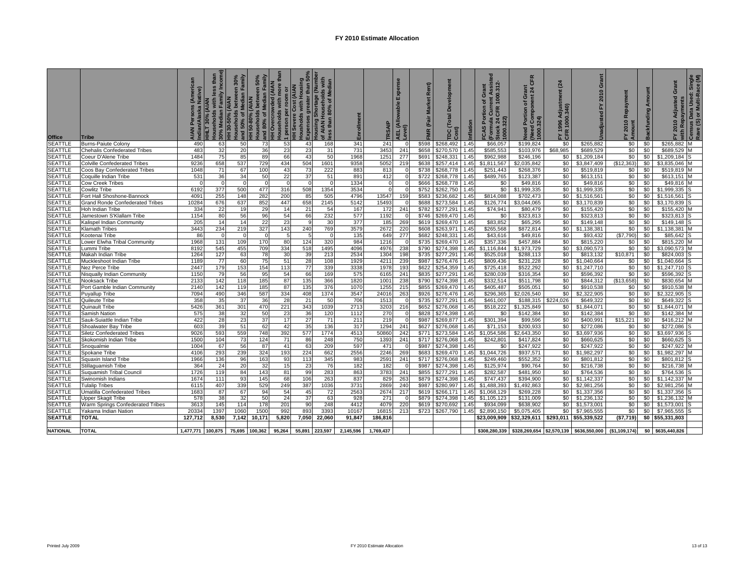# FY 2010 Estimate Allocation

| Office | Tribe | AIAN Persons (American Indian/Alaska Native) | HHLT 30% (AIAN Households with less than 30% Median Family Income) | HH 30-50% (AIAN Households between 30% and 50% of Median Family | HH 50-80% (AIAN Households between 50% and 80% of Median Family | HH Overcrowded (AIAN Households with more than 1 person per room or | HH Severe Cost (AIAN Households with Housing Expenses greater than 50% | Housing Shortage (Number of AIAN Households with less than 80% of Median | Enrollment | TRSAIP | AEL (Allowable Expense Level) | FMR (Fair Market Rent) | TDC (Total Development Cost) | Inflation | FCAS Portion of Grant (Formula Current Assisted Stock 24 CFR 1000.312-1000.322) | Need Portion of Grant (Need Component 24 CFR 1000.324) | FY 1996 Adjustment (24 CFR 1000.340) | Unadjusted FY 2010 Grant | FY 2010 Repayment Amount | Backfunding Amount | FY 2010 Adjusted Grant with Repayments | Census Data Used: Single Race (S) or Multi-Race (M) |
|---|---|---|---|---|---|---|---|---|---|---|---|---|---|---|---|---|---|---|---|---|---|---|
| SEATTLE | Burns-Paiute Colony | 490 | 63 | 50 | 73 | 53 | 43 | 168 | 341 | 241 | 0 | $598 | $268,492 | 1.45 | $66,057 | $199,824 | $0 | $265,882 | $0 | $0 | $265,882 | M |
| SEATTLE | Chehalis Confederated Tribes | 483 | 32 | 20 | 36 | 23 | 23 | 31 | 731 | 3453 | 241 | $658 | $270,570 | 1.45 | $585,553 | $103,976 | $68,985 | $689,529 | $0 | $0 | $689,529 | M |
| SEATTLE | Coeur D'Alene Tribe | 1484 | 75 | 85 | 89 | 66 | 43 | 50 | 1968 | 1251 | 277 | $691 | $248,331 | 1.45 | $962,988 | $246,196 | $0 | $1,209,184 | $0 | $0 | $1,209,184 | S |
| SEATTLE | Colville Confederated Tribes | 9236 | 658 | 537 | 729 | 434 | 504 | 1601 | 9358 | 5052 | 219 | $638 | $257,414 | 1.45 | $1,811,567 | $2,035,842 | $0 | $3,847,409 | ($12,363) | $0 | $3,835,046 | M |
| SEATTLE | Coos Bay Confederated Tribes | 1048 | 71 | 67 | 100 | 43 | 73 | 222 | 883 | 813 | 0 | $738 | $268,778 | 1.45 | $251,443 | $268,376 | $0 | $519,819 | $0 | $0 | $519,819 | M |
| SEATTLE | Coquille Indian Tribe | 531 | 36 | 34 | 50 | 22 | 37 | 51 | 891 | 412 | 0 | $722 | $268,778 | 1.45 | $489,765 | $123,387 | $0 | $613,151 | $0 | $0 | $613,151 | M |
| SEATTLE | Cow Creek Tribes | 0 | 0 | 0 | 0 | 0 | 0 | 0 | 1334 | 0 | 0 | $666 | $268,778 | 1.45 | $0 | $49,816 | $0 | $49,816 | $0 | $0 | $49,816 | M |
| SEATTLE | Cowlitz Tribe | 6192 | 377 | 500 | 477 | 316 | 508 | 1354 | 3534 | 0 | 0 | $752 | $262,750 | 1.45 | $0 | $1,999,335 | $0 | $1,999,335 | $0 | $0 | $1,999,335 | S |
| SEATTLE | Fort Hall Shoshone-Bannock | 4091 | 255 | 148 | 282 | 200 | 85 | 505 | 4796 | 13547 | 159 | $583 | $236,682 | 1.45 | $814,088 | $702,473 | $0 | $1,516,561 | $0 | $0 | $1,516,561 | S |
| SEATTLE | Grand Ronde Confederated Tribes | 10284 | 676 | 637 | 852 | 447 | 658 | 2145 | 5142 | 15493 | 0 | $688 | $273,584 | 1.45 | $126,774 | $3,044,065 | $0 | $3,170,839 | $0 | $0 | $3,170,839 | S |
| SEATTLE | Hoh Indian Tribe | 334 | 22 | 19 | 29 | 14 | 21 | 54 | 167 | 172 | 241 | $782 | $277,291 | 1.45 | $74,941 | $80,479 | $0 | $155,420 | $0 | $0 | $155,420 | M |
| SEATTLE | Jamestown S'Klallam Tribe | 1154 | 80 | 56 | 96 | 54 | 66 | 232 | 577 | 1192 | 0 | $746 | $269,470 | 1.45 | $0 | $323,813 | $0 | $323,813 | $0 | $0 | $323,813 | S |
| SEATTLE | Kalispel Indian Community | 205 | 14 | 14 | 22 | 23 | 9 | 30 | 377 | 185 | 269 | $619 | $269,470 | 1.45 | $83,852 | $65,295 | $0 | $149,148 | $0 | $0 | $149,148 | S |
| SEATTLE | Klamath Tribes | 3443 | 234 | 219 | 327 | 143 | 240 | 769 | 3579 | 2672 | 220 | $608 | $263,971 | 1.45 | $265,568 | $872,814 | $0 | $1,138,381 | $0 | $0 | $1,138,381 | M |
| SEATTLE | Kootenai Tribe | 86 | 0 | 0 | 0 | 5 | 5 | 0 | 135 | 649 | 277 | $682 | $248,331 | 1.45 | $43,616 | $49,816 | $0 | $93,432 | ($7,790) | $0 | $85,642 | S |
| SEATTLE | Lower Elwha Tribal Community | 1968 | 131 | 109 | 170 | 80 | 124 | 320 | 984 | 1216 | 0 | $735 | $269,470 | 1.45 | $357,336 | $457,884 | $0 | $815,220 | $0 | $0 | $815,220 | M |
| SEATTLE | Lummi Tribe | 8192 | 545 | 455 | 709 | 334 | 518 | 1495 | 4096 | 4976 | 238 | $790 | $274,398 | 1.45 | $1,116,844 | $1,973,729 | $0 | $3,090,573 | $0 | $0 | $3,090,573 | M |
| SEATTLE | Makah Indian Tribe | 1264 | 127 | 63 | 78 | 30 | 39 | 213 | 2534 | 1304 | 198 | $735 | $277,291 | 1.45 | $525,018 | $288,113 | $0 | $813,132 | $10,871 | $0 | $824,003 | S |
| SEATTLE | Muckleshoot Indian Tribe | 1189 | 77 | 60 | 75 | 51 | 28 | 108 | 1929 | 4211 | 239 | $987 | $276,476 | 1.45 | $809,436 | $231,228 | $0 | $1,040,664 | $0 | $0 | $1,040,664 | S |
| SEATTLE | Nez Perce Tribe | 2447 | 179 | 153 | 154 | 113 | 77 | 339 | 3338 | 1978 | 193 | $622 | $254,359 | 1.45 | $725,418 | $522,292 | $0 | $1,247,710 | $0 | $0 | $1,247,710 | S |
| SEATTLE | Nisqually Indian Community | 1150 | 79 | 56 | 95 | 54 | 66 | 169 | 575 | 6165 | 241 | $835 | $277,291 | 1.45 | $280,039 | $316,354 | $0 | $596,392 | $0 | $0 | $596,392 | S |
| SEATTLE | Nooksack Tribe | 2133 | 142 | 118 | 185 | 87 | 135 | 366 | 1820 | 1001 | 238 | $790 | $274,398 | 1.45 | $332,514 | $511,798 | $0 | $844,312 | ($13,658) | $0 | $830,654 | M |
| SEATTLE | Port Gamble Indian Community | 2140 | 142 | 119 | 185 | 87 | 135 | 376 | 1070 | 1255 | 215 | $855 | $269,470 | 1.45 | $405,487 | $505,051 | $0 | $910,538 | $0 | $0 | $910,538 | M |
| SEATTLE | Puyallup Tribe | 7094 | 490 | 346 | 587 | 334 | 408 | 1374 | 3547 | 24016 | 263 | $926 | $276,476 | 1.45 | $296,365 | $2,026,540 | $0 | $2,322,905 | $0 | $0 | $2,322,905 | S |
| SEATTLE | Quileute Tribe | 358 | 35 | 37 | 36 | 28 | 21 | 50 | 706 | 1513 | 0 | $735 | $277,291 | 1.45 | $461,007 | $188,315 | $224,026 | $649,322 | $0 | $0 | $649,322 | S |
| SEATTLE | Quinault Tribe | 5426 | 361 | 301 | 470 | 221 | 343 | 1039 | 2713 | 3203 | 216 | $652 | $276,068 | 1.45 | $518,222 | $1,325,849 | $0 | $1,844,071 | $0 | $0 | $1,844,071 | M |
| SEATTLE | Samish Nation | 575 | 38 | 32 | 50 | 23 | 36 | 120 | 1112 | 270 | 0 | $828 | $274,398 | 1.45 | $0 | $142,384 | $0 | $142,384 | $0 | $0 | $142,384 | M |
| SEATTLE | Sauk-Suiattle Indian Tribe | 422 | 28 | 23 | 37 | 17 | 27 | 71 | 211 | 219 | 0 | $987 | $269,877 | 1.45 | $301,394 | $99,596 | $0 | $400,991 | $15,221 | $0 | $416,212 | M |
| SEATTLE | Shoalwater Bay Tribe | 603 | 39 | 51 | 62 | 42 | 35 | 136 | 317 | 1294 | 241 | $627 | $276,068 | 1.45 | $71,153 | $200,933 | $0 | $272,086 | $0 | $0 | $272,086 | S |
| SEATTLE | Siletz Confederated Tribes | 9026 | 593 | 559 | 748 | 392 | 577 | 1774 | 4513 | 50860 | 242 | $771 | $273,584 | 1.45 | $1,054,586 | $2,643,350 | $0 | $3,697,936 | $0 | $0 | $3,697,936 | S |
| SEATTLE | Skokomish Indian Tribe | 1500 | 104 | 73 | 124 | 71 | 86 | 248 | 750 | 1393 | 241 | $717 | $276,068 | 1.45 | $242,801 | $417,824 | $0 | $660,625 | $0 | $0 | $660,625 | S |
| SEATTLE | Snoqualmie | 1004 | 67 | 56 | 87 | 41 | 63 | 209 | 597 | 471 | 0 | $987 | $274,398 | 1.45 | $0 | $247,922 | $0 | $247,922 | $0 | $0 | $247,922 | M |
| SEATTLE | Spokane Tribe | 4106 | 293 | 239 | 324 | 193 | 224 | 662 | 2556 | 2246 | 269 | $683 | $269,470 | 1.45 | $1,044,726 | $937,571 | $0 | $1,982,297 | $0 | $0 | $1,982,297 | M |
| SEATTLE | Squaxin Island Tribe | 1966 | 136 | 96 | 163 | 93 | 113 | 345 | 983 | 2591 | 241 | $717 | $276,068 | 1.45 | $249,460 | $552,352 | $0 | $801,812 | $0 | $0 | $801,812 | S |
| SEATTLE | Stillaguamish Tribe | 364 | 24 | 20 | 32 | 15 | 23 | 76 | 182 | 182 | 0 | $987 | $274,398 | 1.45 | $125,974 | $90,764 | $0 | $216,738 | $0 | $0 | $216,738 | M |
| SEATTLE | Suquamish Tribal Council | 1726 | 119 | 84 | 143 | 81 | 99 | 283 | 863 | 3783 | 241 | $855 | $277,291 | 1.45 | $282,587 | $481,950 | $0 | $764,536 | $0 | $0 | $764,536 | S |
| SEATTLE | Swinomish Indians | 1674 | 111 | 93 | 145 | 68 | 106 | 263 | 837 | 829 | 263 | $879 | $274,398 | 1.45 | $747,437 | $394,900 | $0 | $1,142,337 | $0 | $0 | $1,142,337 | M |
| SEATTLE | Tulalip Tribes | 6115 | 407 | 339 | 529 | 249 | 387 | 1036 | 3731 | 2869 | 240 | $987 | $280,997 | 1.45 | $1,488,393 | $1,492,863 | $0 | $2,981,256 | $0 | $0 | $2,981,256 | M |
| SEATTLE | Umatilla Confederated Tribes | 1683 | 87 | 67 | 94 | 54 | 45 | 72 | 2563 | 2674 | 217 | $619 | $266,171 | 1.45 | $1,068,129 | $269,228 | $0 | $1,337,356 | $0 | $0 | $1,337,356 | S |
| SEATTLE | Upper Skagit Tribe | 578 | 38 | 32 | 50 | 24 | 37 | 63 | 928 | 271 | 0 | $879 | $274,398 | 1.45 | $1,105,123 | $131,009 | $0 | $1,236,132 | $0 | $0 | $1,236,132 | M |
| SEATTLE | Warm Springs Confederated Tribes | 3613 | 145 | 114 | 178 | 201 | 90 | 248 | 4412 | 4079 | 220 | $619 | $270,692 | 1.45 | $934,099 | $638,902 | $0 | $1,573,001 | $0 | $0 | $1,573,001 | S |
| SEATTLE | Yakama Indian Nation | 20334 | 1397 | 1060 | 1500 | 992 | 893 | 3393 | 10167 | 16815 | 213 | $723 | $267,790 | 1.45 | $2,890,150 | $5,075,405 | $0 | $7,965,555 | $0 | $0 | $7,965,555 | S |
| **SEATTLE** | **TOTAL** | **127,712** | **8,530** | **7,142** | **10,171** | **5,820** | **7,050** | **22,060** | **91,847** | **186,816** | | | | | **$23,009,909** | **$32,329,611** | **$293,011** | **$55,339,522** | **($7,719)** | **$0** | **$55,331,803** | |
| | | | | | | | | | | | | | | | | | | | | | | |
| **NATIONAL** | **TOTAL** | **1,477,771** | **100,875** | **75,695** | **100,362** | **95,264** | **55,891** | **223,597** | **2,145,596** | **1,769,437** | | | | | **$308,280,339** | **$328,269,654** | **$2,570,139** | **$636,550,000** | **($1,109,174)** | **$0** | **$635,440,826** | |

Printed July 2009

FY 2010 Estimate Allocation